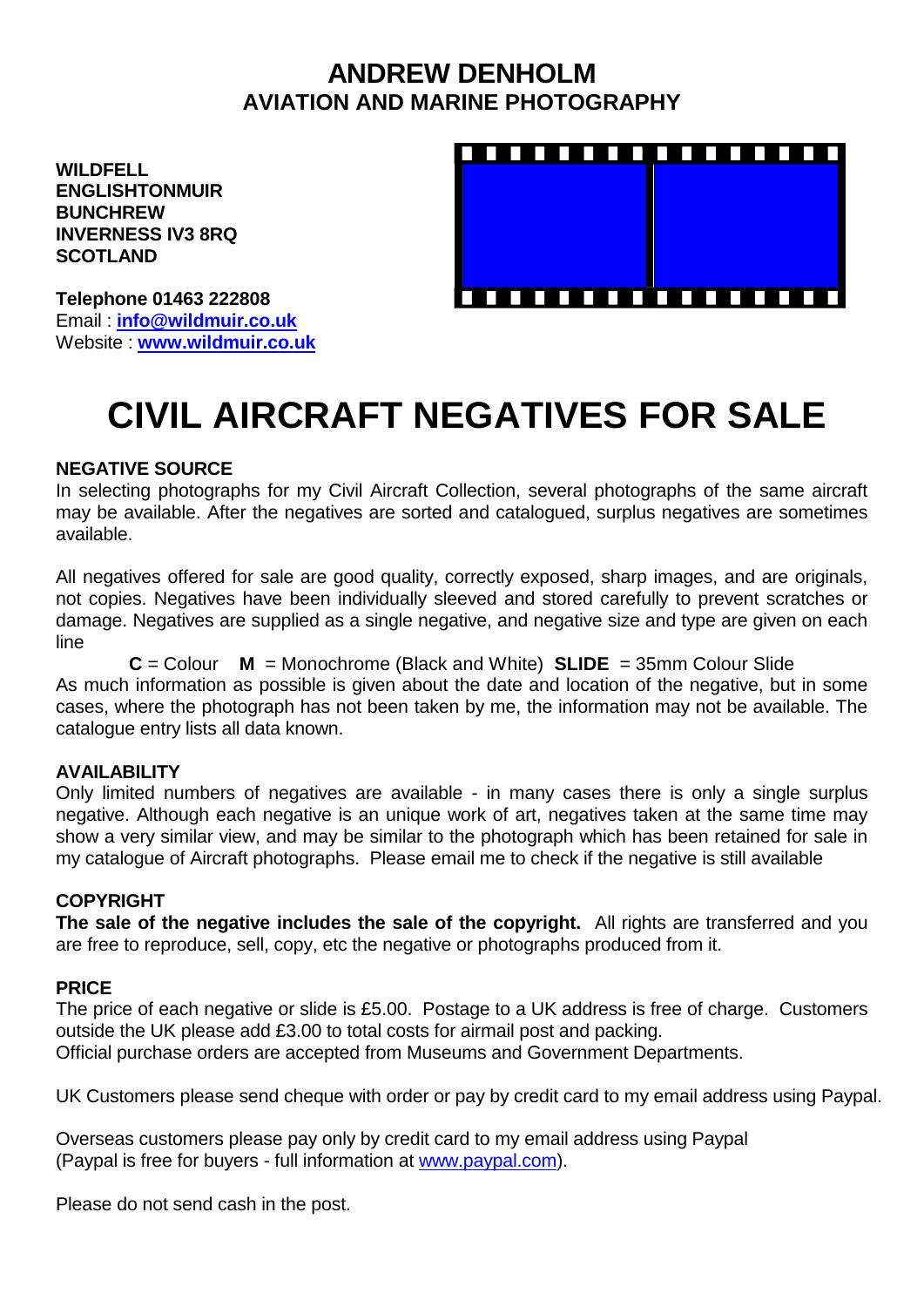# ANDREW DENHOLM
## AVIATION AND MARINE PHOTOGRAPHY

**WILDFELL**
**ENGLISHTONMUIR**
**BUNCHREW**
**INVERNESS IV3 8RQ**
**SCOTLAND**

**Telephone 01463 222808**
Email : **info@wildmuir.co.uk**
Website : **www.wildmuir.co.uk**

# CIVIL AIRCRAFT NEGATIVES FOR SALE

### NEGATIVE SOURCE

In selecting photographs for my Civil Aircraft Collection, several photographs of the same aircraft may be available. After the negatives are sorted and catalogued, surplus negatives are sometimes available.

All negatives offered for sale are good quality, correctly exposed, sharp images, and are originals, not copies. Negatives have been individually sleeved and stored carefully to prevent scratches or damage. Negatives are supplied as a single negative, and negative size and type are given on each line

**C** = Colour **M** = Monochrome (Black and White) **SLIDE** = 35mm Colour Slide

As much information as possible is given about the date and location of the negative, but in some cases, where the photograph has not been taken by me, the information may not be available. The catalogue entry lists all data known.

### AVAILABILITY

Only limited numbers of negatives are available - in many cases there is only a single surplus negative. Although each negative is an unique work of art, negatives taken at the same time may show a very similar view, and may be similar to the photograph which has been retained for sale in my catalogue of Aircraft photographs. Please email me to check if the negative is still available

### COPYRIGHT

**The sale of the negative includes the sale of the copyright.** All rights are transferred and you are free to reproduce, sell, copy, etc the negative or photographs produced from it.

### PRICE

The price of each negative or slide is £5.00. Postage to a UK address is free of charge. Customers outside the UK please add £3.00 to total costs for airmail post and packing.
Official purchase orders are accepted from Museums and Government Departments.

UK Customers please send cheque with order or pay by credit card to my email address using Paypal.

Overseas customers please pay only by credit card to my email address using Paypal
(Paypal is free for buyers - full information at www.paypal.com).

Please do not send cash in the post.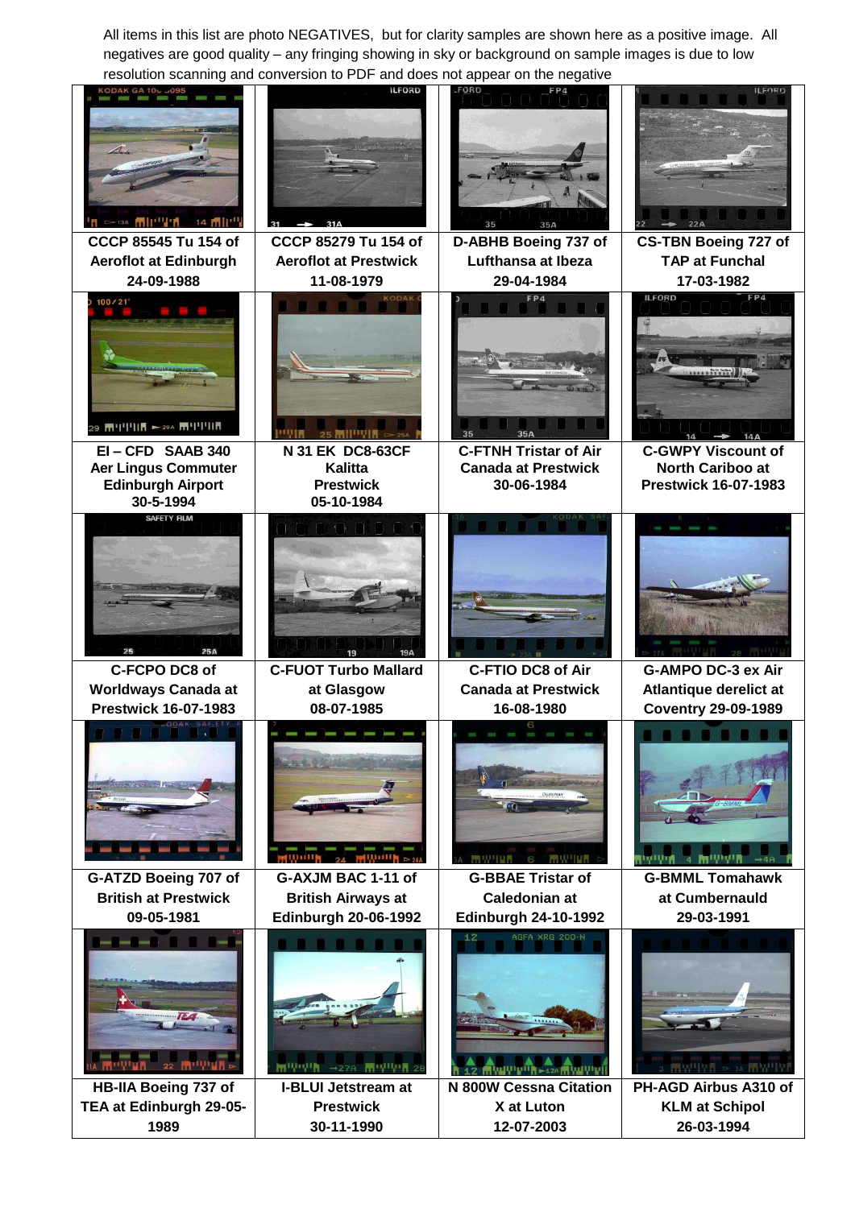All items in this list are photo NEGATIVES, but for clarity samples are shown here as a positive image. All negatives are good quality – any fringing showing in sky or background on sample images is due to low resolution scanning and conversion to PDF and does not appear on the negative

| | | | |
|---|---|---|---|
| **CCCP 85545 Tu 154 of Aeroflot at Edinburgh 24-09-1988** | **CCCP 85279 Tu 154 of Aeroflot at Prestwick 11-08-1979** | **D-ABHB Boeing 737 of Lufthansa at Ibeza 29-04-1984** | **CS-TBN Boeing 727 of TAP at Funchal 17-03-1982** |
| **EI – CFD SAAB 340 Aer Lingus Commuter Edinburgh Airport 30-5-1994** | **N 31 EK DC8-63CF Kalitta Prestwick 05-10-1984** | **C-FTNH Tristar of Air Canada at Prestwick 30-06-1984** | **C-GWPY Viscount of North Cariboo at Prestwick 16-07-1983** |
| **C-FCPO DC8 of Worldways Canada at Prestwick 16-07-1983** | **C-FUOT Turbo Mallard at Glasgow 08-07-1985** | **C-FTIO DC8 of Air Canada at Prestwick 16-08-1980** | **G-AMPO DC-3 ex Air Atlantique derelict at Coventry 29-09-1989** |
| **G-ATZD Boeing 707 of British at Prestwick 09-05-1981** | **G-AXJM BAC 1-11 of British Airways at Edinburgh 20-06-1992** | **G-BBAE Tristar of Caledonian at Edinburgh 24-10-1992** | **G-BMML Tomahawk at Cumbernauld 29-03-1991** |
| **HB-IIA Boeing 737 of TEA at Edinburgh 29-05-1989** | **I-BLUI Jetstream at Prestwick 30-11-1990** | **N 800W Cessna Citation X at Luton 12-07-2003** | **PH-AGD Airbus A310 of KLM at Schipol 26-03-1994** |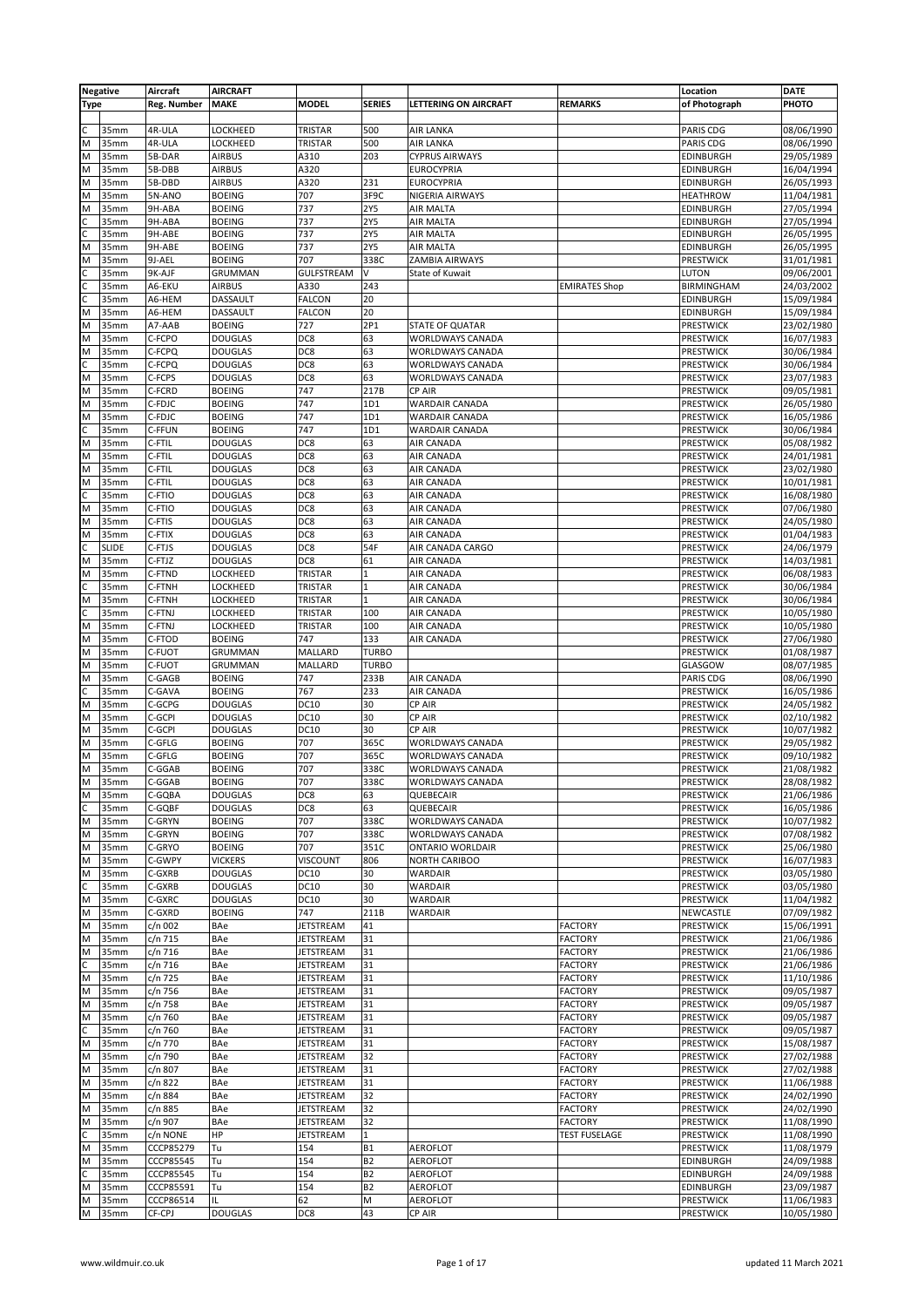| Negative Type | | Aircraft Reg. Number | AIRCRAFT MAKE | MODEL | SERIES | LETTERING ON AIRCRAFT | REMARKS | Location of Photograph | DATE PHOTO |
|---|---|---|---|---|---|---|---|---|---|
| C | 35mm | 4R-ULA | LOCKHEED | TRISTAR | 500 | AIR LANKA | | PARIS CDG | 08/06/1990 |
| M | 35mm | 4R-ULA | LOCKHEED | TRISTAR | 500 | AIR LANKA | | PARIS CDG | 08/06/1990 |
| M | 35mm | 5B-DAR | AIRBUS | A310 | 203 | CYPRUS AIRWAYS | | EDINBURGH | 29/05/1989 |
| M | 35mm | 5B-DBB | AIRBUS | A320 | | EUROCYPRIA | | EDINBURGH | 16/04/1994 |
| M | 35mm | 5B-DBD | AIRBUS | A320 | 231 | EUROCYPRIA | | EDINBURGH | 26/05/1993 |
| M | 35mm | 5N-ANO | BOEING | 707 | 3F9C | NIGERIA AIRWAYS | | HEATHROW | 11/04/1981 |
| M | 35mm | 9H-ABA | BOEING | 737 | 2Y5 | AIR MALTA | | EDINBURGH | 27/05/1994 |
| C | 35mm | 9H-ABA | BOEING | 737 | 2Y5 | AIR MALTA | | EDINBURGH | 27/05/1994 |
| C | 35mm | 9H-ABE | BOEING | 737 | 2Y5 | AIR MALTA | | EDINBURGH | 26/05/1995 |
| M | 35mm | 9H-ABE | BOEING | 737 | 2Y5 | AIR MALTA | | EDINBURGH | 26/05/1995 |
| M | 35mm | 9J-AEL | BOEING | 707 | 338C | ZAMBIA AIRWAYS | | PRESTWICK | 31/01/1981 |
| C | 35mm | 9K-AJF | GRUMMAN | GULFSTREAM | V | State of Kuwait | | LUTON | 09/06/2001 |
| C | 35mm | A6-EKU | AIRBUS | A330 | 243 | | EMIRATES Shop | BIRMINGHAM | 24/03/2002 |
| C | 35mm | A6-HEM | DASSAULT | FALCON | 20 | | | EDINBURGH | 15/09/1984 |
| M | 35mm | A6-HEM | DASSAULT | FALCON | 20 | | | EDINBURGH | 15/09/1984 |
| M | 35mm | A7-AAB | BOEING | 727 | 2P1 | STATE OF QUATAR | | PRESTWICK | 23/02/1980 |
| M | 35mm | C-FCPO | DOUGLAS | DC8 | 63 | WORLDWAYS CANADA | | PRESTWICK | 16/07/1983 |
| M | 35mm | C-FCPQ | DOUGLAS | DC8 | 63 | WORLDWAYS CANADA | | PRESTWICK | 30/06/1984 |
| C | 35mm | C-FCPQ | DOUGLAS | DC8 | 63 | WORLDWAYS CANADA | | PRESTWICK | 30/06/1984 |
| M | 35mm | C-FCPS | DOUGLAS | DC8 | 63 | WORLDWAYS CANADA | | PRESTWICK | 23/07/1983 |
| M | 35mm | C-FCRD | BOEING | 747 | 217B | CP AIR | | PRESTWICK | 09/05/1981 |
| M | 35mm | C-FDJC | BOEING | 747 | 1D1 | WARDAIR CANADA | | PRESTWICK | 26/05/1980 |
| M | 35mm | C-FDJC | BOEING | 747 | 1D1 | WARDAIR CANADA | | PRESTWICK | 16/05/1986 |
| C | 35mm | C-FFUN | BOEING | 747 | 1D1 | WARDAIR CANADA | | PRESTWICK | 30/06/1984 |
| M | 35mm | C-FTIL | DOUGLAS | DC8 | 63 | AIR CANADA | | PRESTWICK | 05/08/1982 |
| M | 35mm | C-FTIL | DOUGLAS | DC8 | 63 | AIR CANADA | | PRESTWICK | 24/01/1981 |
| M | 35mm | C-FTIL | DOUGLAS | DC8 | 63 | AIR CANADA | | PRESTWICK | 23/02/1980 |
| M | 35mm | C-FTIL | DOUGLAS | DC8 | 63 | AIR CANADA | | PRESTWICK | 10/01/1981 |
| C | 35mm | C-FTIO | DOUGLAS | DC8 | 63 | AIR CANADA | | PRESTWICK | 16/08/1980 |
| M | 35mm | C-FTIO | DOUGLAS | DC8 | 63 | AIR CANADA | | PRESTWICK | 07/06/1980 |
| M | 35mm | C-FTIS | DOUGLAS | DC8 | 63 | AIR CANADA | | PRESTWICK | 24/05/1980 |
| M | 35mm | C-FTIX | DOUGLAS | DC8 | 63 | AIR CANADA | | PRESTWICK | 01/04/1983 |
| C | SLIDE | C-FTJS | DOUGLAS | DC8 | 54F | AIR CANADA CARGO | | PRESTWICK | 24/06/1979 |
| M | 35mm | C-FTJZ | DOUGLAS | DC8 | 61 | AIR CANADA | | PRESTWICK | 14/03/1981 |
| M | 35mm | C-FTND | LOCKHEED | TRISTAR | 1 | AIR CANADA | | PRESTWICK | 06/08/1983 |
| C | 35mm | C-FTNH | LOCKHEED | TRISTAR | 1 | AIR CANADA | | PRESTWICK | 30/06/1984 |
| M | 35mm | C-FTNH | LOCKHEED | TRISTAR | 1 | AIR CANADA | | PRESTWICK | 30/06/1984 |
| C | 35mm | C-FTNJ | LOCKHEED | TRISTAR | 100 | AIR CANADA | | PRESTWICK | 10/05/1980 |
| M | 35mm | C-FTNJ | LOCKHEED | TRISTAR | 100 | AIR CANADA | | PRESTWICK | 10/05/1980 |
| M | 35mm | C-FTOD | BOEING | 747 | 133 | AIR CANADA | | PRESTWICK | 27/06/1980 |
| M | 35mm | C-FUOT | GRUMMAN | MALLARD | TURBO | | | PRESTWICK | 01/08/1987 |
| M | 35mm | C-FUOT | GRUMMAN | MALLARD | TURBO | | | GLASGOW | 08/07/1985 |
| M | 35mm | C-GAGB | BOEING | 747 | 233B | AIR CANADA | | PARIS CDG | 08/06/1990 |
| C | 35mm | C-GAVA | BOEING | 767 | 233 | AIR CANADA | | PRESTWICK | 16/05/1986 |
| M | 35mm | C-GCPG | DOUGLAS | DC10 | 30 | CP AIR | | PRESTWICK | 24/05/1982 |
| M | 35mm | C-GCPI | DOUGLAS | DC10 | 30 | CP AIR | | PRESTWICK | 02/10/1982 |
| M | 35mm | C-GCPI | DOUGLAS | DC10 | 30 | CP AIR | | PRESTWICK | 10/07/1982 |
| M | 35mm | C-GFLG | BOEING | 707 | 365C | WORLDWAYS CANADA | | PRESTWICK | 29/05/1982 |
| M | 35mm | C-GFLG | BOEING | 707 | 365C | WORLDWAYS CANADA | | PRESTWICK | 09/10/1982 |
| M | 35mm | C-GGAB | BOEING | 707 | 338C | WORLDWAYS CANADA | | PRESTWICK | 21/08/1982 |
| M | 35mm | C-GGAB | BOEING | 707 | 338C | WORLDWAYS CANADA | | PRESTWICK | 28/08/1982 |
| M | 35mm | C-GQBA | DOUGLAS | DC8 | 63 | QUEBECAIR | | PRESTWICK | 21/06/1986 |
| C | 35mm | C-GQBF | DOUGLAS | DC8 | 63 | QUEBECAIR | | PRESTWICK | 16/05/1986 |
| M | 35mm | C-GRYN | BOEING | 707 | 338C | WORLDWAYS CANADA | | PRESTWICK | 10/07/1982 |
| M | 35mm | C-GRYN | BOEING | 707 | 338C | WORLDWAYS CANADA | | PRESTWICK | 07/08/1982 |
| M | 35mm | C-GRYO | BOEING | 707 | 351C | ONTARIO WORLDAIR | | PRESTWICK | 25/06/1980 |
| M | 35mm | C-GWPY | VICKERS | VISCOUNT | 806 | NORTH CARIBOO | | PRESTWICK | 16/07/1983 |
| M | 35mm | C-GXRB | DOUGLAS | DC10 | 30 | WARDAIR | | PRESTWICK | 03/05/1980 |
| C | 35mm | C-GXRB | DOUGLAS | DC10 | 30 | WARDAIR | | PRESTWICK | 03/05/1980 |
| M | 35mm | C-GXRC | DOUGLAS | DC10 | 30 | WARDAIR | | PRESTWICK | 11/04/1982 |
| M | 35mm | C-GXRD | BOEING | 747 | 211B | WARDAIR | | NEWCASTLE | 07/09/1982 |
| M | 35mm | c/n 002 | BAe | JETSTREAM | 41 | | FACTORY | PRESTWICK | 15/06/1991 |
| M | 35mm | c/n 715 | BAe | JETSTREAM | 31 | | FACTORY | PRESTWICK | 21/06/1986 |
| M | 35mm | c/n 716 | BAe | JETSTREAM | 31 | | FACTORY | PRESTWICK | 21/06/1986 |
| C | 35mm | c/n 716 | BAe | JETSTREAM | 31 | | FACTORY | PRESTWICK | 21/06/1986 |
| M | 35mm | c/n 725 | BAe | JETSTREAM | 31 | | FACTORY | PRESTWICK | 11/10/1986 |
| M | 35mm | c/n 756 | BAe | JETSTREAM | 31 | | FACTORY | PRESTWICK | 09/05/1987 |
| M | 35mm | c/n 758 | BAe | JETSTREAM | 31 | | FACTORY | PRESTWICK | 09/05/1987 |
| M | 35mm | c/n 760 | BAe | JETSTREAM | 31 | | FACTORY | PRESTWICK | 09/05/1987 |
| C | 35mm | c/n 760 | BAe | JETSTREAM | 31 | | FACTORY | PRESTWICK | 09/05/1987 |
| M | 35mm | c/n 770 | BAe | JETSTREAM | 31 | | FACTORY | PRESTWICK | 15/08/1987 |
| M | 35mm | c/n 790 | BAe | JETSTREAM | 32 | | FACTORY | PRESTWICK | 27/02/1988 |
| M | 35mm | c/n 807 | BAe | JETSTREAM | 31 | | FACTORY | PRESTWICK | 27/02/1988 |
| M | 35mm | c/n 822 | BAe | JETSTREAM | 31 | | FACTORY | PRESTWICK | 11/06/1988 |
| M | 35mm | c/n 884 | BAe | JETSTREAM | 32 | | FACTORY | PRESTWICK | 24/02/1990 |
| M | 35mm | c/n 885 | BAe | JETSTREAM | 32 | | FACTORY | PRESTWICK | 24/02/1990 |
| M | 35mm | c/n 907 | BAe | JETSTREAM | 32 | | FACTORY | PRESTWICK | 11/08/1990 |
| C | 35mm | c/n NONE | HP | JETSTREAM | 1 | | TEST FUSELAGE | PRESTWICK | 11/08/1990 |
| M | 35mm | CCCP85279 | Tu | 154 | B1 | AEROFLOT | | PRESTWICK | 11/08/1979 |
| M | 35mm | CCCP85545 | Tu | 154 | B2 | AEROFLOT | | EDINBURGH | 24/09/1988 |
| C | 35mm | CCCP85545 | Tu | 154 | B2 | AEROFLOT | | EDINBURGH | 24/09/1988 |
| M | 35mm | CCCP85591 | Tu | 154 | B2 | AEROFLOT | | EDINBURGH | 23/09/1987 |
| M | 35mm | CCCP86514 | IL | 62 | M | AEROFLOT | | PRESTWICK | 11/06/1983 |
| M | 35mm | CF-CPJ | DOUGLAS | DC8 | 43 | CP AIR | | PRESTWICK | 10/05/1980 |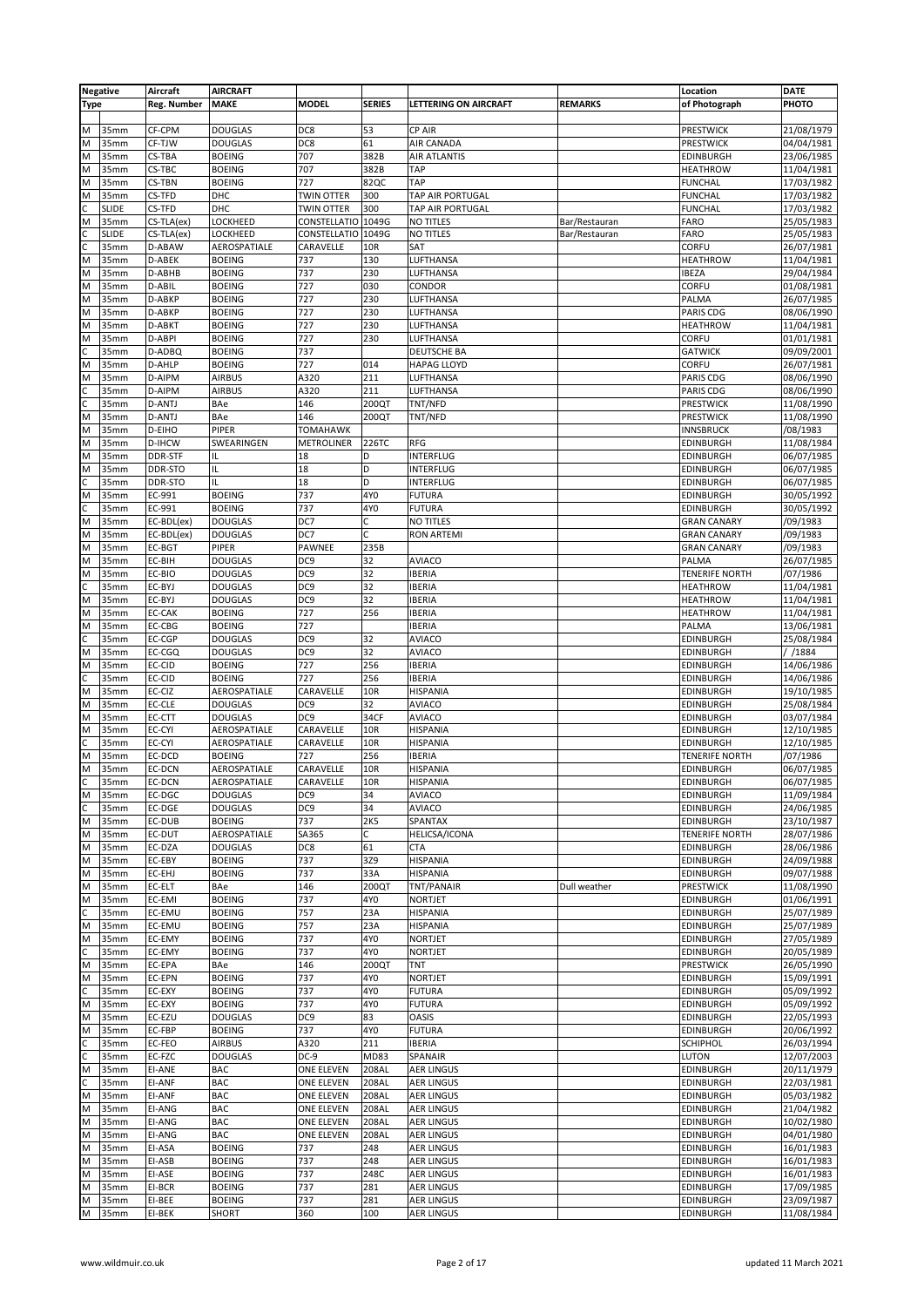| Negative | | Aircraft | AIRCRAFT | | | | | Location | DATE |
|---|---|---|---|---|---|---|---|---|---|
| Type | | Reg. Number | MAKE | MODEL | SERIES | LETTERING ON AIRCRAFT | REMARKS | of Photograph | PHOTO |
| | | | | | | | | | |
| M | 35mm | CF-CPM | DOUGLAS | DC8 | 53 | CP AIR | | PRESTWICK | 21/08/1979 |
| M | 35mm | CF-TJW | DOUGLAS | DC8 | 61 | AIR CANADA | | PRESTWICK | 04/04/1981 |
| M | 35mm | CS-TBA | BOEING | 707 | 382B | AIR ATLANTIS | | EDINBURGH | 23/06/1985 |
| M | 35mm | CS-TBC | BOEING | 707 | 382B | TAP | | HEATHROW | 11/04/1981 |
| M | 35mm | CS-TBN | BOEING | 727 | 82QC | TAP | | FUNCHAL | 17/03/1982 |
| M | 35mm | CS-TFD | DHC | TWIN OTTER | 300 | TAP AIR PORTUGAL | | FUNCHAL | 17/03/1982 |
| C | SLIDE | CS-TFD | DHC | TWIN OTTER | 300 | TAP AIR PORTUGAL | | FUNCHAL | 17/03/1982 |
| M | 35mm | CS-TLA(ex) | LOCKHEED | CONSTELLATIO | 1049G | NO TITLES | Bar/Restauran | FARO | 25/05/1983 |
| C | SLIDE | CS-TLA(ex) | LOCKHEED | CONSTELLATIO | 1049G | NO TITLES | Bar/Restauran | FARO | 25/05/1983 |
| C | 35mm | D-ABAW | AEROSPATIALE | CARAVELLE | 10R | SAT | | CORFU | 26/07/1981 |
| M | 35mm | D-ABEK | BOEING | 737 | 130 | LUFTHANSA | | HEATHROW | 11/04/1981 |
| M | 35mm | D-ABHB | BOEING | 737 | 230 | LUFTHANSA | | IBEZA | 29/04/1984 |
| M | 35mm | D-ABIL | BOEING | 727 | 030 | CONDOR | | CORFU | 01/08/1981 |
| M | 35mm | D-ABKP | BOEING | 727 | 230 | LUFTHANSA | | PALMA | 26/07/1985 |
| M | 35mm | D-ABKP | BOEING | 727 | 230 | LUFTHANSA | | PARIS CDG | 08/06/1990 |
| M | 35mm | D-ABKT | BOEING | 727 | 230 | LUFTHANSA | | HEATHROW | 11/04/1981 |
| M | 35mm | D-ABPI | BOEING | 727 | 230 | LUFTHANSA | | CORFU | 01/01/1981 |
| C | 35mm | D-ADBQ | BOEING | 737 | | DEUTSCHE BA | | GATWICK | 09/09/2001 |
| M | 35mm | D-AHLP | BOEING | 727 | 014 | HAPAG LLOYD | | CORFU | 26/07/1981 |
| M | 35mm | D-AIPM | AIRBUS | A320 | 211 | LUFTHANSA | | PARIS CDG | 08/06/1990 |
| C | 35mm | D-AIPM | AIRBUS | A320 | 211 | LUFTHANSA | | PARIS CDG | 08/06/1990 |
| C | 35mm | D-ANTJ | BAe | 146 | 200QT | TNT/NFD | | PRESTWICK | 11/08/1990 |
| M | 35mm | D-ANTJ | BAe | 146 | 200QT | TNT/NFD | | PRESTWICK | 11/08/1990 |
| M | 35mm | D-EIHO | PIPER | TOMAHAWK | | | | INNSBRUCK | /08/1983 |
| M | 35mm | D-IHCW | SWEARINGEN | METROLINER | 226TC | RFG | | EDINBURGH | 11/08/1984 |
| M | 35mm | DDR-STF | IL | 18 | D | INTERFLUG | | EDINBURGH | 06/07/1985 |
| M | 35mm | DDR-STO | IL | 18 | D | INTERFLUG | | EDINBURGH | 06/07/1985 |
| C | 35mm | DDR-STO | IL | 18 | D | INTERFLUG | | EDINBURGH | 06/07/1985 |
| M | 35mm | EC-991 | BOEING | 737 | 4Y0 | FUTURA | | EDINBURGH | 30/05/1992 |
| C | 35mm | EC-991 | BOEING | 737 | 4Y0 | FUTURA | | EDINBURGH | 30/05/1992 |
| M | 35mm | EC-BDL(ex) | DOUGLAS | DC7 | C | NO TITLES | | GRAN CANARY | /09/1983 |
| M | 35mm | EC-BDL(ex) | DOUGLAS | DC7 | C | RON ARTEMI | | GRAN CANARY | /09/1983 |
| M | 35mm | EC-BGT | PIPER | PAWNEE | 235B | | | GRAN CANARY | /09/1983 |
| M | 35mm | EC-BIH | DOUGLAS | DC9 | 32 | AVIACO | | PALMA | 26/07/1985 |
| M | 35mm | EC-BIO | DOUGLAS | DC9 | 32 | IBERIA | | TENERIFE NORTH | /07/1986 |
| C | 35mm | EC-BYJ | DOUGLAS | DC9 | 32 | IBERIA | | HEATHROW | 11/04/1981 |
| M | 35mm | EC-BYJ | DOUGLAS | DC9 | 32 | IBERIA | | HEATHROW | 11/04/1981 |
| M | 35mm | EC-CAK | BOEING | 727 | 256 | IBERIA | | HEATHROW | 11/04/1981 |
| M | 35mm | EC-CBG | BOEING | 727 | | IBERIA | | PALMA | 13/06/1981 |
| C | 35mm | EC-CGP | DOUGLAS | DC9 | 32 | AVIACO | | EDINBURGH | 25/08/1984 |
| M | 35mm | EC-CGQ | DOUGLAS | DC9 | 32 | AVIACO | | EDINBURGH | / /1884 |
| M | 35mm | EC-CID | BOEING | 727 | 256 | IBERIA | | EDINBURGH | 14/06/1986 |
| C | 35mm | EC-CID | BOEING | 727 | 256 | IBERIA | | EDINBURGH | 14/06/1986 |
| M | 35mm | EC-CIZ | AEROSPATIALE | CARAVELLE | 10R | HISPANIA | | EDINBURGH | 19/10/1985 |
| M | 35mm | EC-CLE | DOUGLAS | DC9 | 32 | AVIACO | | EDINBURGH | 25/08/1984 |
| M | 35mm | EC-CTT | DOUGLAS | DC9 | 34CF | AVIACO | | EDINBURGH | 03/07/1984 |
| M | 35mm | EC-CYI | AEROSPATIALE | CARAVELLE | 10R | HISPANIA | | EDINBURGH | 12/10/1985 |
| C | 35mm | EC-CYI | AEROSPATIALE | CARAVELLE | 10R | HISPANIA | | EDINBURGH | 12/10/1985 |
| M | 35mm | EC-DCD | BOEING | 727 | 256 | IBERIA | | TENERIFE NORTH | /07/1986 |
| M | 35mm | EC-DCN | AEROSPATIALE | CARAVELLE | 10R | HISPANIA | | EDINBURGH | 06/07/1985 |
| C | 35mm | EC-DCN | AEROSPATIALE | CARAVELLE | 10R | HISPANIA | | EDINBURGH | 06/07/1985 |
| M | 35mm | EC-DGC | DOUGLAS | DC9 | 34 | AVIACO | | EDINBURGH | 11/09/1984 |
| C | 35mm | EC-DGE | DOUGLAS | DC9 | 34 | AVIACO | | EDINBURGH | 24/06/1985 |
| M | 35mm | EC-DUB | BOEING | 737 | 2K5 | SPANTAX | | EDINBURGH | 23/10/1987 |
| M | 35mm | EC-DUT | AEROSPATIALE | SA365 | C | HELICSA/ICONA | | TENERIFE NORTH | 28/07/1986 |
| M | 35mm | EC-DZA | DOUGLAS | DC8 | 61 | CTA | | EDINBURGH | 28/06/1986 |
| M | 35mm | EC-EBY | BOEING | 737 | 3Z9 | HISPANIA | | EDINBURGH | 24/09/1988 |
| M | 35mm | EC-EHJ | BOEING | 737 | 33A | HISPANIA | | EDINBURGH | 09/07/1988 |
| M | 35mm | EC-ELT | BAe | 146 | 200QT | TNT/PANAIR | Dull weather | PRESTWICK | 11/08/1990 |
| M | 35mm | EC-EMI | BOEING | 737 | 4Y0 | NORTJET | | EDINBURGH | 01/06/1991 |
| C | 35mm | EC-EMU | BOEING | 757 | 23A | HISPANIA | | EDINBURGH | 25/07/1989 |
| M | 35mm | EC-EMU | BOEING | 757 | 23A | HISPANIA | | EDINBURGH | 25/07/1989 |
| M | 35mm | EC-EMY | BOEING | 737 | 4Y0 | NORTJET | | EDINBURGH | 27/05/1989 |
| C | 35mm | EC-EMY | BOEING | 737 | 4Y0 | NORTJET | | EDINBURGH | 20/05/1989 |
| M | 35mm | EC-EPA | BAe | 146 | 200QT | TNT | | PRESTWICK | 26/05/1990 |
| M | 35mm | EC-EPN | BOEING | 737 | 4Y0 | NORTJET | | EDINBURGH | 15/09/1991 |
| C | 35mm | EC-EXY | BOEING | 737 | 4Y0 | FUTURA | | EDINBURGH | 05/09/1992 |
| M | 35mm | EC-EXY | BOEING | 737 | 4Y0 | FUTURA | | EDINBURGH | 05/09/1992 |
| M | 35mm | EC-EZU | DOUGLAS | DC9 | 83 | OASIS | | EDINBURGH | 22/05/1993 |
| M | 35mm | EC-FBP | BOEING | 737 | 4Y0 | FUTURA | | EDINBURGH | 20/06/1992 |
| C | 35mm | EC-FEO | AIRBUS | A320 | 211 | IBERIA | | SCHIPHOL | 26/03/1994 |
| C | 35mm | EC-FZC | DOUGLAS | DC-9 | MD83 | SPANAIR | | LUTON | 12/07/2003 |
| M | 35mm | EI-ANE | BAC | ONE ELEVEN | 208AL | AER LINGUS | | EDINBURGH | 20/11/1979 |
| C | 35mm | EI-ANF | BAC | ONE ELEVEN | 208AL | AER LINGUS | | EDINBURGH | 22/03/1981 |
| M | 35mm | EI-ANF | BAC | ONE ELEVEN | 208AL | AER LINGUS | | EDINBURGH | 05/03/1982 |
| M | 35mm | EI-ANG | BAC | ONE ELEVEN | 208AL | AER LINGUS | | EDINBURGH | 21/04/1982 |
| M | 35mm | EI-ANG | BAC | ONE ELEVEN | 208AL | AER LINGUS | | EDINBURGH | 10/02/1980 |
| M | 35mm | EI-ANG | BAC | ONE ELEVEN | 208AL | AER LINGUS | | EDINBURGH | 04/01/1980 |
| M | 35mm | EI-ASA | BOEING | 737 | 248 | AER LINGUS | | EDINBURGH | 16/01/1983 |
| M | 35mm | EI-ASB | BOEING | 737 | 248 | AER LINGUS | | EDINBURGH | 16/01/1983 |
| M | 35mm | EI-ASE | BOEING | 737 | 248C | AER LINGUS | | EDINBURGH | 16/01/1983 |
| M | 35mm | EI-BCR | BOEING | 737 | 281 | AER LINGUS | | EDINBURGH | 17/09/1985 |
| M | 35mm | EI-BEE | BOEING | 737 | 281 | AER LINGUS | | EDINBURGH | 23/09/1987 |
| M | 35mm | EI-BEK | SHORT | 360 | 100 | AER LINGUS | | EDINBURGH | 11/08/1984 |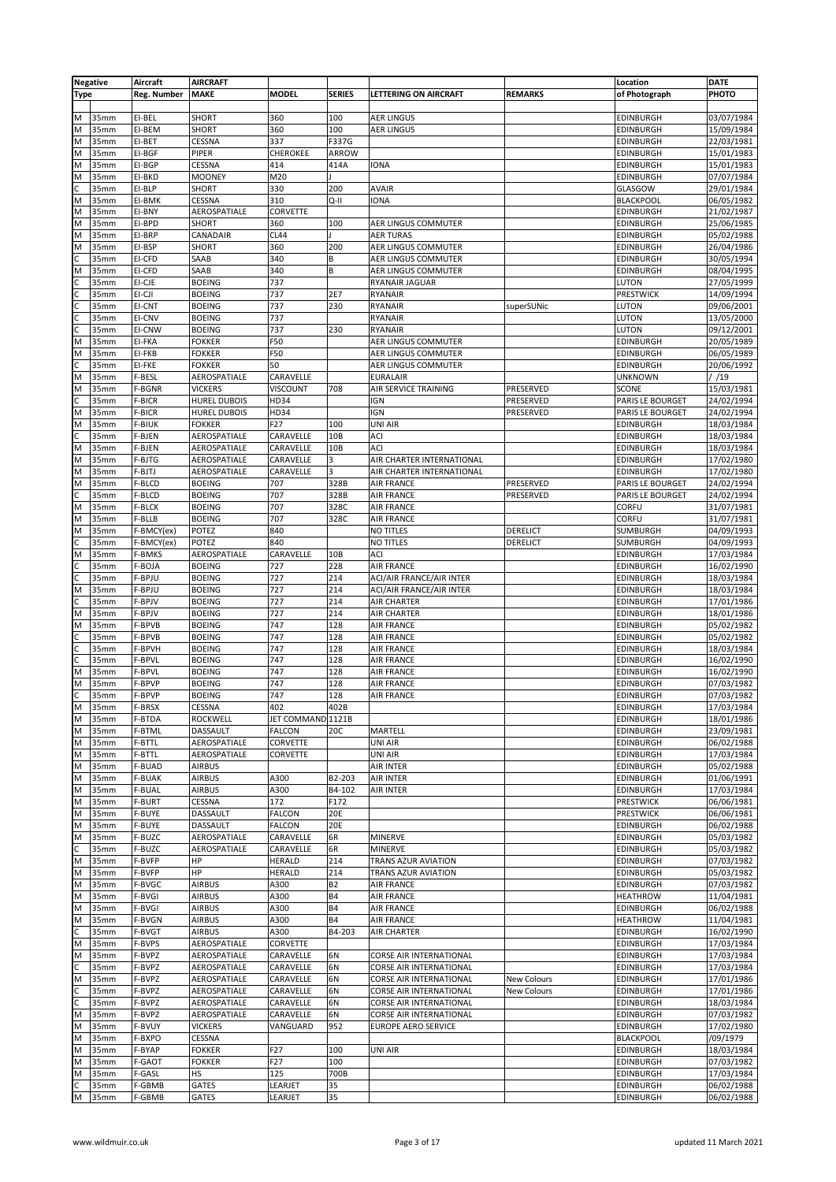| Negative | | Aircraft | AIRCRAFT | | | | | Location | DATE |
|---|---|---|---|---|---|---|---|---|---|
| Type | | Reg. Number | MAKE | MODEL | SERIES | LETTERING ON AIRCRAFT | REMARKS | of Photograph | PHOTO |
| M | 35mm | EI-BEL | SHORT | 360 | 100 | AER LINGUS | | EDINBURGH | 03/07/1984 |
| M | 35mm | EI-BEM | SHORT | 360 | 100 | AER LINGUS | | EDINBURGH | 15/09/1984 |
| M | 35mm | EI-BET | CESSNA | 337 | F337G | | | EDINBURGH | 22/03/1981 |
| M | 35mm | EI-BGF | PIPER | CHEROKEE | ARROW | | | EDINBURGH | 15/01/1983 |
| M | 35mm | EI-BGP | CESSNA | 414 | 414A | IONA | | EDINBURGH | 15/01/1983 |
| M | 35mm | EI-BKD | MOONEY | M20 | J | | | EDINBURGH | 07/07/1984 |
| C | 35mm | EI-BLP | SHORT | 330 | 200 | AVAIR | | GLASGOW | 29/01/1984 |
| M | 35mm | EI-BMK | CESSNA | 310 | Q-II | IONA | | BLACKPOOL | 06/05/1982 |
| M | 35mm | EI-BNY | AEROSPATIALE | CORVETTE | | | | EDINBURGH | 21/02/1987 |
| M | 35mm | EI-BPD | SHORT | 360 | 100 | AER LINGUS COMMUTER | | EDINBURGH | 25/06/1985 |
| M | 35mm | EI-BRP | CANADAIR | CL44 | J | AER TURAS | | EDINBURGH | 05/02/1988 |
| M | 35mm | EI-BSP | SHORT | 360 | 200 | AER LINGUS COMMUTER | | EDINBURGH | 26/04/1986 |
| C | 35mm | EI-CFD | SAAB | 340 | B | AER LINGUS COMMUTER | | EDINBURGH | 30/05/1994 |
| M | 35mm | EI-CFD | SAAB | 340 | B | AER LINGUS COMMUTER | | EDINBURGH | 08/04/1995 |
| C | 35mm | EI-CJE | BOEING | 737 | | RYANAIR JAGUAR | | LUTON | 27/05/1999 |
| C | 35mm | EI-CJI | BOEING | 737 | 2E7 | RYANAIR | | PRESTWICK | 14/09/1994 |
| C | 35mm | EI-CNT | BOEING | 737 | 230 | RYANAIR | superSUNic | LUTON | 09/06/2001 |
| C | 35mm | EI-CNV | BOEING | 737 | | RYANAIR | | LUTON | 13/05/2000 |
| C | 35mm | EI-CNW | BOEING | 737 | 230 | RYANAIR | | LUTON | 09/12/2001 |
| M | 35mm | EI-FKA | FOKKER | F50 | | AER LINGUS COMMUTER | | EDINBURGH | 20/05/1989 |
| M | 35mm | EI-FKB | FOKKER | F50 | | AER LINGUS COMMUTER | | EDINBURGH | 06/05/1989 |
| C | 35mm | EI-FKE | FOKKER | 50 | | AER LINGUS COMMUTER | | EDINBURGH | 20/06/1992 |
| M | 35mm | F-BESL | AEROSPATIALE | CARAVELLE | | EURALAIR | | UNKNOWN | / /19 |
| M | 35mm | F-BGNR | VICKERS | VISCOUNT | 708 | AIR SERVICE TRAINING | PRESERVED | SCONE | 15/03/1981 |
| C | 35mm | F-BICR | HUREL DUBOIS | HD34 | | IGN | PRESERVED | PARIS LE BOURGET | 24/02/1994 |
| M | 35mm | F-BICR | HUREL DUBOIS | HD34 | | IGN | PRESERVED | PARIS LE BOURGET | 24/02/1994 |
| M | 35mm | F-BIUK | FOKKER | F27 | 100 | UNI AIR | | EDINBURGH | 18/03/1984 |
| C | 35mm | F-BJEN | AEROSPATIALE | CARAVELLE | 10B | ACI | | EDINBURGH | 18/03/1984 |
| M | 35mm | F-BJEN | AEROSPATIALE | CARAVELLE | 10B | ACI | | EDINBURGH | 18/03/1984 |
| M | 35mm | F-BJTG | AEROSPATIALE | CARAVELLE | 3 | AIR CHARTER INTERNATIONAL | | EDINBURGH | 17/02/1980 |
| M | 35mm | F-BJTJ | AEROSPATIALE | CARAVELLE | 3 | AIR CHARTER INTERNATIONAL | | EDINBURGH | 17/02/1980 |
| M | 35mm | F-BLCD | BOEING | 707 | 328B | AIR FRANCE | PRESERVED | PARIS LE BOURGET | 24/02/1994 |
| C | 35mm | F-BLCD | BOEING | 707 | 328B | AIR FRANCE | PRESERVED | PARIS LE BOURGET | 24/02/1994 |
| M | 35mm | F-BLCK | BOEING | 707 | 328C | AIR FRANCE | | CORFU | 31/07/1981 |
| M | 35mm | F-BLLB | BOEING | 707 | 328C | AIR FRANCE | | CORFU | 31/07/1981 |
| M | 35mm | F-BMCY(ex) | POTEZ | 840 | | NO TITLES | DERELICT | SUMBURGH | 04/09/1993 |
| C | 35mm | F-BMCY(ex) | POTEZ | 840 | | NO TITLES | DERELICT | SUMBURGH | 04/09/1993 |
| M | 35mm | F-BMKS | AEROSPATIALE | CARAVELLE | 10B | ACI | | EDINBURGH | 17/03/1984 |
| C | 35mm | F-BOJA | BOEING | 727 | 228 | AIR FRANCE | | EDINBURGH | 16/02/1990 |
| C | 35mm | F-BPJU | BOEING | 727 | 214 | ACI/AIR FRANCE/AIR INTER | | EDINBURGH | 18/03/1984 |
| M | 35mm | F-BPJU | BOEING | 727 | 214 | ACI/AIR FRANCE/AIR INTER | | EDINBURGH | 18/03/1984 |
| C | 35mm | F-BPJV | BOEING | 727 | 214 | AIR CHARTER | | EDINBURGH | 17/01/1986 |
| M | 35mm | F-BPJV | BOEING | 727 | 214 | AIR CHARTER | | EDINBURGH | 18/01/1986 |
| M | 35mm | F-BPVB | BOEING | 747 | 128 | AIR FRANCE | | EDINBURGH | 05/02/1982 |
| C | 35mm | F-BPVB | BOEING | 747 | 128 | AIR FRANCE | | EDINBURGH | 05/02/1982 |
| C | 35mm | F-BPVH | BOEING | 747 | 128 | AIR FRANCE | | EDINBURGH | 18/03/1984 |
| C | 35mm | F-BPVL | BOEING | 747 | 128 | AIR FRANCE | | EDINBURGH | 16/02/1990 |
| M | 35mm | F-BPVL | BOEING | 747 | 128 | AIR FRANCE | | EDINBURGH | 16/02/1990 |
| M | 35mm | F-BPVP | BOEING | 747 | 128 | AIR FRANCE | | EDINBURGH | 07/03/1982 |
| C | 35mm | F-BPVP | BOEING | 747 | 128 | AIR FRANCE | | EDINBURGH | 07/03/1982 |
| M | 35mm | F-BRSX | CESSNA | 402 | 402B | | | EDINBURGH | 17/03/1984 |
| M | 35mm | F-BTDA | ROCKWELL | JET COMMAND | 1121B | | | EDINBURGH | 18/01/1986 |
| M | 35mm | F-BTML | DASSAULT | FALCON | 20C | MARTELL | | EDINBURGH | 23/09/1981 |
| M | 35mm | F-BTTL | AEROSPATIALE | CORVETTE | | UNI AIR | | EDINBURGH | 06/02/1988 |
| M | 35mm | F-BTTL | AEROSPATIALE | CORVETTE | | UNI AIR | | EDINBURGH | 17/03/1984 |
| M | 35mm | F-BUAD | AIRBUS | | | AIR INTER | | EDINBURGH | 05/02/1988 |
| M | 35mm | F-BUAK | AIRBUS | A300 | B2-203 | AIR INTER | | EDINBURGH | 01/06/1991 |
| M | 35mm | F-BUAL | AIRBUS | A300 | B4-102 | AIR INTER | | EDINBURGH | 17/03/1984 |
| M | 35mm | F-BURT | CESSNA | 172 | F172 | | | PRESTWICK | 06/06/1981 |
| M | 35mm | F-BUYE | DASSAULT | FALCON | 20E | | | PRESTWICK | 06/06/1981 |
| M | 35mm | F-BUYE | DASSAULT | FALCON | 20E | | | EDINBURGH | 06/02/1988 |
| M | 35mm | F-BUZC | AEROSPATIALE | CARAVELLE | 6R | MINERVE | | EDINBURGH | 05/03/1982 |
| C | 35mm | F-BUZC | AEROSPATIALE | CARAVELLE | 6R | MINERVE | | EDINBURGH | 05/03/1982 |
| M | 35mm | F-BVFP | HP | HERALD | 214 | TRANS AZUR AVIATION | | EDINBURGH | 07/03/1982 |
| M | 35mm | F-BVFP | HP | HERALD | 214 | TRANS AZUR AVIATION | | EDINBURGH | 05/03/1982 |
| M | 35mm | F-BVGC | AIRBUS | A300 | B2 | AIR FRANCE | | EDINBURGH | 07/03/1982 |
| M | 35mm | F-BVGI | AIRBUS | A300 | B4 | AIR FRANCE | | HEATHROW | 11/04/1981 |
| M | 35mm | F-BVGI | AIRBUS | A300 | B4 | AIR FRANCE | | EDINBURGH | 06/02/1988 |
| M | 35mm | F-BVGN | AIRBUS | A300 | B4 | AIR FRANCE | | HEATHROW | 11/04/1981 |
| C | 35mm | F-BVGT | AIRBUS | A300 | B4-203 | AIR CHARTER | | EDINBURGH | 16/02/1990 |
| M | 35mm | F-BVPS | AEROSPATIALE | CORVETTE | | | | EDINBURGH | 17/03/1984 |
| M | 35mm | F-BVPZ | AEROSPATIALE | CARAVELLE | 6N | CORSE AIR INTERNATIONAL | | EDINBURGH | 17/03/1984 |
| C | 35mm | F-BVPZ | AEROSPATIALE | CARAVELLE | 6N | CORSE AIR INTERNATIONAL | | EDINBURGH | 17/03/1984 |
| M | 35mm | F-BVPZ | AEROSPATIALE | CARAVELLE | 6N | CORSE AIR INTERNATIONAL | New Colours | EDINBURGH | 17/01/1986 |
| C | 35mm | F-BVPZ | AEROSPATIALE | CARAVELLE | 6N | CORSE AIR INTERNATIONAL | New Colours | EDINBURGH | 17/01/1986 |
| C | 35mm | F-BVPZ | AEROSPATIALE | CARAVELLE | 6N | CORSE AIR INTERNATIONAL | | EDINBURGH | 18/03/1984 |
| M | 35mm | F-BVPZ | AEROSPATIALE | CARAVELLE | 6N | CORSE AIR INTERNATIONAL | | EDINBURGH | 07/03/1982 |
| M | 35mm | F-BVUY | VICKERS | VANGUARD | 952 | EUROPE AERO SERVICE | | EDINBURGH | 17/02/1980 |
| M | 35mm | F-BXPO | CESSNA | | | | | BLACKPOOL | /09/1979 |
| M | 35mm | F-BYAP | FOKKER | F27 | 100 | UNI AIR | | EDINBURGH | 18/03/1984 |
| M | 35mm | F-GAOT | FOKKER | F27 | 100 | | | EDINBURGH | 07/03/1982 |
| M | 35mm | F-GASL | HS | 125 | 700B | | | EDINBURGH | 17/03/1984 |
| C | 35mm | F-GBMB | GATES | LEARJET | 35 | | | EDINBURGH | 06/02/1988 |
| M | 35mm | F-GBMB | GATES | LEARJET | 35 | | | EDINBURGH | 06/02/1988 |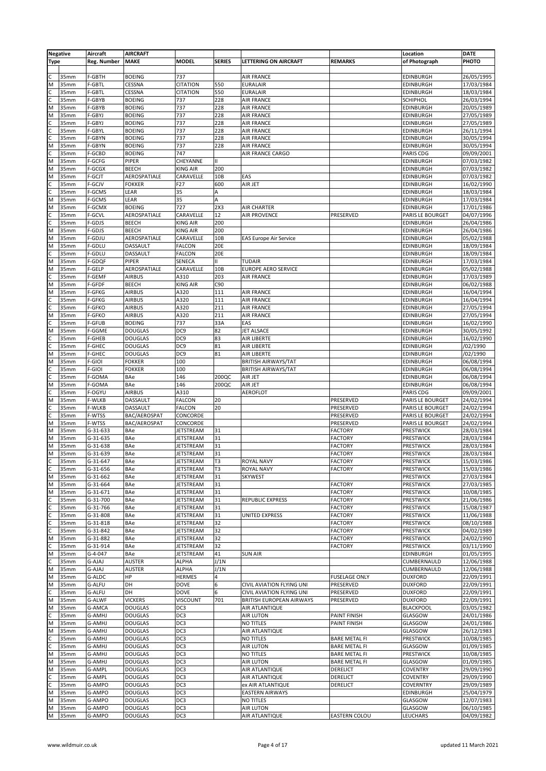| Negative | | Aircraft | AIRCRAFT | | | | | Location | DATE |
|---|---|---|---|---|---|---|---|---|---|
| Type | | Reg. Number | MAKE | MODEL | SERIES | LETTERING ON AIRCRAFT | REMARKS | of Photograph | PHOTO |
| | | | | | | | | | |
| C | 35mm | F-GBTH | BOEING | 737 | | AIR FRANCE | | EDINBURGH | 26/05/1995 |
| M | 35mm | F-GBTL | CESSNA | CITATION | 550 | EURALAIR | | EDINBURGH | 17/03/1984 |
| C | 35mm | F-GBTL | CESSNA | CITATION | 550 | EURALAIR | | EDINBURGH | 18/03/1984 |
| C | 35mm | F-GBYB | BOEING | 737 | 228 | AIR FRANCE | | SCHIPHOL | 26/03/1994 |
| M | 35mm | F-GBYB | BOEING | 737 | 228 | AIR FRANCE | | EDINBURGH | 20/05/1989 |
| M | 35mm | F-GBYJ | BOEING | 737 | 228 | AIR FRANCE | | EDINBURGH | 27/05/1989 |
| C | 35mm | F-GBYJ | BOEING | 737 | 228 | AIR FRANCE | | EDINBURGH | 27/05/1989 |
| C | 35mm | F-GBYL | BOEING | 737 | 228 | AIR FRANCE | | EDINBURGH | 26/11/1994 |
| C | 35mm | F-GBYN | BOEING | 737 | 228 | AIR FRANCE | | EDINBURGH | 30/05/1994 |
| M | 35mm | F-GBYN | BOEING | 737 | 228 | AIR FRANCE | | EDINBURGH | 30/05/1994 |
| C | 35mm | F-GCBD | BOEING | 747 | | AIR FRANCE CARGO | | PARIS CDG | 09/09/2001 |
| M | 35mm | F-GCFG | PIPER | CHEYANNE | II | | | EDINBURGH | 07/03/1982 |
| M | 35mm | F-GCGX | BEECH | KING AIR | 200 | | | EDINBURGH | 07/03/1982 |
| M | 35mm | F-GCJT | AEROSPATIALE | CARAVELLE | 10B | EAS | | EDINBURGH | 07/03/1982 |
| C | 35mm | F-GCJV | FOKKER | F27 | 600 | AIR JET | | EDINBURGH | 16/02/1990 |
| C | 35mm | F-GCMS | LEAR | 35 | A | | | EDINBURGH | 18/03/1984 |
| M | 35mm | F-GCMS | LEAR | 35 | A | | | EDINBURGH | 17/03/1984 |
| M | 35mm | F-GCMX | BOEING | 727 | 2X3 | AIR CHARTER | | EDINBURGH | 17/01/1986 |
| C | 35mm | F-GCVL | AEROSPATIALE | CARAVELLE | 12 | AIR PROVENCE | PRESERVED | PARIS LE BOURGET | 04/07/1996 |
| C | 35mm | F-GDJS | BEECH | KING AIR | 200 | | | EDINBURGH | 26/04/1986 |
| M | 35mm | F-GDJS | BEECH | KING AIR | 200 | | | EDINBURGH | 26/04/1986 |
| M | 35mm | F-GDJU | AEROSPATIALE | CARAVELLE | 10B | EAS Europe Air Service | | EDINBURGH | 05/02/1988 |
| M | 35mm | F-GDLU | DASSAULT | FALCON | 20E | | | EDINBURGH | 18/09/1984 |
| C | 35mm | F-GDLU | DASSAULT | FALCON | 20E | | | EDINBURGH | 18/09/1984 |
| M | 35mm | F-GDQF | PIPER | SENECA | II | TUDAIR | | EDINBURGH | 17/03/1984 |
| M | 35mm | F-GELP | AEROSPATIALE | CARAVELLE | 10B | EUROPE AERO SERVICE | | EDINBURGH | 05/02/1988 |
| C | 35mm | F-GEMF | AIRBUS | A310 | 203 | AIR FRANCE | | EDINBURGH | 17/03/1989 |
| M | 35mm | F-GFDF | BEECH | KING AIR | C90 | | | EDINBURGH | 06/02/1988 |
| M | 35mm | F-GFKG | AIRBUS | A320 | 111 | AIR FRANCE | | EDINBURGH | 16/04/1994 |
| C | 35mm | F-GFKG | AIRBUS | A320 | 111 | AIR FRANCE | | EDINBURGH | 16/04/1994 |
| C | 35mm | F-GFKO | AIRBUS | A320 | 211 | AIR FRANCE | | EDINBURGH | 27/05/1994 |
| M | 35mm | F-GFKO | AIRBUS | A320 | 211 | AIR FRANCE | | EDINBURGH | 27/05/1994 |
| C | 35mm | F-GFUB | BOEING | 737 | 33A | EAS | | EDINBURGH | 16/02/1990 |
| M | 35mm | F-GGME | DOUGLAS | DC9 | 82 | JET ALSACE | | EDINBURGH | 30/05/1992 |
| C | 35mm | F-GHEB | DOUGLAS | DC9 | 83 | AIR LIBERTE | | EDINBURGH | 16/02/1990 |
| C | 35mm | F-GHEC | DOUGLAS | DC9 | 81 | AIR LIBERTE | | EDINBURGH | /02/1990 |
| M | 35mm | F-GHEC | DOUGLAS | DC9 | 81 | AIR LIBERTE | | EDINBURGH | /02/1990 |
| M | 35mm | F-GIOI | FOKKER | 100 | | BRITISH AIRWAYS/TAT | | EDINBURGH | 06/08/1994 |
| C | 35mm | F-GIOI | FOKKER | 100 | | BRITISH AIRWAYS/TAT | | EDINBURGH | 06/08/1994 |
| C | 35mm | F-GOMA | BAe | 146 | 200QC | AIR JET | | EDINBURGH | 06/08/1994 |
| M | 35mm | F-GOMA | BAe | 146 | 200QC | AIR JET | | EDINBURGH | 06/08/1994 |
| C | 35mm | F-OGYU | AIRBUS | A310 | | AEROFLOT | | PARIS CDG | 09/09/2001 |
| M | 35mm | F-WLKB | DASSAULT | FALCON | 20 | | PRESERVED | PARIS LE BOURGET | 24/02/1994 |
| C | 35mm | F-WLKB | DASSAULT | FALCON | 20 | | PRESERVED | PARIS LE BOURGET | 24/02/1994 |
| C | 35mm | F-WTSS | BAC/AEROSPAT | CONCORDE | | | PRESERVED | PARIS LE BOURGET | 24/02/1994 |
| M | 35mm | F-WTSS | BAC/AEROSPAT | CONCORDE | | | PRESERVED | PARIS LE BOURGET | 24/02/1994 |
| M | 35mm | G-31-633 | BAe | JETSTREAM | 31 | | FACTORY | PRESTWICK | 28/03/1984 |
| M | 35mm | G-31-635 | BAe | JETSTREAM | 31 | | FACTORY | PRESTWICK | 28/03/1984 |
| M | 35mm | G-31-638 | BAe | JETSTREAM | 31 | | FACTORY | PRESTWICK | 28/03/1984 |
| M | 35mm | G-31-639 | BAe | JETSTREAM | 31 | | FACTORY | PRESTWICK | 28/03/1984 |
| C | 35mm | G-31-647 | BAe | JETSTREAM | T3 | ROYAL NAVY | FACTORY | PRESTWICK | 15/03/1986 |
| C | 35mm | G-31-656 | BAe | JETSTREAM | T3 | ROYAL NAVY | FACTORY | PRESTWICK | 15/03/1986 |
| M | 35mm | G-31-662 | BAe | JETSTREAM | 31 | SKYWEST | | PRESTWICK | 27/03/1984 |
| M | 35mm | G-31-664 | BAe | JETSTREAM | 31 | | FACTORY | PRESTWICK | 27/03/1985 |
| M | 35mm | G-31-671 | BAe | JETSTREAM | 31 | | FACTORY | PRESTWICK | 10/08/1985 |
| C | 35mm | G-31-700 | BAe | JETSTREAM | 31 | REPUBLIC EXPRESS | FACTORY | PRESTWICK | 21/06/1986 |
| C | 35mm | G-31-766 | BAe | JETSTREAM | 31 | | FACTORY | PRESTWICK | 15/08/1987 |
| C | 35mm | G-31-808 | BAe | JETSTREAM | 31 | UNITED EXPRESS | FACTORY | PRESTWICK | 11/06/1988 |
| C | 35mm | G-31-818 | BAe | JETSTREAM | 32 | | FACTORY | PRESTWICK | 08/10/1988 |
| C | 35mm | G-31-842 | BAe | JETSTREAM | 32 | | FACTORY | PRESTWICK | 04/02/1989 |
| M | 35mm | G-31-882 | BAe | JETSTREAM | 32 | | FACTORY | PRESTWICK | 24/02/1990 |
| C | 35mm | G-31-914 | BAe | JETSTREAM | 32 | | FACTORY | PRESTWICK | 03/11/1990 |
| M | 35mm | G-4-047 | BAe | JETSTREAM | 41 | SUN AIR | | EDINBURGH | 01/05/1995 |
| C | 35mm | G-AJAJ | AUSTER | ALPHA | J/1N | | | CUMBERNAULD | 12/06/1988 |
| M | 35mm | G-AJAJ | AUSTER | ALPHA | J/1N | | | CUMBERNAULD | 12/06/1988 |
| M | 35mm | G-ALDC | HP | HERMES | 4 | | FUSELAGE ONLY | DUXFORD | 22/09/1991 |
| M | 35mm | G-ALFU | DH | DOVE | 6 | CIVIL AVIATION FLYING UNI | PRESERVED | DUXFORD | 22/09/1991 |
| C | 35mm | G-ALFU | DH | DOVE | 6 | CIVIL AVIATION FLYING UNI | PRESERVED | DUXFORD | 22/09/1991 |
| M | 35mm | G-ALWF | VICKERS | VISCOUNT | 701 | BRITISH EUROPEAN AIRWAYS | PRESERVED | DUXFORD | 22/09/1991 |
| M | 35mm | G-AMCA | DOUGLAS | DC3 | | AIR ATLANTIQUE | | BLACKPOOL | 03/05/1982 |
| C | 35mm | G-AMHJ | DOUGLAS | DC3 | | AIR LUTON | PAINT FINISH | GLASGOW | 24/01/1986 |
| M | 35mm | G-AMHJ | DOUGLAS | DC3 | | NO TITLES | PAINT FINISH | GLASGOW | 24/01/1986 |
| M | 35mm | G-AMHJ | DOUGLAS | DC3 | | AIR ATLANTIQUE | | GLASGOW | 26/12/1983 |
| C | 35mm | G-AMHJ | DOUGLAS | DC3 | | NO TITLES | BARE METAL FI | PRESTWICK | 10/08/1985 |
| C | 35mm | G-AMHJ | DOUGLAS | DC3 | | AIR LUTON | BARE METAL FI | GLASGOW | 01/09/1985 |
| M | 35mm | G-AMHJ | DOUGLAS | DC3 | | NO TITLES | BARE METAL FI | PRESTWICK | 10/08/1985 |
| M | 35mm | G-AMHJ | DOUGLAS | DC3 | | AIR LUTON | BARE METAL FI | GLASGOW | 01/09/1985 |
| M | 35mm | G-AMPL | DOUGLAS | DC3 | | AIR ATLANTIQUE | DERELICT | COVENTRY | 29/09/1990 |
| C | 35mm | G-AMPL | DOUGLAS | DC3 | | AIR ATLANTIQUE | DERELICT | COVENTRY | 29/09/1990 |
| C | 35mm | G-AMPO | DOUGLAS | DC3 | | ex AIR ATLANTIQUE | DERELICT | COVERNTRY | 29/09/1989 |
| M | 35mm | G-AMPO | DOUGLAS | DC3 | | EASTERN AIRWAYS | | EDINBURGH | 25/04/1979 |
| M | 35mm | G-AMPO | DOUGLAS | DC3 | | NO TITLES | | GLASGOW | 12/07/1983 |
| M | 35mm | G-AMPO | DOUGLAS | DC3 | | AIR LUTON | | GLASGOW | 06/10/1985 |
| M | 35mm | G-AMPO | DOUGLAS | DC3 | | AIR ATLANTIQUE | EASTERN COLOU | LEUCHARS | 04/09/1982 |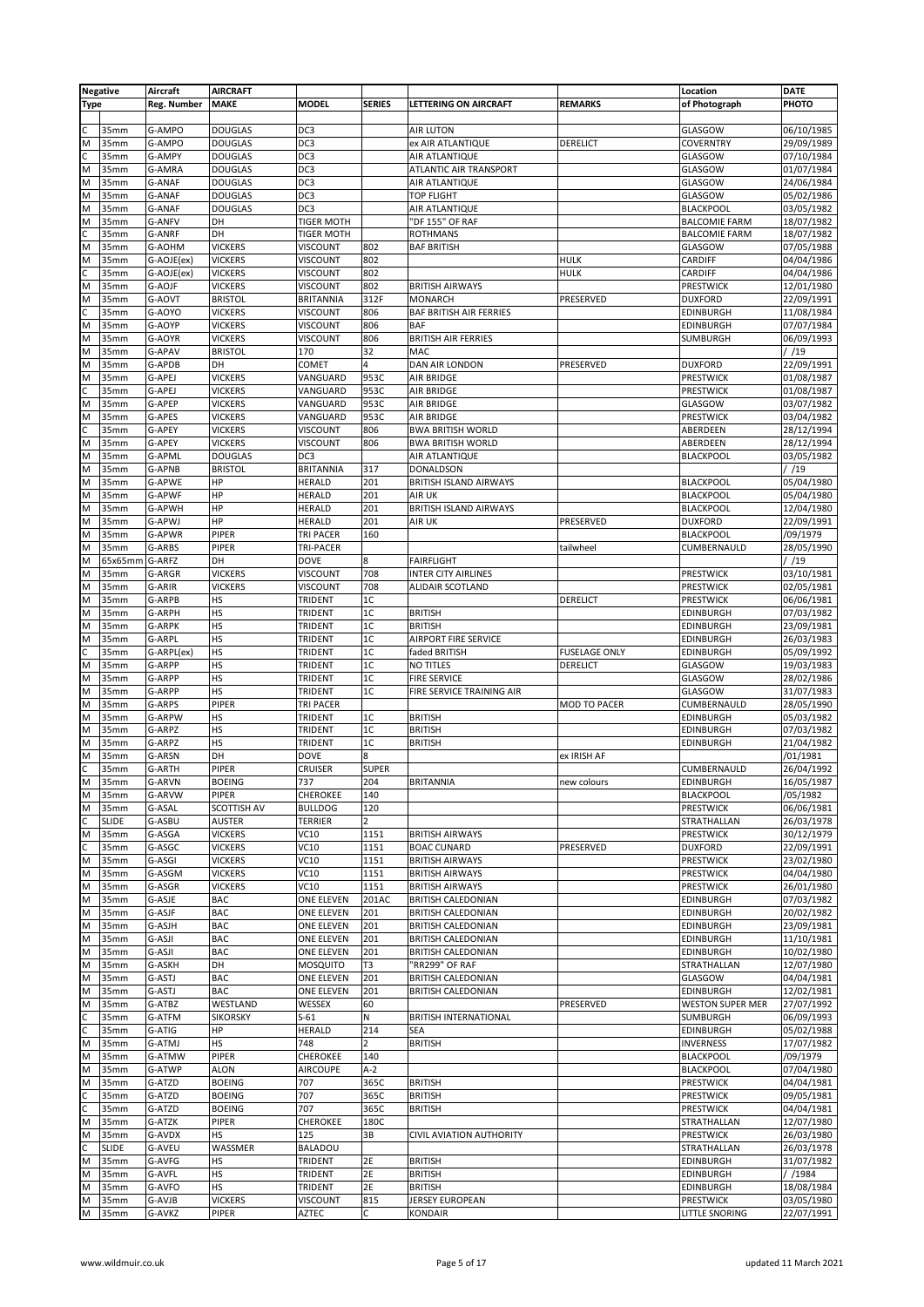| Negative | | Aircraft | AIRCRAFT | | | | | Location | DATE |
|---|---|---|---|---|---|---|---|---|---|
| Type | | Reg. Number | MAKE | MODEL | SERIES | LETTERING ON AIRCRAFT | REMARKS | of Photograph | PHOTO |
| C | 35mm | G-AMPO | DOUGLAS | DC3 | | AIR LUTON | | GLASGOW | 06/10/1985 |
| M | 35mm | G-AMPO | DOUGLAS | DC3 | | ex AIR ATLANTIQUE | DERELICT | COVERNTRY | 29/09/1989 |
| C | 35mm | G-AMPY | DOUGLAS | DC3 | | AIR ATLANTIQUE | | GLASGOW | 07/10/1984 |
| M | 35mm | G-AMRA | DOUGLAS | DC3 | | ATLANTIC AIR TRANSPORT | | GLASGOW | 01/07/1984 |
| M | 35mm | G-ANAF | DOUGLAS | DC3 | | AIR ATLANTIQUE | | GLASGOW | 24/06/1984 |
| M | 35mm | G-ANAF | DOUGLAS | DC3 | | TOP FLIGHT | | GLASGOW | 05/02/1986 |
| M | 35mm | G-ANAF | DOUGLAS | DC3 | | AIR ATLANTIQUE | | BLACKPOOL | 03/05/1982 |
| M | 35mm | G-ANFV | DH | TIGER MOTH | | "DF 155" OF RAF | | BALCOMIE FARM | 18/07/1982 |
| C | 35mm | G-ANRF | DH | TIGER MOTH | | ROTHMANS | | BALCOMIE FARM | 18/07/1982 |
| M | 35mm | G-AOHM | VICKERS | VISCOUNT | 802 | BAF BRITISH | | GLASGOW | 07/05/1988 |
| M | 35mm | G-AOJE(ex) | VICKERS | VISCOUNT | 802 | | HULK | CARDIFF | 04/04/1986 |
| C | 35mm | G-AOJE(ex) | VICKERS | VISCOUNT | 802 | | HULK | CARDIFF | 04/04/1986 |
| M | 35mm | G-AOJF | VICKERS | VISCOUNT | 802 | BRITISH AIRWAYS | | PRESTWICK | 12/01/1980 |
| M | 35mm | G-AOVT | BRISTOL | BRITANNIA | 312F | MONARCH | PRESERVED | DUXFORD | 22/09/1991 |
| C | 35mm | G-AOYO | VICKERS | VISCOUNT | 806 | BAF BRITISH AIR FERRIES | | EDINBURGH | 11/08/1984 |
| M | 35mm | G-AOYP | VICKERS | VISCOUNT | 806 | BAF | | EDINBURGH | 07/07/1984 |
| M | 35mm | G-AOYR | VICKERS | VISCOUNT | 806 | BRITISH AIR FERRIES | | SUMBURGH | 06/09/1993 |
| M | 35mm | G-APAV | BRISTOL | 170 | 32 | MAC | | | / /19 |
| M | 35mm | G-APDB | DH | COMET | 4 | DAN AIR LONDON | PRESERVED | DUXFORD | 22/09/1991 |
| M | 35mm | G-APEJ | VICKERS | VANGUARD | 953C | AIR BRIDGE | | PRESTWICK | 01/08/1987 |
| C | 35mm | G-APEJ | VICKERS | VANGUARD | 953C | AIR BRIDGE | | PRESTWICK | 01/08/1987 |
| M | 35mm | G-APEP | VICKERS | VANGUARD | 953C | AIR BRIDGE | | GLASGOW | 03/07/1982 |
| M | 35mm | G-APES | VICKERS | VANGUARD | 953C | AIR BRIDGE | | PRESTWICK | 03/04/1982 |
| C | 35mm | G-APEY | VICKERS | VISCOUNT | 806 | BWA BRITISH WORLD | | ABERDEEN | 28/12/1994 |
| M | 35mm | G-APEY | VICKERS | VISCOUNT | 806 | BWA BRITISH WORLD | | ABERDEEN | 28/12/1994 |
| M | 35mm | G-APML | DOUGLAS | DC3 | | AIR ATLANTIQUE | | BLACKPOOL | 03/05/1982 |
| M | 35mm | G-APNB | BRISTOL | BRITANNIA | 317 | DONALDSON | | | / /19 |
| M | 35mm | G-APWE | HP | HERALD | 201 | BRITISH ISLAND AIRWAYS | | BLACKPOOL | 05/04/1980 |
| M | 35mm | G-APWF | HP | HERALD | 201 | AIR UK | | BLACKPOOL | 05/04/1980 |
| M | 35mm | G-APWH | HP | HERALD | 201 | BRITISH ISLAND AIRWAYS | | BLACKPOOL | 12/04/1980 |
| M | 35mm | G-APWJ | HP | HERALD | 201 | AIR UK | PRESERVED | DUXFORD | 22/09/1991 |
| M | 35mm | G-APWR | PIPER | TRI PACER | 160 | | | BLACKPOOL | /09/1979 |
| M | 35mm | G-ARBS | PIPER | TRI-PACER | | | tailwheel | CUMBERNAULD | 28/05/1990 |
| M | 65x65mm | G-ARFZ | DH | DOVE | 8 | FAIRFLIGHT | | | / /19 |
| M | 35mm | G-ARGR | VICKERS | VISCOUNT | 708 | INTER CITY AIRLINES | | PRESTWICK | 03/10/1981 |
| M | 35mm | G-ARIR | VICKERS | VISCOUNT | 708 | ALIDAIR SCOTLAND | | PRESTWICK | 02/05/1981 |
| M | 35mm | G-ARPB | HS | TRIDENT | 1C | | DERELICT | PRESTWICK | 06/06/1981 |
| M | 35mm | G-ARPH | HS | TRIDENT | 1C | BRITISH | | EDINBURGH | 07/03/1982 |
| M | 35mm | G-ARPK | HS | TRIDENT | 1C | BRITISH | | EDINBURGH | 23/09/1981 |
| M | 35mm | G-ARPL | HS | TRIDENT | 1C | AIRPORT FIRE SERVICE | | EDINBURGH | 26/03/1983 |
| C | 35mm | G-ARPL(ex) | HS | TRIDENT | 1C | faded BRITISH | FUSELAGE ONLY | EDINBURGH | 05/09/1992 |
| M | 35mm | G-ARPP | HS | TRIDENT | 1C | NO TITLES | DERELICT | GLASGOW | 19/03/1983 |
| M | 35mm | G-ARPP | HS | TRIDENT | 1C | FIRE SERVICE | | GLASGOW | 28/02/1986 |
| M | 35mm | G-ARPP | HS | TRIDENT | 1C | FIRE SERVICE TRAINING AIR | | GLASGOW | 31/07/1983 |
| M | 35mm | G-ARPS | PIPER | TRI PACER | | | MOD TO PACER | CUMBERNAULD | 28/05/1990 |
| M | 35mm | G-ARPW | HS | TRIDENT | 1C | BRITISH | | EDINBURGH | 05/03/1982 |
| M | 35mm | G-ARPZ | HS | TRIDENT | 1C | BRITISH | | EDINBURGH | 07/03/1982 |
| M | 35mm | G-ARPZ | HS | TRIDENT | 1C | BRITISH | | EDINBURGH | 21/04/1982 |
| M | 35mm | G-ARSN | DH | DOVE | 8 | | ex IRISH AF | | /01/1981 |
| C | 35mm | G-ARTH | PIPER | CRUISER | SUPER | | | CUMBERNAULD | 26/04/1992 |
| M | 35mm | G-ARVN | BOEING | 737 | 204 | BRITANNIA | new colours | EDINBURGH | 16/05/1987 |
| M | 35mm | G-ARVW | PIPER | CHEROKEE | 140 | | | BLACKPOOL | /05/1982 |
| M | 35mm | G-ASAL | SCOTTISH AV | BULLDOG | 120 | | | PRESTWICK | 06/06/1981 |
| C | SLIDE | G-ASBU | AUSTER | TERRIER | 2 | | | STRATHALLAN | 26/03/1978 |
| M | 35mm | G-ASGA | VICKERS | VC10 | 1151 | BRITISH AIRWAYS | | PRESTWICK | 30/12/1979 |
| C | 35mm | G-ASGC | VICKERS | VC10 | 1151 | BOAC CUNARD | PRESERVED | DUXFORD | 22/09/1991 |
| M | 35mm | G-ASGI | VICKERS | VC10 | 1151 | BRITISH AIRWAYS | | PRESTWICK | 23/02/1980 |
| M | 35mm | G-ASGM | VICKERS | VC10 | 1151 | BRITISH AIRWAYS | | PRESTWICK | 04/04/1980 |
| M | 35mm | G-ASGR | VICKERS | VC10 | 1151 | BRITISH AIRWAYS | | PRESTWICK | 26/01/1980 |
| M | 35mm | G-ASJE | BAC | ONE ELEVEN | 201AC | BRITISH CALEDONIAN | | EDINBURGH | 07/03/1982 |
| M | 35mm | G-ASJF | BAC | ONE ELEVEN | 201 | BRITISH CALEDONIAN | | EDINBURGH | 20/02/1982 |
| M | 35mm | G-ASJH | BAC | ONE ELEVEN | 201 | BRITISH CALEDONIAN | | EDINBURGH | 23/09/1981 |
| M | 35mm | G-ASJI | BAC | ONE ELEVEN | 201 | BRITISH CALEDONIAN | | EDINBURGH | 11/10/1981 |
| M | 35mm | G-ASJI | BAC | ONE ELEVEN | 201 | BRITISH CALEDONIAN | | EDINBURGH | 10/02/1980 |
| M | 35mm | G-ASKH | DH | MOSQUITO | T3 | "RR299" OF RAF | | STRATHALLAN | 12/07/1980 |
| M | 35mm | G-ASTJ | BAC | ONE ELEVEN | 201 | BRITISH CALEDONIAN | | GLASGOW | 04/04/1981 |
| M | 35mm | G-ASTJ | BAC | ONE ELEVEN | 201 | BRITISH CALEDONIAN | | EDINBURGH | 12/02/1981 |
| M | 35mm | G-ATBZ | WESTLAND | WESSEX | 60 | | PRESERVED | WESTON SUPER MER | 27/07/1992 |
| C | 35mm | G-ATFM | SIKORSKY | S-61 | N | BRITISH INTERNATIONAL | | SUMBURGH | 06/09/1993 |
| C | 35mm | G-ATIG | HP | HERALD | 214 | SEA | | EDINBURGH | 05/02/1988 |
| M | 35mm | G-ATMJ | HS | 748 | 2 | BRITISH | | INVERNESS | 17/07/1982 |
| M | 35mm | G-ATMW | PIPER | CHEROKEE | 140 | | | BLACKPOOL | /09/1979 |
| M | 35mm | G-ATWP | ALON | AIRCOUPE | A-2 | | | BLACKPOOL | 07/04/1980 |
| M | 35mm | G-ATZD | BOEING | 707 | 365C | BRITISH | | PRESTWICK | 04/04/1981 |
| C | 35mm | G-ATZD | BOEING | 707 | 365C | BRITISH | | PRESTWICK | 09/05/1981 |
| C | 35mm | G-ATZD | BOEING | 707 | 365C | BRITISH | | PRESTWICK | 04/04/1981 |
| M | 35mm | G-ATZK | PIPER | CHEROKEE | 180C | | | STRATHALLAN | 12/07/1980 |
| M | 35mm | G-AVDX | HS | 125 | 3B | CIVIL AVIATION AUTHORITY | | PRESTWICK | 26/03/1980 |
| C | SLIDE | G-AVEU | WASSMER | BALADOU | | | | STRATHALLAN | 26/03/1978 |
| M | 35mm | G-AVFG | HS | TRIDENT | 2E | BRITISH | | EDINBURGH | 31/07/1982 |
| M | 35mm | G-AVFL | HS | TRIDENT | 2E | BRITISH | | EDINBURGH | / /1984 |
| M | 35mm | G-AVFO | HS | TRIDENT | 2E | BRITISH | | EDINBURGH | 18/08/1984 |
| M | 35mm | G-AVJB | VICKERS | VISCOUNT | 815 | JERSEY EUROPEAN | | PRESTWICK | 03/05/1980 |
| M | 35mm | G-AVKZ | PIPER | AZTEC | C | KONDAIR | | LITTLE SNORING | 22/07/1991 |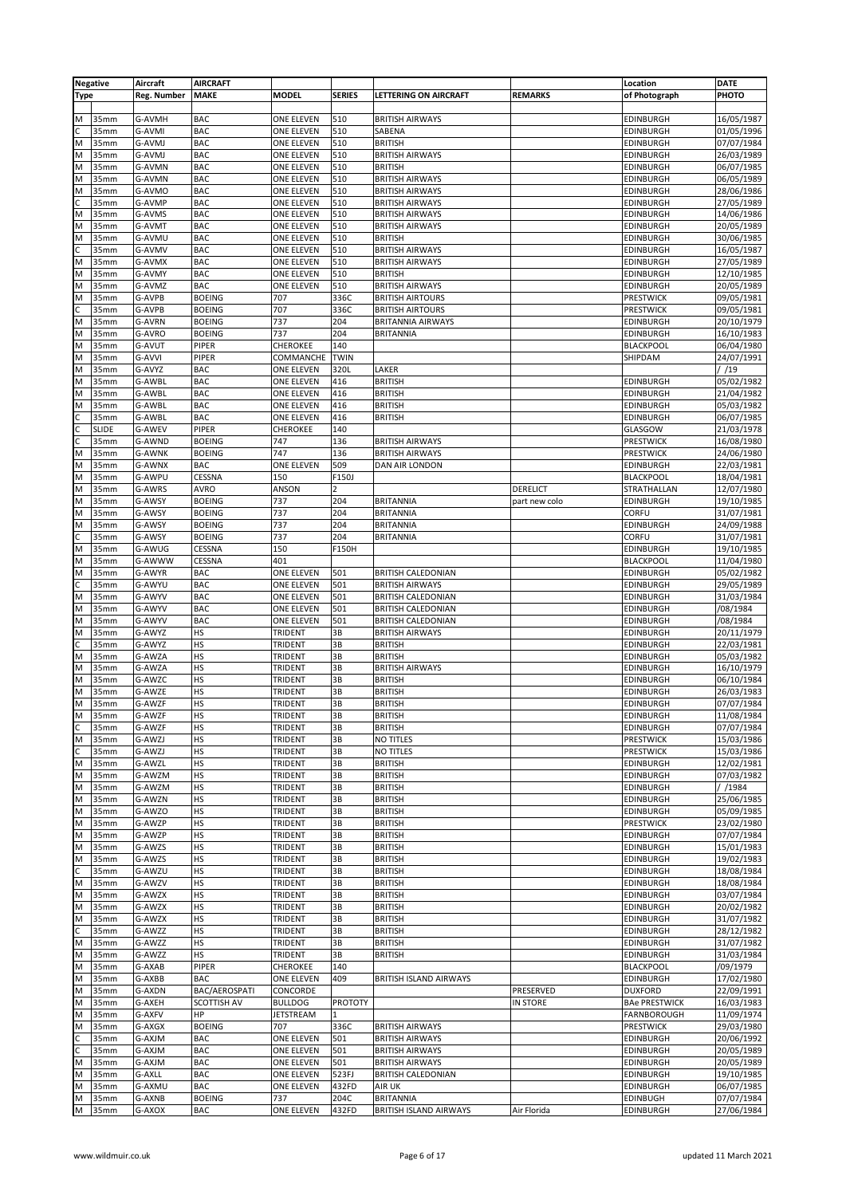| Negative | | Aircraft | AIRCRAFT | | | | | Location | DATE |
|---|---|---|---|---|---|---|---|---|---|
| Type | | Reg. Number | MAKE | MODEL | SERIES | LETTERING ON AIRCRAFT | REMARKS | of Photograph | PHOTO |
| M | 35mm | G-AVMH | BAC | ONE ELEVEN | 510 | BRITISH AIRWAYS | | EDINBURGH | 16/05/1987 |
| C | 35mm | G-AVMI | BAC | ONE ELEVEN | 510 | SABENA | | EDINBURGH | 01/05/1996 |
| M | 35mm | G-AVMJ | BAC | ONE ELEVEN | 510 | BRITISH | | EDINBURGH | 07/07/1984 |
| M | 35mm | G-AVMJ | BAC | ONE ELEVEN | 510 | BRITISH AIRWAYS | | EDINBURGH | 26/03/1989 |
| M | 35mm | G-AVMN | BAC | ONE ELEVEN | 510 | BRITISH | | EDINBURGH | 06/07/1985 |
| M | 35mm | G-AVMN | BAC | ONE ELEVEN | 510 | BRITISH AIRWAYS | | EDINBURGH | 06/05/1989 |
| M | 35mm | G-AVMO | BAC | ONE ELEVEN | 510 | BRITISH AIRWAYS | | EDINBURGH | 28/06/1986 |
| C | 35mm | G-AVMP | BAC | ONE ELEVEN | 510 | BRITISH AIRWAYS | | EDINBURGH | 27/05/1989 |
| M | 35mm | G-AVMS | BAC | ONE ELEVEN | 510 | BRITISH AIRWAYS | | EDINBURGH | 14/06/1986 |
| M | 35mm | G-AVMT | BAC | ONE ELEVEN | 510 | BRITISH AIRWAYS | | EDINBURGH | 20/05/1989 |
| M | 35mm | G-AVMU | BAC | ONE ELEVEN | 510 | BRITISH | | EDINBURGH | 30/06/1985 |
| C | 35mm | G-AVMV | BAC | ONE ELEVEN | 510 | BRITISH AIRWAYS | | EDINBURGH | 16/05/1987 |
| M | 35mm | G-AVMX | BAC | ONE ELEVEN | 510 | BRITISH AIRWAYS | | EDINBURGH | 27/05/1989 |
| M | 35mm | G-AVMY | BAC | ONE ELEVEN | 510 | BRITISH | | EDINBURGH | 12/10/1985 |
| M | 35mm | G-AVMZ | BAC | ONE ELEVEN | 510 | BRITISH AIRWAYS | | EDINBURGH | 20/05/1989 |
| M | 35mm | G-AVPB | BOEING | 707 | 336C | BRITISH AIRTOURS | | PRESTWICK | 09/05/1981 |
| C | 35mm | G-AVPB | BOEING | 707 | 336C | BRITISH AIRTOURS | | PRESTWICK | 09/05/1981 |
| M | 35mm | G-AVRN | BOEING | 737 | 204 | BRITANNIA AIRWAYS | | EDINBURGH | 20/10/1979 |
| M | 35mm | G-AVRO | BOEING | 737 | 204 | BRITANNIA | | EDINBURGH | 16/10/1983 |
| M | 35mm | G-AVUT | PIPER | CHEROKEE | 140 | | | BLACKPOOL | 06/04/1980 |
| M | 35mm | G-AVVI | PIPER | COMMANCHE | TWIN | | | SHIPDAM | 24/07/1991 |
| M | 35mm | G-AVYZ | BAC | ONE ELEVEN | 320L | LAKER | | | / /19 |
| M | 35mm | G-AWBL | BAC | ONE ELEVEN | 416 | BRITISH | | EDINBURGH | 05/02/1982 |
| M | 35mm | G-AWBL | BAC | ONE ELEVEN | 416 | BRITISH | | EDINBURGH | 21/04/1982 |
| M | 35mm | G-AWBL | BAC | ONE ELEVEN | 416 | BRITISH | | EDINBURGH | 05/03/1982 |
| C | 35mm | G-AWBL | BAC | ONE ELEVEN | 416 | BRITISH | | EDINBURGH | 06/07/1985 |
| C | SLIDE | G-AWEV | PIPER | CHEROKEE | 140 | | | GLASGOW | 21/03/1978 |
| C | 35mm | G-AWND | BOEING | 747 | 136 | BRITISH AIRWAYS | | PRESTWICK | 16/08/1980 |
| M | 35mm | G-AWNK | BOEING | 747 | 136 | BRITISH AIRWAYS | | PRESTWICK | 24/06/1980 |
| M | 35mm | G-AWNX | BAC | ONE ELEVEN | 509 | DAN AIR LONDON | | EDINBURGH | 22/03/1981 |
| M | 35mm | G-AWPU | CESSNA | 150 | F150J | | | BLACKPOOL | 18/04/1981 |
| M | 35mm | G-AWRS | AVRO | ANSON | 2 | | DERELICT | STRATHALLAN | 12/07/1980 |
| M | 35mm | G-AWSY | BOEING | 737 | 204 | BRITANNIA | part new colo | EDINBURGH | 19/10/1985 |
| M | 35mm | G-AWSY | BOEING | 737 | 204 | BRITANNIA | | CORFU | 31/07/1981 |
| M | 35mm | G-AWSY | BOEING | 737 | 204 | BRITANNIA | | EDINBURGH | 24/09/1988 |
| C | 35mm | G-AWSY | BOEING | 737 | 204 | BRITANNIA | | CORFU | 31/07/1981 |
| M | 35mm | G-AWUG | CESSNA | 150 | F150H | | | EDINBURGH | 19/10/1985 |
| M | 35mm | G-AWWW | CESSNA | 401 | | | | BLACKPOOL | 11/04/1980 |
| M | 35mm | G-AWYR | BAC | ONE ELEVEN | 501 | BRITISH CALEDONIAN | | EDINBURGH | 05/02/1982 |
| C | 35mm | G-AWYU | BAC | ONE ELEVEN | 501 | BRITISH AIRWAYS | | EDINBURGH | 29/05/1989 |
| M | 35mm | G-AWYV | BAC | ONE ELEVEN | 501 | BRITISH CALEDONIAN | | EDINBURGH | 31/03/1984 |
| M | 35mm | G-AWYV | BAC | ONE ELEVEN | 501 | BRITISH CALEDONIAN | | EDINBURGH | /08/1984 |
| M | 35mm | G-AWYV | BAC | ONE ELEVEN | 501 | BRITISH CALEDONIAN | | EDINBURGH | /08/1984 |
| M | 35mm | G-AWYZ | HS | TRIDENT | 3B | BRITISH AIRWAYS | | EDINBURGH | 20/11/1979 |
| C | 35mm | G-AWYZ | HS | TRIDENT | 3B | BRITISH | | EDINBURGH | 22/03/1981 |
| M | 35mm | G-AWZA | HS | TRIDENT | 3B | BRITISH | | EDINBURGH | 05/03/1982 |
| M | 35mm | G-AWZA | HS | TRIDENT | 3B | BRITISH AIRWAYS | | EDINBURGH | 16/10/1979 |
| M | 35mm | G-AWZC | HS | TRIDENT | 3B | BRITISH | | EDINBURGH | 06/10/1984 |
| M | 35mm | G-AWZE | HS | TRIDENT | 3B | BRITISH | | EDINBURGH | 26/03/1983 |
| M | 35mm | G-AWZF | HS | TRIDENT | 3B | BRITISH | | EDINBURGH | 07/07/1984 |
| M | 35mm | G-AWZF | HS | TRIDENT | 3B | BRITISH | | EDINBURGH | 11/08/1984 |
| C | 35mm | G-AWZF | HS | TRIDENT | 3B | BRITISH | | EDINBURGH | 07/07/1984 |
| M | 35mm | G-AWZJ | HS | TRIDENT | 3B | NO TITLES | | PRESTWICK | 15/03/1986 |
| C | 35mm | G-AWZJ | HS | TRIDENT | 3B | NO TITLES | | PRESTWICK | 15/03/1986 |
| M | 35mm | G-AWZL | HS | TRIDENT | 3B | BRITISH | | EDINBURGH | 12/02/1981 |
| M | 35mm | G-AWZM | HS | TRIDENT | 3B | BRITISH | | EDINBURGH | 07/03/1982 |
| M | 35mm | G-AWZM | HS | TRIDENT | 3B | BRITISH | | EDINBURGH | / /1984 |
| M | 35mm | G-AWZN | HS | TRIDENT | 3B | BRITISH | | EDINBURGH | 25/06/1985 |
| M | 35mm | G-AWZO | HS | TRIDENT | 3B | BRITISH | | EDINBURGH | 05/09/1985 |
| M | 35mm | G-AWZP | HS | TRIDENT | 3B | BRITISH | | PRESTWICK | 23/02/1980 |
| M | 35mm | G-AWZP | HS | TRIDENT | 3B | BRITISH | | EDINBURGH | 07/07/1984 |
| M | 35mm | G-AWZS | HS | TRIDENT | 3B | BRITISH | | EDINBURGH | 15/01/1983 |
| M | 35mm | G-AWZS | HS | TRIDENT | 3B | BRITISH | | EDINBURGH | 19/02/1983 |
| C | 35mm | G-AWZU | HS | TRIDENT | 3B | BRITISH | | EDINBURGH | 18/08/1984 |
| M | 35mm | G-AWZV | HS | TRIDENT | 3B | BRITISH | | EDINBURGH | 18/08/1984 |
| M | 35mm | G-AWZX | HS | TRIDENT | 3B | BRITISH | | EDINBURGH | 03/07/1984 |
| M | 35mm | G-AWZX | HS | TRIDENT | 3B | BRITISH | | EDINBURGH | 20/02/1982 |
| M | 35mm | G-AWZX | HS | TRIDENT | 3B | BRITISH | | EDINBURGH | 31/07/1982 |
| C | 35mm | G-AWZZ | HS | TRIDENT | 3B | BRITISH | | EDINBURGH | 28/12/1982 |
| M | 35mm | G-AWZZ | HS | TRIDENT | 3B | BRITISH | | EDINBURGH | 31/07/1982 |
| M | 35mm | G-AWZZ | HS | TRIDENT | 3B | BRITISH | | EDINBURGH | 31/03/1984 |
| M | 35mm | G-AXAB | PIPER | CHEROKEE | 140 | | | BLACKPOOL | /09/1979 |
| M | 35mm | G-AXBB | BAC | ONE ELEVEN | 409 | BRITISH ISLAND AIRWAYS | | EDINBURGH | 17/02/1980 |
| M | 35mm | G-AXDN | BAC/AEROSPATI | CONCORDE | | | PRESERVED | DUXFORD | 22/09/1991 |
| M | 35mm | G-AXEH | SCOTTISH AV | BULLDOG | PROTOTY | | IN STORE | BAe PRESTWICK | 16/03/1983 |
| M | 35mm | G-AXFV | HP | JETSTREAM | 1 | | | FARNBOROUGH | 11/09/1974 |
| M | 35mm | G-AXGX | BOEING | 707 | 336C | BRITISH AIRWAYS | | PRESTWICK | 29/03/1980 |
| C | 35mm | G-AXJM | BAC | ONE ELEVEN | 501 | BRITISH AIRWAYS | | EDINBURGH | 20/06/1992 |
| C | 35mm | G-AXJM | BAC | ONE ELEVEN | 501 | BRITISH AIRWAYS | | EDINBURGH | 20/05/1989 |
| M | 35mm | G-AXJM | BAC | ONE ELEVEN | 501 | BRITISH AIRWAYS | | EDINBURGH | 20/05/1989 |
| M | 35mm | G-AXLL | BAC | ONE ELEVEN | 523FJ | BRITISH CALEDONIAN | | EDINBURGH | 19/10/1985 |
| M | 35mm | G-AXMU | BAC | ONE ELEVEN | 432FD | AIR UK | | EDINBURGH | 06/07/1985 |
| M | 35mm | G-AXNB | BOEING | 737 | 204C | BRITANNIA | | EDINBUGH | 07/07/1984 |
| M | 35mm | G-AXOX | BAC | ONE ELEVEN | 432FD | BRITISH ISLAND AIRWAYS | Air Florida | EDINBURGH | 27/06/1984 |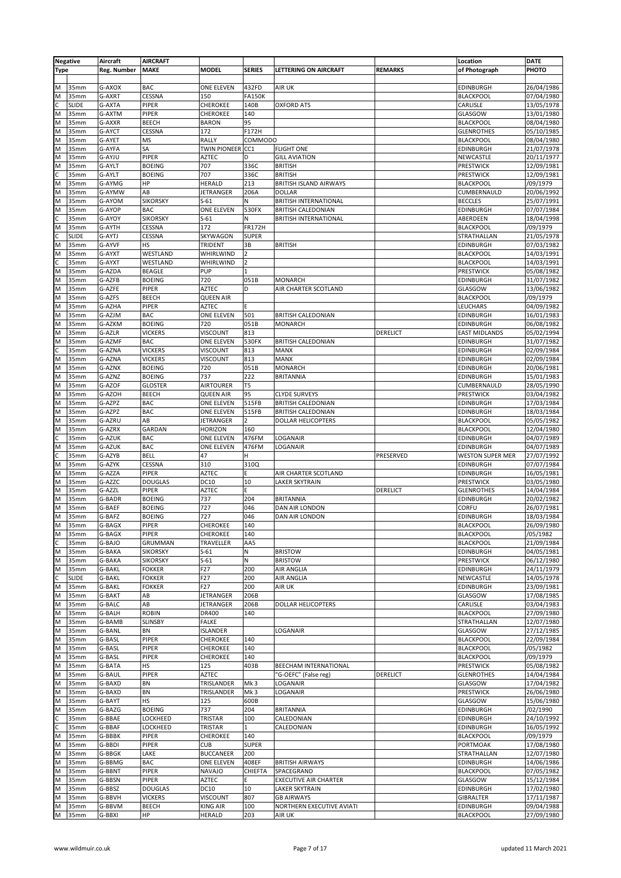| Negative | | Aircraft | AIRCRAFT | | | | | Location | DATE |
|---|---|---|---|---|---|---|---|---|---|
| Type | | Reg. Number | MAKE | MODEL | SERIES | LETTERING ON AIRCRAFT | REMARKS | of Photograph | PHOTO |
| | | | | | | | | | |
| M | 35mm | G-AXOX | BAC | ONE ELEVEN | 432FD | AIR UK | | EDINBURGH | 26/04/1986 |
| M | 35mm | G-AXRT | CESSNA | 150 | FA150K | | | BLACKPOOL | 07/04/1980 |
| C | SLIDE | G-AXTA | PIPER | CHEROKEE | 140B | OXFORD ATS | | CARLISLE | 13/05/1978 |
| M | 35mm | G-AXTM | PIPER | CHEROKEE | 140 | | | GLASGOW | 13/01/1980 |
| M | 35mm | G-AXXR | BEECH | BARON | 95 | | | BLACKPOOL | 08/04/1980 |
| M | 35mm | G-AYCT | CESSNA | 172 | F172H | | | GLENROTHES | 05/10/1985 |
| M | 35mm | G-AYET | MS | RALLY | COMMODO | | | BLACKPOOL | 08/04/1980 |
| M | 35mm | G-AYFA | SA | TWIN PIONEER | CC1 | FLIGHT ONE | | EDINBURGH | 21/07/1978 |
| M | 35mm | G-AYJU | PIPER | AZTEC | D | GILL AVIATION | | NEWCASTLE | 20/11/1977 |
| M | 35mm | G-AYLT | BOEING | 707 | 336C | BRITISH | | PRESTWICK | 12/09/1981 |
| C | 35mm | G-AYLT | BOEING | 707 | 336C | BRITISH | | PRESTWICK | 12/09/1981 |
| M | 35mm | G-AYMG | HP | HERALD | 213 | BRITISH ISLAND AIRWAYS | | BLACKPOOL | /09/1979 |
| M | 35mm | G-AYMW | AB | JETRANGER | 206A | DOLLAR | | CUMBERNAULD | 20/06/1992 |
| M | 35mm | G-AYOM | SIKORSKY | S-61 | N | BRITISH INTERNATIONAL | | BECCLES | 25/07/1991 |
| M | 35mm | G-AYOP | BAC | ONE ELEVEN | 530FX | BRITISH CALEDONIAN | | EDINBURGH | 07/07/1984 |
| C | 35mm | G-AYOY | SIKORSKY | S-61 | N | BRITISH INTERNATIONAL | | ABERDEEN | 18/04/1998 |
| M | 35mm | G-AYTH | CESSNA | 172 | FR172H | | | BLACKPOOL | /09/1979 |
| C | SLIDE | G-AYTJ | CESSNA | SKYWAGON | SUPER | | | STRATHALLAN | 21/05/1978 |
| M | 35mm | G-AYVF | HS | TRIDENT | 3B | BRITISH | | EDINBURGH | 07/03/1982 |
| M | 35mm | G-AYXT | WESTLAND | WHIRLWIND | 2 | | | BLACKPOOL | 14/03/1991 |
| C | 35mm | G-AYXT | WESTLAND | WHIRLWIND | 2 | | | BLACKPOOL | 14/03/1991 |
| M | 35mm | G-AZDA | BEAGLE | PUP | 1 | | | PRESTWICK | 05/08/1982 |
| M | 35mm | G-AZFB | BOEING | 720 | 051B | MONARCH | | EDINBURGH | 31/07/1982 |
| M | 35mm | G-AZFE | PIPER | AZTEC | D | AIR CHARTER SCOTLAND | | GLASGOW | 13/06/1982 |
| M | 35mm | G-AZFS | BEECH | QUEEN AIR | | | | BLACKPOOL | /09/1979 |
| M | 35mm | G-AZHA | PIPER | AZTEC | E | | | LEUCHARS | 04/09/1982 |
| M | 35mm | G-AZJM | BAC | ONE ELEVEN | 501 | BRITISH CALEDONIAN | | EDINBURGH | 16/01/1983 |
| M | 35mm | G-AZKM | BOEING | 720 | 051B | MONARCH | | EDINBURGH | 06/08/1982 |
| M | 35mm | G-AZLR | VICKERS | VISCOUNT | 813 | | DERELICT | EAST MIDLANDS | 05/02/1994 |
| M | 35mm | G-AZMF | BAC | ONE ELEVEN | 530FX | BRITISH CALEDONIAN | | EDINBURGH | 31/07/1982 |
| C | 35mm | G-AZNA | VICKERS | VISCOUNT | 813 | MANX | | EDINBURGH | 02/09/1984 |
| M | 35mm | G-AZNA | VICKERS | VISCOUNT | 813 | MANX | | EDINBURGH | 02/09/1984 |
| M | 35mm | G-AZNX | BOEING | 720 | 051B | MONARCH | | EDINBURGH | 20/06/1981 |
| M | 35mm | G-AZNZ | BOEING | 737 | 222 | BRITANNIA | | EDINBURGH | 15/01/1983 |
| M | 35mm | G-AZOF | GLOSTER | AIRTOURER | T5 | | | CUMBERNAULD | 28/05/1990 |
| M | 35mm | G-AZOH | BEECH | QUEEN AIR | 95 | CLYDE SURVEYS | | PRESTWICK | 03/04/1982 |
| M | 35mm | G-AZPZ | BAC | ONE ELEVEN | 515FB | BRITISH CALEDONIAN | | EDINBURGH | 17/03/1984 |
| M | 35mm | G-AZPZ | BAC | ONE ELEVEN | 515FB | BRITISH CALEDONIAN | | EDINBURGH | 18/03/1984 |
| M | 35mm | G-AZRU | AB | JETRANGER | 2 | DOLLAR HELICOPTERS | | BLACKPOOL | 05/05/1982 |
| M | 35mm | G-AZRX | GARDAN | HORIZON | 160 | | | BLACKPOOL | 12/04/1980 |
| C | 35mm | G-AZUK | BAC | ONE ELEVEN | 476FM | LOGANAIR | | EDINBURGH | 04/07/1989 |
| M | 35mm | G-AZUK | BAC | ONE ELEVEN | 476FM | LOGANAIR | | EDINBURGH | 04/07/1989 |
| C | 35mm | G-AZYB | BELL | 47 | H | | PRESERVED | WESTON SUPER MER | 27/07/1992 |
| M | 35mm | G-AZYK | CESSNA | 310 | 310Q | | | EDINBURGH | 07/07/1984 |
| M | 35mm | G-AZZA | PIPER | AZTEC | E | AIR CHARTER SCOTLAND | | EDINBURGH | 16/05/1981 |
| M | 35mm | G-AZZC | DOUGLAS | DC10 | 10 | LAKER SKYTRAIN | | PRESTWICK | 03/05/1980 |
| M | 35mm | G-AZZL | PIPER | AZTEC | E | | DERELICT | GLENROTHES | 14/04/1984 |
| M | 35mm | G-BADR | BOEING | 737 | 204 | BRITANNIA | | EDINBURGH | 20/02/1982 |
| M | 35mm | G-BAEF | BOEING | 727 | 046 | DAN AIR LONDON | | CORFU | 26/07/1981 |
| M | 35mm | G-BAFZ | BOEING | 727 | 046 | DAN AIR LONDON | | EDINBURGH | 18/03/1984 |
| M | 35mm | G-BAGX | PIPER | CHEROKEE | 140 | | | BLACKPOOL | 26/09/1980 |
| M | 35mm | G-BAGX | PIPER | CHEROKEE | 140 | | | BLACKPOOL | /05/1982 |
| C | 35mm | G-BAJO | GRUMMAN | TRAVELLER | AA5 | | | BLACKPOOL | 21/09/1984 |
| M | 35mm | G-BAKA | SIKORSKY | S-61 | N | BRISTOW | | EDINBURGH | 04/05/1981 |
| M | 35mm | G-BAKA | SIKORSKY | S-61 | N | BRISTOW | | PRESTWICK | 06/12/1980 |
| M | 35mm | G-BAKL | FOKKER | F27 | 200 | AIR ANGLIA | | EDINBURGH | 24/11/1979 |
| C | SLIDE | G-BAKL | FOKKER | F27 | 200 | AIR ANGLIA | | NEWCASTLE | 14/05/1978 |
| M | 35mm | G-BAKL | FOKKER | F27 | 200 | AIR UK | | EDINBURGH | 23/09/1981 |
| M | 35mm | G-BAKT | AB | JETRANGER | 206B | | | GLASGOW | 17/08/1985 |
| M | 35mm | G-BALC | AB | JETRANGER | 206B | DOLLAR HELICOPTERS | | CARLISLE | 03/04/1983 |
| M | 35mm | G-BALH | ROBIN | DR400 | 140 | | | BLACKPOOL | 27/09/1980 |
| M | 35mm | G-BAMB | SLINSBY | FALKE | | | | STRATHALLAN | 12/07/1980 |
| M | 35mm | G-BANL | BN | ISLANDER | | LOGANAIR | | GLASGOW | 27/12/1985 |
| M | 35mm | G-BASL | PIPER | CHEROKEE | 140 | | | BLACKPOOL | 22/09/1984 |
| M | 35mm | G-BASL | PIPER | CHEROKEE | 140 | | | BLACKPOOL | /05/1982 |
| M | 35mm | G-BASL | PIPER | CHEROKEE | 140 | | | BLACKPOOL | /09/1979 |
| M | 35mm | G-BATA | HS | 125 | 403B | BEECHAM INTERNATIONAL | | PRESTWICK | 05/08/1982 |
| M | 35mm | G-BAUL | PIPER | AZTEC | | "G-OEFC" (False reg) | DERELICT | GLENROTHES | 14/04/1984 |
| M | 35mm | G-BAXD | BN | TRISLANDER | Mk 3 | LOGANAIR | | GLASGOW | 17/04/1982 |
| M | 35mm | G-BAXD | BN | TRISLANDER | Mk 3 | LOGANAIR | | PRESTWICK | 26/06/1980 |
| M | 35mm | G-BAYT | HS | 125 | 600B | | | GLASGOW | 15/06/1980 |
| M | 35mm | G-BAZG | BOEING | 737 | 204 | BRITANNIA | | EDINBURGH | /02/1990 |
| C | 35mm | G-BBAE | LOCKHEED | TRISTAR | 100 | CALEDONIAN | | EDINBURGH | 24/10/1992 |
| C | 35mm | G-BBAF | LOCKHEED | TRISTAR | 1 | CALEDONIAN | | EDINBURGH | 16/05/1992 |
| M | 35mm | G-BBBK | PIPER | CHEROKEE | 140 | | | BLACKPOOL | /09/1979 |
| M | 35mm | G-BBDI | PIPER | CUB | SUPER | | | PORTMOAK | 17/08/1980 |
| M | 35mm | G-BBGK | LAKE | BUCCANEER | 200 | | | STRATHALLAN | 12/07/1980 |
| M | 35mm | G-BBMG | BAC | ONE ELEVEN | 408EF | BRITISH AIRWAYS | | EDINBURGH | 14/06/1986 |
| M | 35mm | G-BBNT | PIPER | NAVAJO | CHIEFTA | SPACEGRAND | | BLACKPOOL | 07/05/1982 |
| M | 35mm | G-BBSN | PIPER | AZTEC | E | EXECUTIVE AIR CHARTER | | GLASGOW | 15/12/1984 |
| M | 35mm | G-BBSZ | DOUGLAS | DC10 | 10 | LAKER SKYTRAIN | | EDINBURGH | 17/02/1980 |
| M | 35mm | G-BBVH | VICKERS | VISCOUNT | 807 | GB AIRWAYS | | GIBRALTER | 17/11/1987 |
| M | 35mm | G-BBVM | BEECH | KING AIR | 100 | NORTHERN EXECUTIVE AVIATI | | EDINBURGH | 09/04/1988 |
| M | 35mm | G-BBXI | HP | HERALD | 203 | AIR UK | | BLACKPOOL | 27/09/1980 |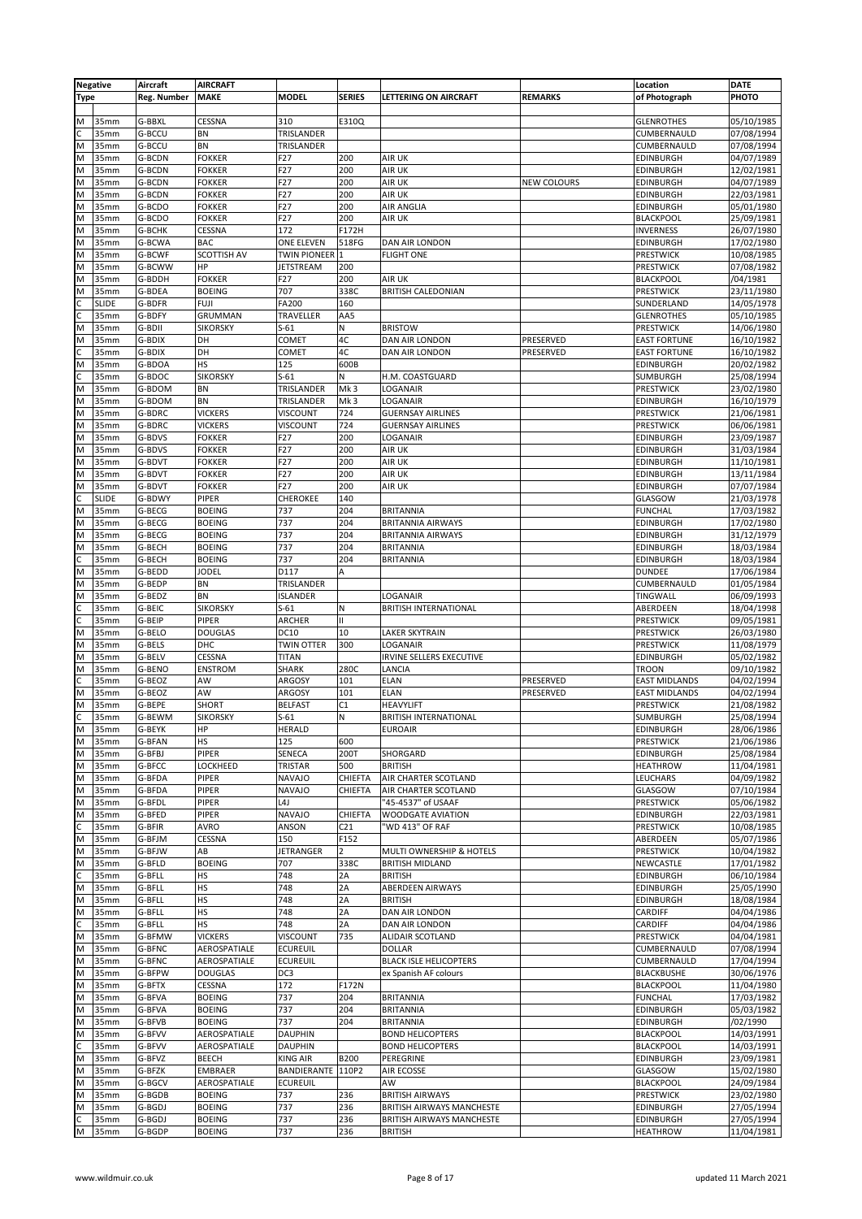| Negative | | Aircraft | AIRCRAFT | | | | | Location | DATE |
|---|---|---|---|---|---|---|---|---|---|
| Type | | Reg. Number | MAKE | MODEL | SERIES | LETTERING ON AIRCRAFT | REMARKS | of Photograph | PHOTO |
| M | 35mm | G-BBXL | CESSNA | 310 | E310Q | | | GLENROTHES | 05/10/1985 |
| C | 35mm | G-BCCU | BN | TRISLANDER | | | | CUMBERNAULD | 07/08/1994 |
| M | 35mm | G-BCCU | BN | TRISLANDER | | | | CUMBERNAULD | 07/08/1994 |
| M | 35mm | G-BCDN | FOKKER | F27 | 200 | AIR UK | | EDINBURGH | 04/07/1989 |
| M | 35mm | G-BCDN | FOKKER | F27 | 200 | AIR UK | | EDINBURGH | 12/02/1981 |
| M | 35mm | G-BCDN | FOKKER | F27 | 200 | AIR UK | NEW COLOURS | EDINBURGH | 04/07/1989 |
| M | 35mm | G-BCDN | FOKKER | F27 | 200 | AIR UK | | EDINBURGH | 22/03/1981 |
| M | 35mm | G-BCDO | FOKKER | F27 | 200 | AIR ANGLIA | | EDINBURGH | 05/01/1980 |
| M | 35mm | G-BCDO | FOKKER | F27 | 200 | AIR UK | | BLACKPOOL | 25/09/1981 |
| M | 35mm | G-BCHK | CESSNA | 172 | F172H | | | INVERNESS | 26/07/1980 |
| M | 35mm | G-BCWA | BAC | ONE ELEVEN | 518FG | DAN AIR LONDON | | EDINBURGH | 17/02/1980 |
| M | 35mm | G-BCWF | SCOTTISH AV | TWIN PIONEER | 1 | FLIGHT ONE | | PRESTWICK | 10/08/1985 |
| M | 35mm | G-BCWW | HP | JETSTREAM | 200 | | | PRESTWICK | 07/08/1982 |
| M | 35mm | G-BDDH | FOKKER | F27 | 200 | AIR UK | | BLACKPOOL | /04/1981 |
| M | 35mm | G-BDEA | BOEING | 707 | 338C | BRITISH CALEDONIAN | | PRESTWICK | 23/11/1980 |
| C | SLIDE | G-BDFR | FUJI | FA200 | 160 | | | SUNDERLAND | 14/05/1978 |
| C | 35mm | G-BDFY | GRUMMAN | TRAVELLER | AA5 | | | GLENROTHES | 05/10/1985 |
| M | 35mm | G-BDII | SIKORSKY | S-61 | N | BRISTOW | | PRESTWICK | 14/06/1980 |
| M | 35mm | G-BDIX | DH | COMET | 4C | DAN AIR LONDON | PRESERVED | EAST FORTUNE | 16/10/1982 |
| C | 35mm | G-BDIX | DH | COMET | 4C | DAN AIR LONDON | PRESERVED | EAST FORTUNE | 16/10/1982 |
| M | 35mm | G-BDOA | HS | 125 | 600B | | | EDINBURGH | 20/02/1982 |
| C | 35mm | G-BDOC | SIKORSKY | S-61 | N | H.M. COASTGUARD | | SUMBURGH | 25/08/1994 |
| M | 35mm | G-BDOM | BN | TRISLANDER | Mk 3 | LOGANAIR | | PRESTWICK | 23/02/1980 |
| M | 35mm | G-BDOM | BN | TRISLANDER | Mk 3 | LOGANAIR | | EDINBURGH | 16/10/1979 |
| M | 35mm | G-BDRC | VICKERS | VISCOUNT | 724 | GUERNSAY AIRLINES | | PRESTWICK | 21/06/1981 |
| M | 35mm | G-BDRC | VICKERS | VISCOUNT | 724 | GUERNSAY AIRLINES | | PRESTWICK | 06/06/1981 |
| M | 35mm | G-BDVS | FOKKER | F27 | 200 | LOGANAIR | | EDINBURGH | 23/09/1987 |
| M | 35mm | G-BDVS | FOKKER | F27 | 200 | AIR UK | | EDINBURGH | 31/03/1984 |
| M | 35mm | G-BDVT | FOKKER | F27 | 200 | AIR UK | | EDINBURGH | 11/10/1981 |
| M | 35mm | G-BDVT | FOKKER | F27 | 200 | AIR UK | | EDINBURGH | 13/11/1984 |
| M | 35mm | G-BDVT | FOKKER | F27 | 200 | AIR UK | | EDINBURGH | 07/07/1984 |
| C | SLIDE | G-BDWY | PIPER | CHEROKEE | 140 | | | GLASGOW | 21/03/1978 |
| M | 35mm | G-BECG | BOEING | 737 | 204 | BRITANNIA | | FUNCHAL | 17/03/1982 |
| M | 35mm | G-BECG | BOEING | 737 | 204 | BRITANNIA AIRWAYS | | EDINBURGH | 17/02/1980 |
| M | 35mm | G-BECG | BOEING | 737 | 204 | BRITANNIA AIRWAYS | | EDINBURGH | 31/12/1979 |
| M | 35mm | G-BECH | BOEING | 737 | 204 | BRITANNIA | | EDINBURGH | 18/03/1984 |
| C | 35mm | G-BECH | BOEING | 737 | 204 | BRITANNIA | | EDINBURGH | 18/03/1984 |
| M | 35mm | G-BEDD | JODEL | D117 | A | | | DUNDEE | 17/06/1984 |
| M | 35mm | G-BEDP | BN | TRISLANDER | | | | CUMBERNAULD | 01/05/1984 |
| M | 35mm | G-BEDZ | BN | ISLANDER | | LOGANAIR | | TINGWALL | 06/09/1993 |
| C | 35mm | G-BEIC | SIKORSKY | S-61 | N | BRITISH INTERNATIONAL | | ABERDEEN | 18/04/1998 |
| C | 35mm | G-BEIP | PIPER | ARCHER | II | | | PRESTWICK | 09/05/1981 |
| M | 35mm | G-BELO | DOUGLAS | DC10 | 10 | LAKER SKYTRAIN | | PRESTWICK | 26/03/1980 |
| M | 35mm | G-BELS | DHC | TWIN OTTER | 300 | LOGANAIR | | PRESTWICK | 11/08/1979 |
| M | 35mm | G-BELV | CESSNA | TITAN | | IRVINE SELLERS EXECUTIVE | | EDINBURGH | 05/02/1982 |
| M | 35mm | G-BENO | ENSTROM | SHARK | 280C | LANCIA | | TROON | 09/10/1982 |
| C | 35mm | G-BEOZ | AW | ARGOSY | 101 | ELAN | PRESERVED | EAST MIDLANDS | 04/02/1994 |
| M | 35mm | G-BEOZ | AW | ARGOSY | 101 | ELAN | PRESERVED | EAST MIDLANDS | 04/02/1994 |
| M | 35mm | G-BEPE | SHORT | BELFAST | C1 | HEAVYLIFT | | PRESTWICK | 21/08/1982 |
| C | 35mm | G-BEWM | SIKORSKY | S-61 | N | BRITISH INTERNATIONAL | | SUMBURGH | 25/08/1994 |
| M | 35mm | G-BEYK | HP | HERALD | | EUROAIR | | EDINBURGH | 28/06/1986 |
| M | 35mm | G-BFAN | HS | 125 | 600 | | | PRESTWICK | 21/06/1986 |
| M | 35mm | G-BFBJ | PIPER | SENECA | 200T | SHORGARD | | EDINBURGH | 25/08/1984 |
| M | 35mm | G-BFCC | LOCKHEED | TRISTAR | 500 | BRITISH | | HEATHROW | 11/04/1981 |
| M | 35mm | G-BFDA | PIPER | NAVAJO | CHIEFTA | AIR CHARTER SCOTLAND | | LEUCHARS | 04/09/1982 |
| M | 35mm | G-BFDA | PIPER | NAVAJO | CHIEFTA | AIR CHARTER SCOTLAND | | GLASGOW | 07/10/1984 |
| M | 35mm | G-BFDL | PIPER | L4J | | "45-4537" of USAAF | | PRESTWICK | 05/06/1982 |
| M | 35mm | G-BFED | PIPER | NAVAJO | CHIEFTA | WOODGATE AVIATION | | EDINBURGH | 22/03/1981 |
| C | 35mm | G-BFIR | AVRO | ANSON | C21 | "WD 413" OF RAF | | PRESTWICK | 10/08/1985 |
| M | 35mm | G-BFJM | CESSNA | 150 | F152 | | | ABERDEEN | 05/07/1986 |
| M | 35mm | G-BFJW | AB | JETRANGER | 2 | MULTI OWNERSHIP & HOTELS | | PRESTWICK | 10/04/1982 |
| M | 35mm | G-BFLD | BOEING | 707 | 338C | BRITISH MIDLAND | | NEWCASTLE | 17/01/1982 |
| C | 35mm | G-BFLL | HS | 748 | 2A | BRITISH | | EDINBURGH | 06/10/1984 |
| M | 35mm | G-BFLL | HS | 748 | 2A | ABERDEEN AIRWAYS | | EDINBURGH | 25/05/1990 |
| M | 35mm | G-BFLL | HS | 748 | 2A | BRITISH | | EDINBURGH | 18/08/1984 |
| M | 35mm | G-BFLL | HS | 748 | 2A | DAN AIR LONDON | | CARDIFF | 04/04/1986 |
| C | 35mm | G-BFLL | HS | 748 | 2A | DAN AIR LONDON | | CARDIFF | 04/04/1986 |
| M | 35mm | G-BFMW | VICKERS | VISCOUNT | 735 | ALIDAIR SCOTLAND | | PRESTWICK | 04/04/1981 |
| M | 35mm | G-BFNC | AEROSPATIALE | ECUREUIL | | DOLLAR | | CUMBERNAULD | 07/08/1994 |
| M | 35mm | G-BFNC | AEROSPATIALE | ECUREUIL | | BLACK ISLE HELICOPTERS | | CUMBERNAULD | 17/04/1994 |
| M | 35mm | G-BFPW | DOUGLAS | DC3 | | ex Spanish AF colours | | BLACKBUSHE | 30/06/1976 |
| M | 35mm | G-BFTX | CESSNA | 172 | F172N | | | BLACKPOOL | 11/04/1980 |
| M | 35mm | G-BFVA | BOEING | 737 | 204 | BRITANNIA | | FUNCHAL | 17/03/1982 |
| M | 35mm | G-BFVA | BOEING | 737 | 204 | BRITANNIA | | EDINBURGH | 05/03/1982 |
| M | 35mm | G-BFVB | BOEING | 737 | 204 | BRITANNIA | | EDINBURGH | /02/1990 |
| M | 35mm | G-BFVV | AEROSPATIALE | DAUPHIN | | BOND HELICOPTERS | | BLACKPOOL | 14/03/1991 |
| C | 35mm | G-BFVV | AEROSPATIALE | DAUPHIN | | BOND HELICOPTERS | | BLACKPOOL | 14/03/1991 |
| M | 35mm | G-BFVZ | BEECH | KING AIR | B200 | PEREGRINE | | EDINBURGH | 23/09/1981 |
| M | 35mm | G-BFZK | EMBRAER | BANDIERANTE | 110P2 | AIR ECOSSE | | GLASGOW | 15/02/1980 |
| M | 35mm | G-BGCV | AEROSPATIALE | ECUREUIL | | AW | | BLACKPOOL | 24/09/1984 |
| M | 35mm | G-BGDB | BOEING | 737 | 236 | BRITISH AIRWAYS | | PRESTWICK | 23/02/1980 |
| M | 35mm | G-BGDJ | BOEING | 737 | 236 | BRITISH AIRWAYS MANCHESTE | | EDINBURGH | 27/05/1994 |
| C | 35mm | G-BGDJ | BOEING | 737 | 236 | BRITISH AIRWAYS MANCHESTE | | EDINBURGH | 27/05/1994 |
| M | 35mm | G-BGDP | BOEING | 737 | 236 | BRITISH | | HEATHROW | 11/04/1981 |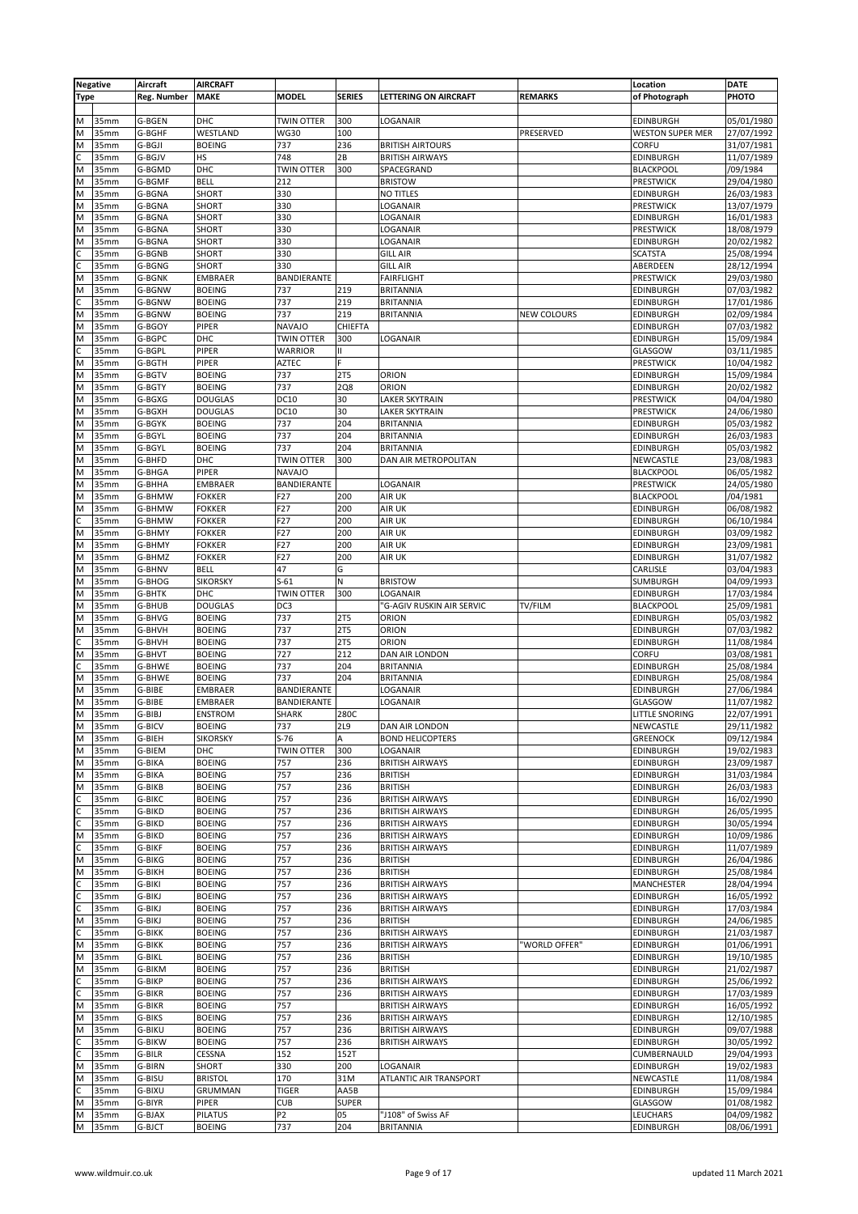| Negative | | Aircraft | AIRCRAFT | | | | | Location | DATE |
|---|---|---|---|---|---|---|---|---|---|
| Type | | Reg. Number | MAKE | MODEL | SERIES | LETTERING ON AIRCRAFT | REMARKS | of Photograph | PHOTO |
| | | | | | | | | | |
| M | 35mm | G-BGEN | DHC | TWIN OTTER | 300 | LOGANAIR | | EDINBURGH | 05/01/1980 |
| M | 35mm | G-BGHF | WESTLAND | WG30 | 100 | | PRESERVED | WESTON SUPER MER | 27/07/1992 |
| M | 35mm | G-BGJI | BOEING | 737 | 236 | BRITISH AIRTOURS | | CORFU | 31/07/1981 |
| C | 35mm | G-BGJV | HS | 748 | 2B | BRITISH AIRWAYS | | EDINBURGH | 11/07/1989 |
| M | 35mm | G-BGMD | DHC | TWIN OTTER | 300 | SPACEGRAND | | BLACKPOOL | /09/1984 |
| M | 35mm | G-BGMF | BELL | 212 | | BRISTOW | | PRESTWICK | 29/04/1980 |
| M | 35mm | G-BGNA | SHORT | 330 | | NO TITLES | | EDINBURGH | 26/03/1983 |
| M | 35mm | G-BGNA | SHORT | 330 | | LOGANAIR | | PRESTWICK | 13/07/1979 |
| M | 35mm | G-BGNA | SHORT | 330 | | LOGANAIR | | EDINBURGH | 16/01/1983 |
| M | 35mm | G-BGNA | SHORT | 330 | | LOGANAIR | | PRESTWICK | 18/08/1979 |
| M | 35mm | G-BGNA | SHORT | 330 | | LOGANAIR | | EDINBURGH | 20/02/1982 |
| C | 35mm | G-BGNB | SHORT | 330 | | GILL AIR | | SCATSTA | 25/08/1994 |
| C | 35mm | G-BGNG | SHORT | 330 | | GILL AIR | | ABERDEEN | 28/12/1994 |
| M | 35mm | G-BGNK | EMBRAER | BANDIERANTE | | FAIRFLIGHT | | PRESTWICK | 29/03/1980 |
| M | 35mm | G-BGNW | BOEING | 737 | 219 | BRITANNIA | | EDINBURGH | 07/03/1982 |
| C | 35mm | G-BGNW | BOEING | 737 | 219 | BRITANNIA | | EDINBURGH | 17/01/1986 |
| M | 35mm | G-BGNW | BOEING | 737 | 219 | BRITANNIA | NEW COLOURS | EDINBURGH | 02/09/1984 |
| M | 35mm | G-BGOY | PIPER | NAVAJO | CHIEFTA | | | EDINBURGH | 07/03/1982 |
| M | 35mm | G-BGPC | DHC | TWIN OTTER | 300 | LOGANAIR | | EDINBURGH | 15/09/1984 |
| C | 35mm | G-BGPL | PIPER | WARRIOR | II | | | GLASGOW | 03/11/1985 |
| M | 35mm | G-BGTH | PIPER | AZTEC | F | | | PRESTWICK | 10/04/1982 |
| M | 35mm | G-BGTV | BOEING | 737 | 2T5 | ORION | | EDINBURGH | 15/09/1984 |
| M | 35mm | G-BGTY | BOEING | 737 | 2Q8 | ORION | | EDINBURGH | 20/02/1982 |
| M | 35mm | G-BGXG | DOUGLAS | DC10 | 30 | LAKER SKYTRAIN | | PRESTWICK | 04/04/1980 |
| M | 35mm | G-BGXH | DOUGLAS | DC10 | 30 | LAKER SKYTRAIN | | PRESTWICK | 24/06/1980 |
| M | 35mm | G-BGYK | BOEING | 737 | 204 | BRITANNIA | | EDINBURGH | 05/03/1982 |
| M | 35mm | G-BGYL | BOEING | 737 | 204 | BRITANNIA | | EDINBURGH | 26/03/1983 |
| M | 35mm | G-BGYL | BOEING | 737 | 204 | BRITANNIA | | EDINBURGH | 05/03/1982 |
| M | 35mm | G-BHFD | DHC | TWIN OTTER | 300 | DAN AIR METROPOLITAN | | NEWCASTLE | 23/08/1983 |
| M | 35mm | G-BHGA | PIPER | NAVAJO | | | | BLACKPOOL | 06/05/1982 |
| M | 35mm | G-BHHA | EMBRAER | BANDIERANTE | | LOGANAIR | | PRESTWICK | 24/05/1980 |
| M | 35mm | G-BHMW | FOKKER | F27 | 200 | AIR UK | | BLACKPOOL | /04/1981 |
| M | 35mm | G-BHMW | FOKKER | F27 | 200 | AIR UK | | EDINBURGH | 06/08/1982 |
| C | 35mm | G-BHMW | FOKKER | F27 | 200 | AIR UK | | EDINBURGH | 06/10/1984 |
| M | 35mm | G-BHMY | FOKKER | F27 | 200 | AIR UK | | EDINBURGH | 03/09/1982 |
| M | 35mm | G-BHMY | FOKKER | F27 | 200 | AIR UK | | EDINBURGH | 23/09/1981 |
| M | 35mm | G-BHMZ | FOKKER | F27 | 200 | AIR UK | | EDINBURGH | 31/07/1982 |
| M | 35mm | G-BHNV | BELL | 47 | G | | | CARLISLE | 03/04/1983 |
| M | 35mm | G-BHOG | SIKORSKY | S-61 | N | BRISTOW | | SUMBURGH | 04/09/1993 |
| M | 35mm | G-BHTK | DHC | TWIN OTTER | 300 | LOGANAIR | | EDINBURGH | 17/03/1984 |
| M | 35mm | G-BHUB | DOUGLAS | DC3 | | "G-AGIV RUSKIN AIR SERVIC | TV/FILM | BLACKPOOL | 25/09/1981 |
| M | 35mm | G-BHVG | BOEING | 737 | 2T5 | ORION | | EDINBURGH | 05/03/1982 |
| M | 35mm | G-BHVH | BOEING | 737 | 2T5 | ORION | | EDINBURGH | 07/03/1982 |
| C | 35mm | G-BHVH | BOEING | 737 | 2T5 | ORION | | EDINBURGH | 11/08/1984 |
| M | 35mm | G-BHVT | BOEING | 727 | 212 | DAN AIR LONDON | | CORFU | 03/08/1981 |
| C | 35mm | G-BHWE | BOEING | 737 | 204 | BRITANNIA | | EDINBURGH | 25/08/1984 |
| M | 35mm | G-BHWE | BOEING | 737 | 204 | BRITANNIA | | EDINBURGH | 25/08/1984 |
| M | 35mm | G-BIBE | EMBRAER | BANDIERANTE | | LOGANAIR | | EDINBURGH | 27/06/1984 |
| M | 35mm | G-BIBE | EMBRAER | BANDIERANTE | | LOGANAIR | | GLASGOW | 11/07/1982 |
| M | 35mm | G-BIBJ | ENSTROM | SHARK | 280C | | | LITTLE SNORING | 22/07/1991 |
| M | 35mm | G-BICV | BOEING | 737 | 2L9 | DAN AIR LONDON | | NEWCASTLE | 29/11/1982 |
| M | 35mm | G-BIEH | SIKORSKY | S-76 | A | BOND HELICOPTERS | | GREENOCK | 09/12/1984 |
| M | 35mm | G-BIEM | DHC | TWIN OTTER | 300 | LOGANAIR | | EDINBURGH | 19/02/1983 |
| M | 35mm | G-BIKA | BOEING | 757 | 236 | BRITISH AIRWAYS | | EDINBURGH | 23/09/1987 |
| M | 35mm | G-BIKA | BOEING | 757 | 236 | BRITISH | | EDINBURGH | 31/03/1984 |
| M | 35mm | G-BIKB | BOEING | 757 | 236 | BRITISH | | EDINBURGH | 26/03/1983 |
| C | 35mm | G-BIKC | BOEING | 757 | 236 | BRITISH AIRWAYS | | EDINBURGH | 16/02/1990 |
| C | 35mm | G-BIKD | BOEING | 757 | 236 | BRITISH AIRWAYS | | EDINBURGH | 26/05/1995 |
| C | 35mm | G-BIKD | BOEING | 757 | 236 | BRITISH AIRWAYS | | EDINBURGH | 30/05/1994 |
| M | 35mm | G-BIKD | BOEING | 757 | 236 | BRITISH AIRWAYS | | EDINBURGH | 10/09/1986 |
| C | 35mm | G-BIKF | BOEING | 757 | 236 | BRITISH AIRWAYS | | EDINBURGH | 11/07/1989 |
| M | 35mm | G-BIKG | BOEING | 757 | 236 | BRITISH | | EDINBURGH | 26/04/1986 |
| M | 35mm | G-BIKH | BOEING | 757 | 236 | BRITISH | | EDINBURGH | 25/08/1984 |
| C | 35mm | G-BIKI | BOEING | 757 | 236 | BRITISH AIRWAYS | | MANCHESTER | 28/04/1994 |
| C | 35mm | G-BIKJ | BOEING | 757 | 236 | BRITISH AIRWAYS | | EDINBURGH | 16/05/1992 |
| C | 35mm | G-BIKJ | BOEING | 757 | 236 | BRITISH AIRWAYS | | EDINBURGH | 17/03/1984 |
| M | 35mm | G-BIKJ | BOEING | 757 | 236 | BRITISH | | EDINBURGH | 24/06/1985 |
| C | 35mm | G-BIKK | BOEING | 757 | 236 | BRITISH AIRWAYS | | EDINBURGH | 21/03/1987 |
| M | 35mm | G-BIKK | BOEING | 757 | 236 | BRITISH AIRWAYS | "WORLD OFFER" | EDINBURGH | 01/06/1991 |
| M | 35mm | G-BIKL | BOEING | 757 | 236 | BRITISH | | EDINBURGH | 19/10/1985 |
| M | 35mm | G-BIKM | BOEING | 757 | 236 | BRITISH | | EDINBURGH | 21/02/1987 |
| C | 35mm | G-BIKP | BOEING | 757 | 236 | BRITISH AIRWAYS | | EDINBURGH | 25/06/1992 |
| C | 35mm | G-BIKR | BOEING | 757 | 236 | BRITISH AIRWAYS | | EDINBURGH | 17/03/1989 |
| M | 35mm | G-BIKR | BOEING | 757 | | BRITISH AIRWAYS | | EDINBURGH | 16/05/1992 |
| M | 35mm | G-BIKS | BOEING | 757 | 236 | BRITISH AIRWAYS | | EDINBURGH | 12/10/1985 |
| M | 35mm | G-BIKU | BOEING | 757 | 236 | BRITISH AIRWAYS | | EDINBURGH | 09/07/1988 |
| C | 35mm | G-BIKW | BOEING | 757 | 236 | BRITISH AIRWAYS | | EDINBURGH | 30/05/1992 |
| C | 35mm | G-BILR | CESSNA | 152 | 152T | | | CUMBERNAULD | 29/04/1993 |
| M | 35mm | G-BIRN | SHORT | 330 | 200 | LOGANAIR | | EDINBURGH | 19/02/1983 |
| M | 35mm | G-BISU | BRISTOL | 170 | 31M | ATLANTIC AIR TRANSPORT | | NEWCASTLE | 11/08/1984 |
| C | 35mm | G-BIXU | GRUMMAN | TIGER | AA5B | | | EDINBURGH | 15/09/1984 |
| M | 35mm | G-BIYR | PIPER | CUB | SUPER | | | GLASGOW | 01/08/1982 |
| M | 35mm | G-BJAX | PILATUS | P2 | 05 | "J108" of Swiss AF | | LEUCHARS | 04/09/1982 |
| M | 35mm | G-BJCT | BOEING | 737 | 204 | BRITANNIA | | EDINBURGH | 08/06/1991 |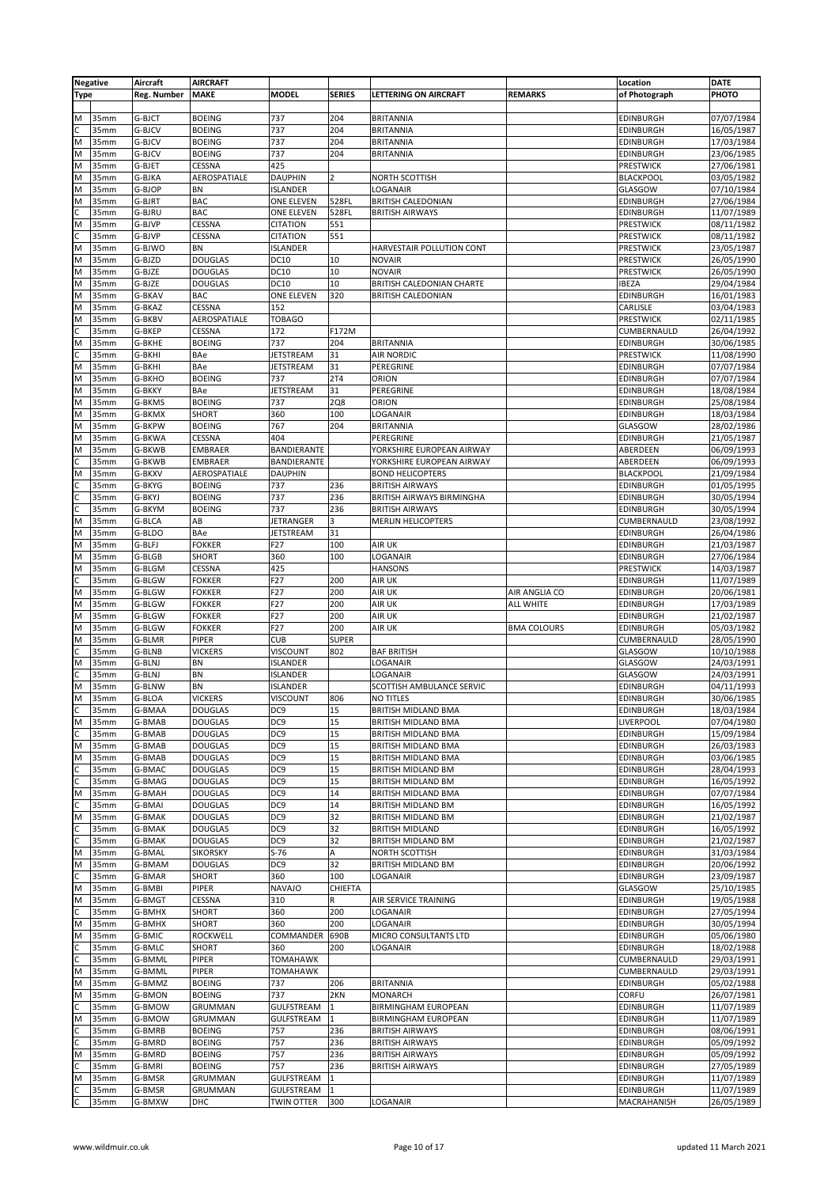| Negative | | Aircraft | AIRCRAFT | | | | | Location | DATE |
|---|---|---|---|---|---|---|---|---|---|
| Type | | Reg. Number | MAKE | MODEL | SERIES | LETTERING ON AIRCRAFT | REMARKS | of Photograph | PHOTO |
| M | 35mm | G-BJCT | BOEING | 737 | 204 | BRITANNIA | | EDINBURGH | 07/07/1984 |
| C | 35mm | G-BJCV | BOEING | 737 | 204 | BRITANNIA | | EDINBURGH | 16/05/1987 |
| M | 35mm | G-BJCV | BOEING | 737 | 204 | BRITANNIA | | EDINBURGH | 17/03/1984 |
| M | 35mm | G-BJCV | BOEING | 737 | 204 | BRITANNIA | | EDINBURGH | 23/06/1985 |
| M | 35mm | G-BJET | CESSNA | 425 | | | | PRESTWICK | 27/06/1981 |
| M | 35mm | G-BJKA | AEROSPATIALE | DAUPHIN | 2 | NORTH SCOTTISH | | BLACKPOOL | 03/05/1982 |
| M | 35mm | G-BJOP | BN | ISLANDER | | LOGANAIR | | GLASGOW | 07/10/1984 |
| M | 35mm | G-BJRT | BAC | ONE ELEVEN | 528FL | BRITISH CALEDONIAN | | EDINBURGH | 27/06/1984 |
| C | 35mm | G-BJRU | BAC | ONE ELEVEN | 528FL | BRITISH AIRWAYS | | EDINBURGH | 11/07/1989 |
| M | 35mm | G-BJVP | CESSNA | CITATION | 551 | | | PRESTWICK | 08/11/1982 |
| C | 35mm | G-BJVP | CESSNA | CITATION | 551 | | | PRESTWICK | 08/11/1982 |
| M | 35mm | G-BJWO | BN | ISLANDER | | HARVESTAIR POLLUTION CONT | | PRESTWICK | 23/05/1987 |
| M | 35mm | G-BJZD | DOUGLAS | DC10 | 10 | NOVAIR | | PRESTWICK | 26/05/1990 |
| M | 35mm | G-BJZE | DOUGLAS | DC10 | 10 | NOVAIR | | PRESTWICK | 26/05/1990 |
| M | 35mm | G-BJZE | DOUGLAS | DC10 | 10 | BRITISH CALEDONIAN CHARTE | | IBEZA | 29/04/1984 |
| M | 35mm | G-BKAV | BAC | ONE ELEVEN | 320 | BRITISH CALEDONIAN | | EDINBURGH | 16/01/1983 |
| M | 35mm | G-BKAZ | CESSNA | 152 | | | | CARLISLE | 03/04/1983 |
| M | 35mm | G-BKBV | AEROSPATIALE | TOBAGO | | | | PRESTWICK | 02/11/1985 |
| C | 35mm | G-BKEP | CESSNA | 172 | F172M | | | CUMBERNAULD | 26/04/1992 |
| M | 35mm | G-BKHE | BOEING | 737 | 204 | BRITANNIA | | EDINBURGH | 30/06/1985 |
| C | 35mm | G-BKHI | BAe | JETSTREAM | 31 | AIR NORDIC | | PRESTWICK | 11/08/1990 |
| M | 35mm | G-BKHI | BAe | JETSTREAM | 31 | PEREGRINE | | EDINBURGH | 07/07/1984 |
| M | 35mm | G-BKHO | BOEING | 737 | 2T4 | ORION | | EDINBURGH | 07/07/1984 |
| M | 35mm | G-BKKY | BAe | JETSTREAM | 31 | PEREGRINE | | EDINBURGH | 18/08/1984 |
| M | 35mm | G-BKMS | BOEING | 737 | 2Q8 | ORION | | EDINBURGH | 25/08/1984 |
| M | 35mm | G-BKMX | SHORT | 360 | 100 | LOGANAIR | | EDINBURGH | 18/03/1984 |
| M | 35mm | G-BKPW | BOEING | 767 | 204 | BRITANNIA | | GLASGOW | 28/02/1986 |
| M | 35mm | G-BKWA | CESSNA | 404 | | PEREGRINE | | EDINBURGH | 21/05/1987 |
| M | 35mm | G-BKWB | EMBRAER | BANDIERANTE | | YORKSHIRE EUROPEAN AIRWAY | | ABERDEEN | 06/09/1993 |
| C | 35mm | G-BKWB | EMBRAER | BANDIERANTE | | YORKSHIRE EUROPEAN AIRWAY | | ABERDEEN | 06/09/1993 |
| M | 35mm | G-BKXV | AEROSPATIALE | DAUPHIN | | BOND HELICOPTERS | | BLACKPOOL | 21/09/1984 |
| C | 35mm | G-BKYG | BOEING | 737 | 236 | BRITISH AIRWAYS | | EDINBURGH | 01/05/1995 |
| C | 35mm | G-BKYJ | BOEING | 737 | 236 | BRITISH AIRWAYS BIRMINGHA | | EDINBURGH | 30/05/1994 |
| C | 35mm | G-BKYM | BOEING | 737 | 236 | BRITISH AIRWAYS | | EDINBURGH | 30/05/1994 |
| M | 35mm | G-BLCA | AB | JETRANGER | 3 | MERLIN HELICOPTERS | | CUMBERNAULD | 23/08/1992 |
| M | 35mm | G-BLDO | BAe | JETSTREAM | 31 | | | EDINBURGH | 26/04/1986 |
| M | 35mm | G-BLFJ | FOKKER | F27 | 100 | AIR UK | | EDINBURGH | 21/03/1987 |
| M | 35mm | G-BLGB | SHORT | 360 | 100 | LOGANAIR | | EDINBURGH | 27/06/1984 |
| M | 35mm | G-BLGM | CESSNA | 425 | | HANSONS | | PRESTWICK | 14/03/1987 |
| C | 35mm | G-BLGW | FOKKER | F27 | 200 | AIR UK | | EDINBURGH | 11/07/1989 |
| M | 35mm | G-BLGW | FOKKER | F27 | 200 | AIR UK | AIR ANGLIA CO | EDINBURGH | 20/06/1981 |
| M | 35mm | G-BLGW | FOKKER | F27 | 200 | AIR UK | ALL WHITE | EDINBURGH | 17/03/1989 |
| M | 35mm | G-BLGW | FOKKER | F27 | 200 | AIR UK | | EDINBURGH | 21/02/1987 |
| M | 35mm | G-BLGW | FOKKER | F27 | 200 | AIR UK | BMA COLOURS | EDINBURGH | 05/03/1982 |
| M | 35mm | G-BLMR | PIPER | CUB | SUPER | | | CUMBERNAULD | 28/05/1990 |
| C | 35mm | G-BLNB | VICKERS | VISCOUNT | 802 | BAF BRITISH | | GLASGOW | 10/10/1988 |
| M | 35mm | G-BLNJ | BN | ISLANDER | | LOGANAIR | | GLASGOW | 24/03/1991 |
| C | 35mm | G-BLNJ | BN | ISLANDER | | LOGANAIR | | GLASGOW | 24/03/1991 |
| M | 35mm | G-BLNW | BN | ISLANDER | | SCOTTISH AMBULANCE SERVIC | | EDINBURGH | 04/11/1993 |
| M | 35mm | G-BLOA | VICKERS | VISCOUNT | 806 | NO TITLES | | EDINBURGH | 30/06/1985 |
| C | 35mm | G-BMAA | DOUGLAS | DC9 | 15 | BRITISH MIDLAND BMA | | EDINBURGH | 18/03/1984 |
| M | 35mm | G-BMAB | DOUGLAS | DC9 | 15 | BRITISH MIDLAND BMA | | LIVERPOOL | 07/04/1980 |
| C | 35mm | G-BMAB | DOUGLAS | DC9 | 15 | BRITISH MIDLAND BMA | | EDINBURGH | 15/09/1984 |
| M | 35mm | G-BMAB | DOUGLAS | DC9 | 15 | BRITISH MIDLAND BMA | | EDINBURGH | 26/03/1983 |
| M | 35mm | G-BMAB | DOUGLAS | DC9 | 15 | BRITISH MIDLAND BMA | | EDINBURGH | 03/06/1985 |
| C | 35mm | G-BMAC | DOUGLAS | DC9 | 15 | BRITISH MIDLAND BM | | EDINBURGH | 28/04/1993 |
| C | 35mm | G-BMAG | DOUGLAS | DC9 | 15 | BRITISH MIDLAND BM | | EDINBURGH | 16/05/1992 |
| M | 35mm | G-BMAH | DOUGLAS | DC9 | 14 | BRITISH MIDLAND BMA | | EDINBURGH | 07/07/1984 |
| C | 35mm | G-BMAI | DOUGLAS | DC9 | 14 | BRITISH MIDLAND BM | | EDINBURGH | 16/05/1992 |
| M | 35mm | G-BMAK | DOUGLAS | DC9 | 32 | BRITISH MIDLAND BM | | EDINBURGH | 21/02/1987 |
| C | 35mm | G-BMAK | DOUGLAS | DC9 | 32 | BRITISH MIDLAND | | EDINBURGH | 16/05/1992 |
| C | 35mm | G-BMAK | DOUGLAS | DC9 | 32 | BRITISH MIDLAND BM | | EDINBURGH | 21/02/1987 |
| M | 35mm | G-BMAL | SIKORSKY | S-76 | A | NORTH SCOTTISH | | EDINBURGH | 31/03/1984 |
| M | 35mm | G-BMAM | DOUGLAS | DC9 | 32 | BRITISH MIDLAND BM | | EDINBURGH | 20/06/1992 |
| C | 35mm | G-BMAR | SHORT | 360 | 100 | LOGANAIR | | EDINBURGH | 23/09/1987 |
| M | 35mm | G-BMBI | PIPER | NAVAJO | CHIEFTA | | | GLASGOW | 25/10/1985 |
| M | 35mm | G-BMGT | CESSNA | 310 | R | AIR SERVICE TRAINING | | EDINBURGH | 19/05/1988 |
| C | 35mm | G-BMHX | SHORT | 360 | 200 | LOGANAIR | | EDINBURGH | 27/05/1994 |
| M | 35mm | G-BMHX | SHORT | 360 | 200 | LOGANAIR | | EDINBURGH | 30/05/1994 |
| M | 35mm | G-BMIC | ROCKWELL | COMMANDER | 690B | MICRO CONSULTANTS LTD | | EDINBURGH | 05/06/1980 |
| C | 35mm | G-BMLC | SHORT | 360 | 200 | LOGANAIR | | EDINBURGH | 18/02/1988 |
| C | 35mm | G-BMML | PIPER | TOMAHAWK | | | | CUMBERNAULD | 29/03/1991 |
| M | 35mm | G-BMML | PIPER | TOMAHAWK | | | | CUMBERNAULD | 29/03/1991 |
| M | 35mm | G-BMMZ | BOEING | 737 | 206 | BRITANNIA | | EDINBURGH | 05/02/1988 |
| M | 35mm | G-BMON | BOEING | 737 | 2KN | MONARCH | | CORFU | 26/07/1981 |
| C | 35mm | G-BMOW | GRUMMAN | GULFSTREAM | 1 | BIRMINGHAM EUROPEAN | | EDINBURGH | 11/07/1989 |
| M | 35mm | G-BMOW | GRUMMAN | GULFSTREAM | 1 | BIRMINGHAM EUROPEAN | | EDINBURGH | 11/07/1989 |
| C | 35mm | G-BMRB | BOEING | 757 | 236 | BRITISH AIRWAYS | | EDINBURGH | 08/06/1991 |
| C | 35mm | G-BMRD | BOEING | 757 | 236 | BRITISH AIRWAYS | | EDINBURGH | 05/09/1992 |
| M | 35mm | G-BMRD | BOEING | 757 | 236 | BRITISH AIRWAYS | | EDINBURGH | 05/09/1992 |
| C | 35mm | G-BMRI | BOEING | 757 | 236 | BRITISH AIRWAYS | | EDINBURGH | 27/05/1989 |
| M | 35mm | G-BMSR | GRUMMAN | GULFSTREAM | 1 | | | EDINBURGH | 11/07/1989 |
| C | 35mm | G-BMSR | GRUMMAN | GULFSTREAM | 1 | | | EDINBURGH | 11/07/1989 |
| C | 35mm | G-BMXW | DHC | TWIN OTTER | 300 | LOGANAIR | | MACRAHANISH | 26/05/1989 |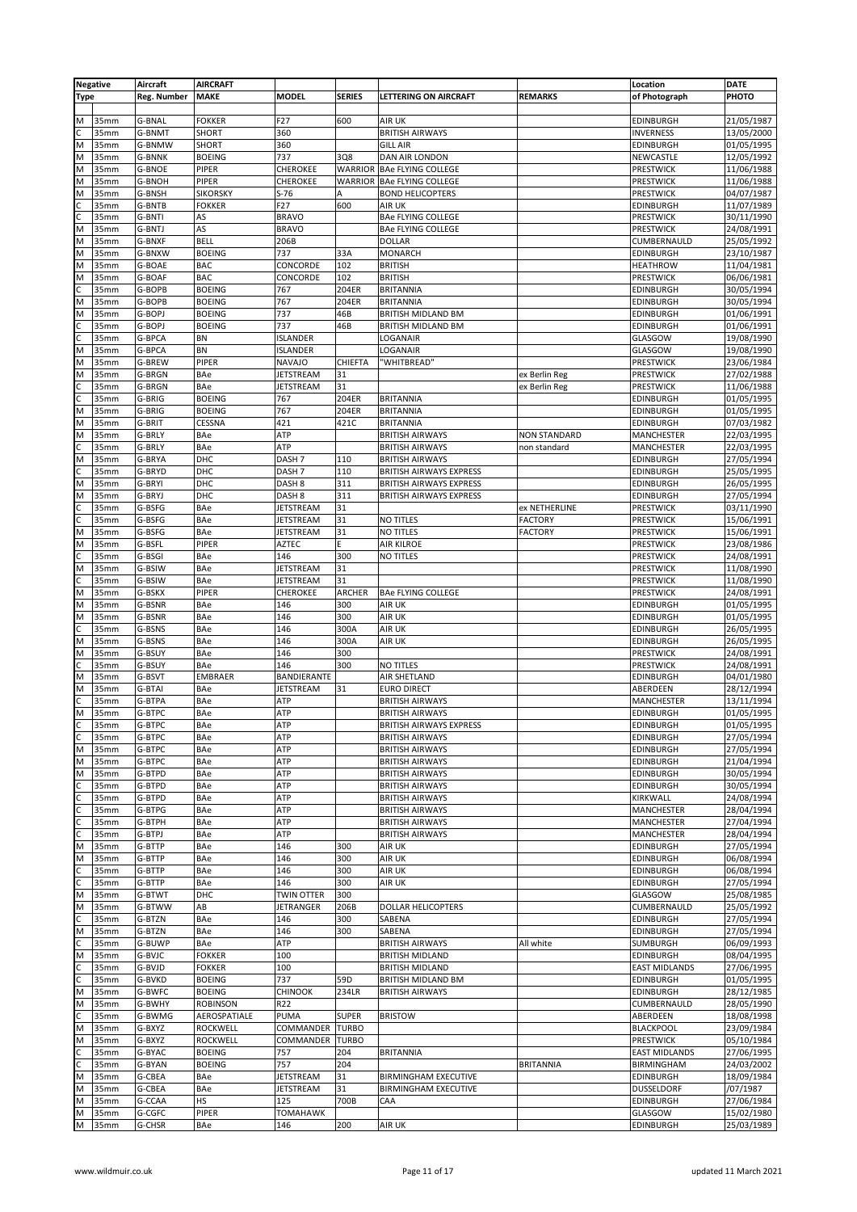| Negative | | Aircraft | AIRCRAFT | | | | | Location | DATE |
|---|---|---|---|---|---|---|---|---|---|
| Type | | Reg. Number | MAKE | MODEL | SERIES | LETTERING ON AIRCRAFT | REMARKS | of Photograph | PHOTO |
| M | 35mm | G-BNAL | FOKKER | F27 | 600 | AIR UK | | EDINBURGH | 21/05/1987 |
| C | 35mm | G-BNMT | SHORT | 360 | | BRITISH AIRWAYS | | INVERNESS | 13/05/2000 |
| M | 35mm | G-BNMW | SHORT | 360 | | GILL AIR | | EDINBURGH | 01/05/1995 |
| M | 35mm | G-BNNK | BOEING | 737 | 3Q8 | DAN AIR LONDON | | NEWCASTLE | 12/05/1992 |
| M | 35mm | G-BNOE | PIPER | CHEROKEE | WARRIOR | BAe FLYING COLLEGE | | PRESTWICK | 11/06/1988 |
| M | 35mm | G-BNOH | PIPER | CHEROKEE | WARRIOR | BAe FLYING COLLEGE | | PRESTWICK | 11/06/1988 |
| M | 35mm | G-BNSH | SIKORSKY | S-76 | A | BOND HELICOPTERS | | PRESTWICK | 04/07/1987 |
| C | 35mm | G-BNTB | FOKKER | F27 | 600 | AIR UK | | EDINBURGH | 11/07/1989 |
| C | 35mm | G-BNTI | AS | BRAVO | | BAe FLYING COLLEGE | | PRESTWICK | 30/11/1990 |
| M | 35mm | G-BNTJ | AS | BRAVO | | BAe FLYING COLLEGE | | PRESTWICK | 24/08/1991 |
| M | 35mm | G-BNXF | BELL | 206B | | DOLLAR | | CUMBERNAULD | 25/05/1992 |
| M | 35mm | G-BNXW | BOEING | 737 | 33A | MONARCH | | EDINBURGH | 23/10/1987 |
| M | 35mm | G-BOAE | BAC | CONCORDE | 102 | BRITISH | | HEATHROW | 11/04/1981 |
| M | 35mm | G-BOAF | BAC | CONCORDE | 102 | BRITISH | | PRESTWICK | 06/06/1981 |
| C | 35mm | G-BOPB | BOEING | 767 | 204ER | BRITANNIA | | EDINBURGH | 30/05/1994 |
| M | 35mm | G-BOPB | BOEING | 767 | 204ER | BRITANNIA | | EDINBURGH | 30/05/1994 |
| M | 35mm | G-BOPJ | BOEING | 737 | 46B | BRITISH MIDLAND BM | | EDINBURGH | 01/06/1991 |
| C | 35mm | G-BOPJ | BOEING | 737 | 46B | BRITISH MIDLAND BM | | EDINBURGH | 01/06/1991 |
| C | 35mm | G-BPCA | BN | ISLANDER | | LOGANAIR | | GLASGOW | 19/08/1990 |
| M | 35mm | G-BPCA | BN | ISLANDER | | LOGANAIR | | GLASGOW | 19/08/1990 |
| M | 35mm | G-BREW | PIPER | NAVAJO | CHIEFTA | "WHITBREAD" | | PRESTWICK | 23/06/1984 |
| M | 35mm | G-BRGN | BAe | JETSTREAM | 31 | | ex Berlin Reg | PRESTWICK | 27/02/1988 |
| C | 35mm | G-BRGN | BAe | JETSTREAM | 31 | | ex Berlin Reg | PRESTWICK | 11/06/1988 |
| C | 35mm | G-BRIG | BOEING | 767 | 204ER | BRITANNIA | | EDINBURGH | 01/05/1995 |
| M | 35mm | G-BRIG | BOEING | 767 | 204ER | BRITANNIA | | EDINBURGH | 01/05/1995 |
| M | 35mm | G-BRIT | CESSNA | 421 | 421C | BRITANNIA | | EDINBURGH | 07/03/1982 |
| M | 35mm | G-BRLY | BAe | ATP | | BRITISH AIRWAYS | NON STANDARD | MANCHESTER | 22/03/1995 |
| C | 35mm | G-BRLY | BAe | ATP | | BRITISH AIRWAYS | non standard | MANCHESTER | 22/03/1995 |
| M | 35mm | G-BRYA | DHC | DASH 7 | 110 | BRITISH AIRWAYS | | EDINBURGH | 27/05/1994 |
| C | 35mm | G-BRYD | DHC | DASH 7 | 110 | BRITISH AIRWAYS EXPRESS | | EDINBURGH | 25/05/1995 |
| M | 35mm | G-BRYI | DHC | DASH 8 | 311 | BRITISH AIRWAYS EXPRESS | | EDINBURGH | 26/05/1995 |
| M | 35mm | G-BRYJ | DHC | DASH 8 | 311 | BRITISH AIRWAYS EXPRESS | | EDINBURGH | 27/05/1994 |
| C | 35mm | G-BSFG | BAe | JETSTREAM | 31 | | ex NETHERLINE | PRESTWICK | 03/11/1990 |
| C | 35mm | G-BSFG | BAe | JETSTREAM | 31 | NO TITLES | FACTORY | PRESTWICK | 15/06/1991 |
| M | 35mm | G-BSFG | BAe | JETSTREAM | 31 | NO TITLES | FACTORY | PRESTWICK | 15/06/1991 |
| M | 35mm | G-BSFL | PIPER | AZTEC | E | AIR KILROE | | PRESTWICK | 23/08/1986 |
| C | 35mm | G-BSGI | BAe | 146 | 300 | NO TITLES | | PRESTWICK | 24/08/1991 |
| M | 35mm | G-BSIW | BAe | JETSTREAM | 31 | | | PRESTWICK | 11/08/1990 |
| C | 35mm | G-BSIW | BAe | JETSTREAM | 31 | | | PRESTWICK | 11/08/1990 |
| M | 35mm | G-BSKX | PIPER | CHEROKEE | ARCHER | BAe FLYING COLLEGE | | PRESTWICK | 24/08/1991 |
| M | 35mm | G-BSNR | BAe | 146 | 300 | AIR UK | | EDINBURGH | 01/05/1995 |
| M | 35mm | G-BSNR | BAe | 146 | 300 | AIR UK | | EDINBURGH | 01/05/1995 |
| C | 35mm | G-BSNS | BAe | 146 | 300A | AIR UK | | EDINBURGH | 26/05/1995 |
| M | 35mm | G-BSNS | BAe | 146 | 300A | AIR UK | | EDINBURGH | 26/05/1995 |
| M | 35mm | G-BSUY | BAe | 146 | 300 | | | PRESTWICK | 24/08/1991 |
| C | 35mm | G-BSUY | BAe | 146 | 300 | NO TITLES | | PRESTWICK | 24/08/1991 |
| M | 35mm | G-BSVT | EMBRAER | BANDIERANTE | | AIR SHETLAND | | EDINBURGH | 04/01/1980 |
| M | 35mm | G-BTAI | BAe | JETSTREAM | 31 | EURO DIRECT | | ABERDEEN | 28/12/1994 |
| C | 35mm | G-BTPA | BAe | ATP | | BRITISH AIRWAYS | | MANCHESTER | 13/11/1994 |
| M | 35mm | G-BTPC | BAe | ATP | | BRITISH AIRWAYS | | EDINBURGH | 01/05/1995 |
| C | 35mm | G-BTPC | BAe | ATP | | BRITISH AIRWAYS EXPRESS | | EDINBURGH | 01/05/1995 |
| C | 35mm | G-BTPC | BAe | ATP | | BRITISH AIRWAYS | | EDINBURGH | 27/05/1994 |
| M | 35mm | G-BTPC | BAe | ATP | | BRITISH AIRWAYS | | EDINBURGH | 27/05/1994 |
| M | 35mm | G-BTPC | BAe | ATP | | BRITISH AIRWAYS | | EDINBURGH | 21/04/1994 |
| M | 35mm | G-BTPD | BAe | ATP | | BRITISH AIRWAYS | | EDINBURGH | 30/05/1994 |
| C | 35mm | G-BTPD | BAe | ATP | | BRITISH AIRWAYS | | EDINBURGH | 30/05/1994 |
| C | 35mm | G-BTPD | BAe | ATP | | BRITISH AIRWAYS | | KIRKWALL | 24/08/1994 |
| C | 35mm | G-BTPG | BAe | ATP | | BRITISH AIRWAYS | | MANCHESTER | 28/04/1994 |
| C | 35mm | G-BTPH | BAe | ATP | | BRITISH AIRWAYS | | MANCHESTER | 27/04/1994 |
| C | 35mm | G-BTPJ | BAe | ATP | | BRITISH AIRWAYS | | MANCHESTER | 28/04/1994 |
| M | 35mm | G-BTTP | BAe | 146 | 300 | AIR UK | | EDINBURGH | 27/05/1994 |
| M | 35mm | G-BTTP | BAe | 146 | 300 | AIR UK | | EDINBURGH | 06/08/1994 |
| C | 35mm | G-BTTP | BAe | 146 | 300 | AIR UK | | EDINBURGH | 06/08/1994 |
| C | 35mm | G-BTTP | BAe | 146 | 300 | AIR UK | | EDINBURGH | 27/05/1994 |
| M | 35mm | G-BTWT | DHC | TWIN OTTER | 300 | | | GLASGOW | 25/08/1985 |
| M | 35mm | G-BTWW | AB | JETRANGER | 206B | DOLLAR HELICOPTERS | | CUMBERNAULD | 25/05/1992 |
| C | 35mm | G-BTZN | BAe | 146 | 300 | SABENA | | EDINBURGH | 27/05/1994 |
| M | 35mm | G-BTZN | BAe | 146 | 300 | SABENA | | EDINBURGH | 27/05/1994 |
| C | 35mm | G-BUWP | BAe | ATP | | BRITISH AIRWAYS | All white | SUMBURGH | 06/09/1993 |
| M | 35mm | G-BVJC | FOKKER | 100 | | BRITISH MIDLAND | | EDINBURGH | 08/04/1995 |
| C | 35mm | G-BVJD | FOKKER | 100 | | BRITISH MIDLAND | | EAST MIDLANDS | 27/06/1995 |
| C | 35mm | G-BVKD | BOEING | 737 | 59D | BRITISH MIDLAND BM | | EDINBURGH | 01/05/1995 |
| M | 35mm | G-BWFC | BOEING | CHINOOK | 234LR | BRITISH AIRWAYS | | EDINBURGH | 28/12/1985 |
| M | 35mm | G-BWHY | ROBINSON | R22 | | | | CUMBERNAULD | 28/05/1990 |
| C | 35mm | G-BWMG | AEROSPATIALE | PUMA | SUPER | BRISTOW | | ABERDEEN | 18/08/1998 |
| M | 35mm | G-BXYZ | ROCKWELL | COMMANDER | TURBO | | | BLACKPOOL | 23/09/1984 |
| M | 35mm | G-BXYZ | ROCKWELL | COMMANDER | TURBO | | | PRESTWICK | 05/10/1984 |
| C | 35mm | G-BYAC | BOEING | 757 | 204 | BRITANNIA | | EAST MIDLANDS | 27/06/1995 |
| C | 35mm | G-BYAN | BOEING | 757 | 204 | | BRITANNIA | BIRMINGHAM | 24/03/2002 |
| M | 35mm | G-CBEA | BAe | JETSTREAM | 31 | BIRMINGHAM EXECUTIVE | | EDINBURGH | 18/09/1984 |
| M | 35mm | G-CBEA | BAe | JETSTREAM | 31 | BIRMINGHAM EXECUTIVE | | DUSSELDORF | /07/1987 |
| M | 35mm | G-CCAA | HS | 125 | 700B | CAA | | EDINBURGH | 27/06/1984 |
| M | 35mm | G-CGFC | PIPER | TOMAHAWK | | | | GLASGOW | 15/02/1980 |
| M | 35mm | G-CHSR | BAe | 146 | 200 | AIR UK | | EDINBURGH | 25/03/1989 |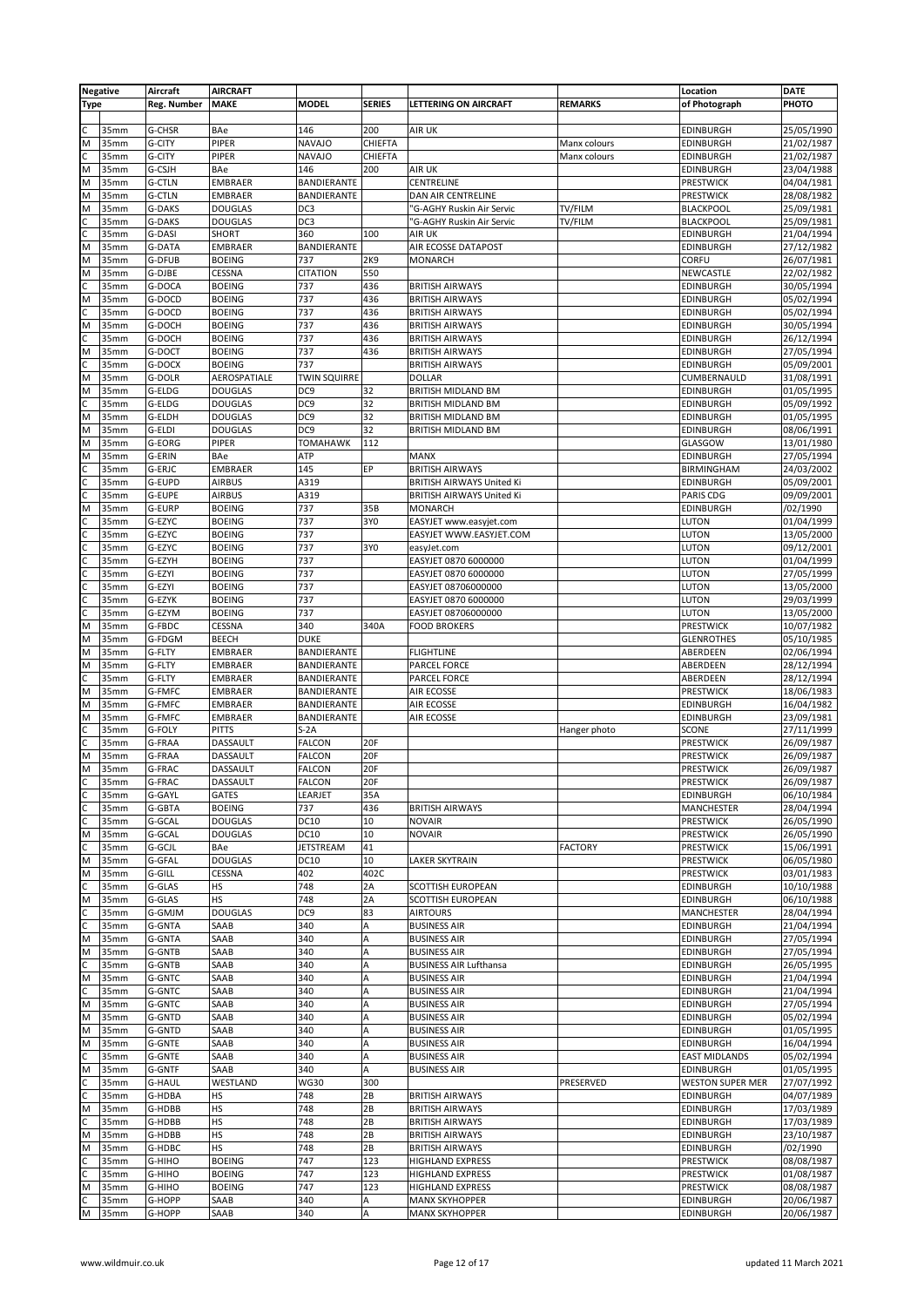| Negative | | Aircraft | AIRCRAFT | | | | | Location | DATE |
|---|---|---|---|---|---|---|---|---|---|
| Type | | Reg. Number | MAKE | MODEL | SERIES | LETTERING ON AIRCRAFT | REMARKS | of Photograph | PHOTO |
| C | 35mm | G-CHSR | BAe | 146 | 200 | AIR UK | | EDINBURGH | 25/05/1990 |
| M | 35mm | G-CITY | PIPER | NAVAJO | CHIEFTA | | Manx colours | EDINBURGH | 21/02/1987 |
| C | 35mm | G-CITY | PIPER | NAVAJO | CHIEFTA | | Manx colours | EDINBURGH | 21/02/1987 |
| M | 35mm | G-CSJH | BAe | 146 | 200 | AIR UK | | EDINBURGH | 23/04/1988 |
| M | 35mm | G-CTLN | EMBRAER | BANDIERANTE | | CENTRELINE | | PRESTWICK | 04/04/1981 |
| M | 35mm | G-CTLN | EMBRAER | BANDIERANTE | | DAN AIR CENTRELINE | | PRESTWICK | 28/08/1982 |
| M | 35mm | G-DAKS | DOUGLAS | DC3 | | "G-AGHY Ruskin Air Servic | TV/FILM | BLACKPOOL | 25/09/1981 |
| C | 35mm | G-DAKS | DOUGLAS | DC3 | | "G-AGHY Ruskin Air Servic | TV/FILM | BLACKPOOL | 25/09/1981 |
| C | 35mm | G-DASI | SHORT | 360 | 100 | AIR UK | | EDINBURGH | 21/04/1994 |
| M | 35mm | G-DATA | EMBRAER | BANDIERANTE | | AIR ECOSSE DATAPOST | | EDINBURGH | 27/12/1982 |
| M | 35mm | G-DFUB | BOEING | 737 | 2K9 | MONARCH | | CORFU | 26/07/1981 |
| M | 35mm | G-DJBE | CESSNA | CITATION | 550 | | | NEWCASTLE | 22/02/1982 |
| C | 35mm | G-DOCA | BOEING | 737 | 436 | BRITISH AIRWAYS | | EDINBURGH | 30/05/1994 |
| M | 35mm | G-DOCD | BOEING | 737 | 436 | BRITISH AIRWAYS | | EDINBURGH | 05/02/1994 |
| C | 35mm | G-DOCD | BOEING | 737 | 436 | BRITISH AIRWAYS | | EDINBURGH | 05/02/1994 |
| M | 35mm | G-DOCH | BOEING | 737 | 436 | BRITISH AIRWAYS | | EDINBURGH | 30/05/1994 |
| C | 35mm | G-DOCH | BOEING | 737 | 436 | BRITISH AIRWAYS | | EDINBURGH | 26/12/1994 |
| M | 35mm | G-DOCT | BOEING | 737 | 436 | BRITISH AIRWAYS | | EDINBURGH | 27/05/1994 |
| C | 35mm | G-DOCX | BOEING | 737 | | BRITISH AIRWAYS | | EDINBURGH | 05/09/2001 |
| M | 35mm | G-DOLR | AEROSPATIALE | TWIN SQUIRRE | | DOLLAR | | CUMBERNAULD | 31/08/1991 |
| M | 35mm | G-ELDG | DOUGLAS | DC9 | 32 | BRITISH MIDLAND BM | | EDINBURGH | 01/05/1995 |
| C | 35mm | G-ELDG | DOUGLAS | DC9 | 32 | BRITISH MIDLAND BM | | EDINBURGH | 05/09/1992 |
| M | 35mm | G-ELDH | DOUGLAS | DC9 | 32 | BRITISH MIDLAND BM | | EDINBURGH | 01/05/1995 |
| M | 35mm | G-ELDI | DOUGLAS | DC9 | 32 | BRITISH MIDLAND BM | | EDINBURGH | 08/06/1991 |
| M | 35mm | G-EORG | PIPER | TOMAHAWK | 112 | | | GLASGOW | 13/01/1980 |
| M | 35mm | G-ERIN | BAe | ATP | | MANX | | EDINBURGH | 27/05/1994 |
| C | 35mm | G-ERJC | EMBRAER | 145 | EP | BRITISH AIRWAYS | | BIRMINGHAM | 24/03/2002 |
| C | 35mm | G-EUPD | AIRBUS | A319 | | BRITISH AIRWAYS United Ki | | EDINBURGH | 05/09/2001 |
| C | 35mm | G-EUPE | AIRBUS | A319 | | BRITISH AIRWAYS United Ki | | PARIS CDG | 09/09/2001 |
| M | 35mm | G-EURP | BOEING | 737 | 35B | MONARCH | | EDINBURGH | /02/1990 |
| C | 35mm | G-EZYC | BOEING | 737 | 3Y0 | EASYJET www.easyjet.com | | LUTON | 01/04/1999 |
| C | 35mm | G-EZYC | BOEING | 737 | | EASYJET WWW.EASYJET.COM | | LUTON | 13/05/2000 |
| C | 35mm | G-EZYC | BOEING | 737 | 3Y0 | easyJet.com | | LUTON | 09/12/2001 |
| C | 35mm | G-EZYH | BOEING | 737 | | EASYJET 0870 6000000 | | LUTON | 01/04/1999 |
| C | 35mm | G-EZYI | BOEING | 737 | | EASYJET 0870 6000000 | | LUTON | 27/05/1999 |
| C | 35mm | G-EZYI | BOEING | 737 | | EASYJET 08706000000 | | LUTON | 13/05/2000 |
| C | 35mm | G-EZYK | BOEING | 737 | | EASYJET 0870 6000000 | | LUTON | 29/03/1999 |
| C | 35mm | G-EZYM | BOEING | 737 | | EASYJET 08706000000 | | LUTON | 13/05/2000 |
| M | 35mm | G-FBDC | CESSNA | 340 | 340A | FOOD BROKERS | | PRESTWICK | 10/07/1982 |
| M | 35mm | G-FDGM | BEECH | DUKE | | | | GLENROTHES | 05/10/1985 |
| M | 35mm | G-FLTY | EMBRAER | BANDIERANTE | | FLIGHTLINE | | ABERDEEN | 02/06/1994 |
| M | 35mm | G-FLTY | EMBRAER | BANDIERANTE | | PARCEL FORCE | | ABERDEEN | 28/12/1994 |
| C | 35mm | G-FLTY | EMBRAER | BANDIERANTE | | PARCEL FORCE | | ABERDEEN | 28/12/1994 |
| M | 35mm | G-FMFC | EMBRAER | BANDIERANTE | | AIR ECOSSE | | PRESTWICK | 18/06/1983 |
| M | 35mm | G-FMFC | EMBRAER | BANDIERANTE | | AIR ECOSSE | | EDINBURGH | 16/04/1982 |
| M | 35mm | G-FMFC | EMBRAER | BANDIERANTE | | AIR ECOSSE | | EDINBURGH | 23/09/1981 |
| C | 35mm | G-FOLY | PITTS | S-2A | | | Hanger photo | SCONE | 27/11/1999 |
| C | 35mm | G-FRAA | DASSAULT | FALCON | 20F | | | PRESTWICK | 26/09/1987 |
| M | 35mm | G-FRAA | DASSAULT | FALCON | 20F | | | PRESTWICK | 26/09/1987 |
| M | 35mm | G-FRAC | DASSAULT | FALCON | 20F | | | PRESTWICK | 26/09/1987 |
| C | 35mm | G-FRAC | DASSAULT | FALCON | 20F | | | PRESTWICK | 26/09/1987 |
| C | 35mm | G-GAYL | GATES | LEARJET | 35A | | | EDINBURGH | 06/10/1984 |
| C | 35mm | G-GBTA | BOEING | 737 | 436 | BRITISH AIRWAYS | | MANCHESTER | 28/04/1994 |
| C | 35mm | G-GCAL | DOUGLAS | DC10 | 10 | NOVAIR | | PRESTWICK | 26/05/1990 |
| M | 35mm | G-GCAL | DOUGLAS | DC10 | 10 | NOVAIR | | PRESTWICK | 26/05/1990 |
| C | 35mm | G-GCJL | BAe | JETSTREAM | 41 | | FACTORY | PRESTWICK | 15/06/1991 |
| M | 35mm | G-GFAL | DOUGLAS | DC10 | 10 | LAKER SKYTRAIN | | PRESTWICK | 06/05/1980 |
| M | 35mm | G-GILL | CESSNA | 402 | 402C | | | PRESTWICK | 03/01/1983 |
| C | 35mm | G-GLAS | HS | 748 | 2A | SCOTTISH EUROPEAN | | EDINBURGH | 10/10/1988 |
| M | 35mm | G-GLAS | HS | 748 | 2A | SCOTTISH EUROPEAN | | EDINBURGH | 06/10/1988 |
| C | 35mm | G-GMJM | DOUGLAS | DC9 | 83 | AIRTOURS | | MANCHESTER | 28/04/1994 |
| C | 35mm | G-GNTA | SAAB | 340 | A | BUSINESS AIR | | EDINBURGH | 21/04/1994 |
| M | 35mm | G-GNTA | SAAB | 340 | A | BUSINESS AIR | | EDINBURGH | 27/05/1994 |
| M | 35mm | G-GNTB | SAAB | 340 | A | BUSINESS AIR | | EDINBURGH | 27/05/1994 |
| C | 35mm | G-GNTB | SAAB | 340 | A | BUSINESS AIR Lufthansa | | EDINBURGH | 26/05/1995 |
| M | 35mm | G-GNTC | SAAB | 340 | A | BUSINESS AIR | | EDINBURGH | 21/04/1994 |
| C | 35mm | G-GNTC | SAAB | 340 | A | BUSINESS AIR | | EDINBURGH | 21/04/1994 |
| M | 35mm | G-GNTC | SAAB | 340 | A | BUSINESS AIR | | EDINBURGH | 27/05/1994 |
| M | 35mm | G-GNTD | SAAB | 340 | A | BUSINESS AIR | | EDINBURGH | 05/02/1994 |
| M | 35mm | G-GNTD | SAAB | 340 | A | BUSINESS AIR | | EDINBURGH | 01/05/1995 |
| M | 35mm | G-GNTE | SAAB | 340 | A | BUSINESS AIR | | EDINBURGH | 16/04/1994 |
| C | 35mm | G-GNTE | SAAB | 340 | A | BUSINESS AIR | | EAST MIDLANDS | 05/02/1994 |
| M | 35mm | G-GNTF | SAAB | 340 | A | BUSINESS AIR | | EDINBURGH | 01/05/1995 |
| C | 35mm | G-HAUL | WESTLAND | WG30 | 300 | | PRESERVED | WESTON SUPER MER | 27/07/1992 |
| C | 35mm | G-HDBA | HS | 748 | 2B | BRITISH AIRWAYS | | EDINBURGH | 04/07/1989 |
| M | 35mm | G-HDBB | HS | 748 | 2B | BRITISH AIRWAYS | | EDINBURGH | 17/03/1989 |
| C | 35mm | G-HDBB | HS | 748 | 2B | BRITISH AIRWAYS | | EDINBURGH | 17/03/1989 |
| M | 35mm | G-HDBB | HS | 748 | 2B | BRITISH AIRWAYS | | EDINBURGH | 23/10/1987 |
| M | 35mm | G-HDBC | HS | 748 | 2B | BRITISH AIRWAYS | | EDINBURGH | /02/1990 |
| C | 35mm | G-HIHO | BOEING | 747 | 123 | HIGHLAND EXPRESS | | PRESTWICK | 08/08/1987 |
| C | 35mm | G-HIHO | BOEING | 747 | 123 | HIGHLAND EXPRESS | | PRESTWICK | 01/08/1987 |
| M | 35mm | G-HIHO | BOEING | 747 | 123 | HIGHLAND EXPRESS | | PRESTWICK | 08/08/1987 |
| C | 35mm | G-HOPP | SAAB | 340 | A | MANX SKYHOPPER | | EDINBURGH | 20/06/1987 |
| M | 35mm | G-HOPP | SAAB | 340 | A | MANX SKYHOPPER | | EDINBURGH | 20/06/1987 |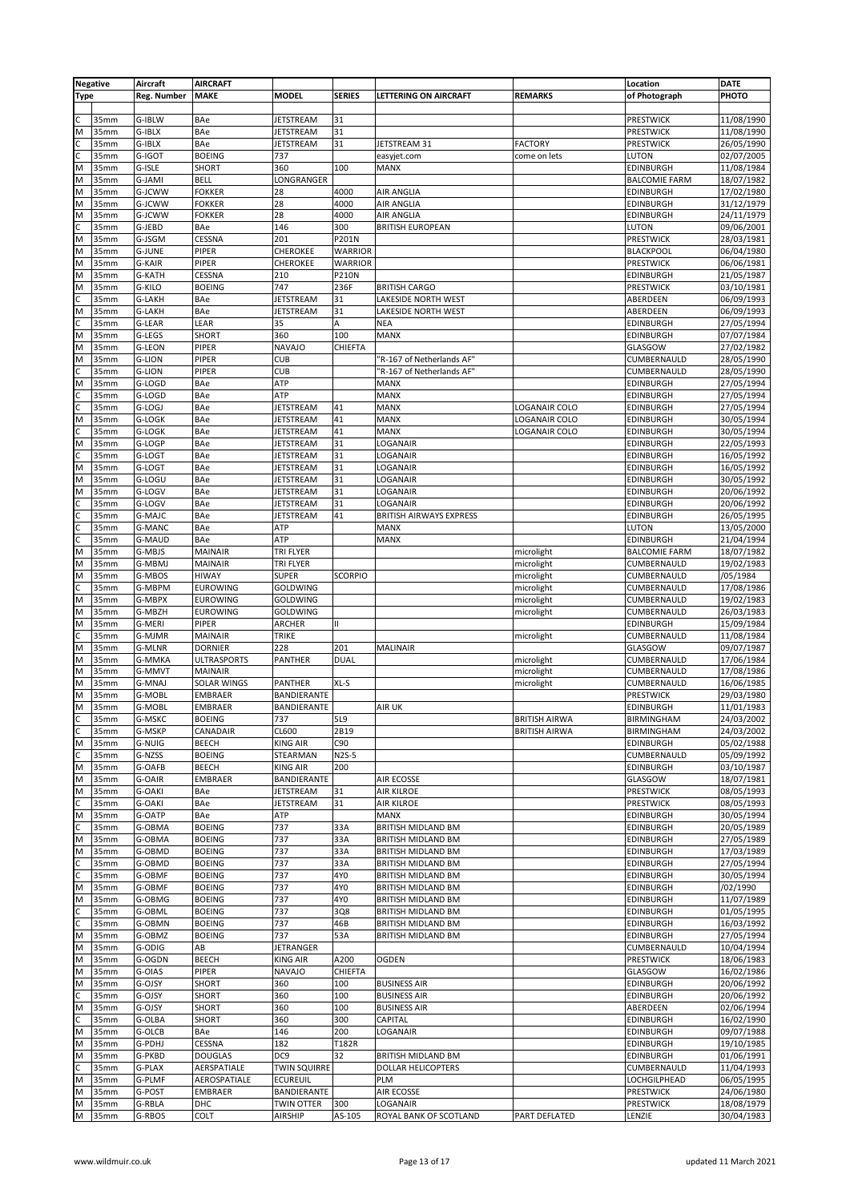| Negative | | Aircraft | AIRCRAFT | | | | | Location | DATE |
|---|---|---|---|---|---|---|---|---|---|
| Type | | Reg. Number | MAKE | MODEL | SERIES | LETTERING ON AIRCRAFT | REMARKS | of Photograph | PHOTO |
| C | 35mm | G-IBLW | BAe | JETSTREAM | 31 | | | PRESTWICK | 11/08/1990 |
| M | 35mm | G-IBLX | BAe | JETSTREAM | 31 | | | PRESTWICK | 11/08/1990 |
| C | 35mm | G-IBLX | BAe | JETSTREAM | 31 | JETSTREAM 31 | FACTORY | PRESTWICK | 26/05/1990 |
| C | 35mm | G-IGOT | BOEING | 737 | | easyjet.com | come on lets | LUTON | 02/07/2005 |
| M | 35mm | G-ISLE | SHORT | 360 | 100 | MANX | | EDINBURGH | 11/08/1984 |
| M | 35mm | G-JAMI | BELL | LONGRANGER | | | | BALCOMIE FARM | 18/07/1982 |
| M | 35mm | G-JCWW | FOKKER | 28 | 4000 | AIR ANGLIA | | EDINBURGH | 17/02/1980 |
| M | 35mm | G-JCWW | FOKKER | 28 | 4000 | AIR ANGLIA | | EDINBURGH | 31/12/1979 |
| M | 35mm | G-JCWW | FOKKER | 28 | 4000 | AIR ANGLIA | | EDINBURGH | 24/11/1979 |
| C | 35mm | G-JEBD | BAe | 146 | 300 | BRITISH EUROPEAN | | LUTON | 09/06/2001 |
| M | 35mm | G-JSGM | CESSNA | 201 | P201N | | | PRESTWICK | 28/03/1981 |
| M | 35mm | G-JUNE | PIPER | CHEROKEE | WARRIOR | | | BLACKPOOL | 06/04/1980 |
| M | 35mm | G-KAIR | PIPER | CHEROKEE | WARRIOR | | | PRESTWICK | 06/06/1981 |
| M | 35mm | G-KATH | CESSNA | 210 | P210N | | | EDINBURGH | 21/05/1987 |
| M | 35mm | G-KILO | BOEING | 747 | 236F | BRITISH CARGO | | PRESTWICK | 03/10/1981 |
| C | 35mm | G-LAKH | BAe | JETSTREAM | 31 | LAKESIDE NORTH WEST | | ABERDEEN | 06/09/1993 |
| M | 35mm | G-LAKH | BAe | JETSTREAM | 31 | LAKESIDE NORTH WEST | | ABERDEEN | 06/09/1993 |
| C | 35mm | G-LEAR | LEAR | 35 | A | NEA | | EDINBURGH | 27/05/1994 |
| M | 35mm | G-LEGS | SHORT | 360 | 100 | MANX | | EDINBURGH | 07/07/1984 |
| M | 35mm | G-LEON | PIPER | NAVAJO | CHIEFTA | | | GLASGOW | 27/02/1982 |
| M | 35mm | G-LION | PIPER | CUB | | "R-167 of Netherlands AF" | | CUMBERNAULD | 28/05/1990 |
| C | 35mm | G-LION | PIPER | CUB | | "R-167 of Netherlands AF" | | CUMBERNAULD | 28/05/1990 |
| M | 35mm | G-LOGD | BAe | ATP | | MANX | | EDINBURGH | 27/05/1994 |
| C | 35mm | G-LOGD | BAe | ATP | | MANX | | EDINBURGH | 27/05/1994 |
| C | 35mm | G-LOGJ | BAe | JETSTREAM | 41 | MANX | LOGANAIR COLO | EDINBURGH | 27/05/1994 |
| M | 35mm | G-LOGK | BAe | JETSTREAM | 41 | MANX | LOGANAIR COLO | EDINBURGH | 30/05/1994 |
| C | 35mm | G-LOGK | BAe | JETSTREAM | 41 | MANX | LOGANAIR COLO | EDINBURGH | 30/05/1994 |
| M | 35mm | G-LOGP | BAe | JETSTREAM | 31 | LOGANAIR | | EDINBURGH | 22/05/1993 |
| C | 35mm | G-LOGT | BAe | JETSTREAM | 31 | LOGANAIR | | EDINBURGH | 16/05/1992 |
| M | 35mm | G-LOGT | BAe | JETSTREAM | 31 | LOGANAIR | | EDINBURGH | 16/05/1992 |
| M | 35mm | G-LOGU | BAe | JETSTREAM | 31 | LOGANAIR | | EDINBURGH | 30/05/1992 |
| M | 35mm | G-LOGV | BAe | JETSTREAM | 31 | LOGANAIR | | EDINBURGH | 20/06/1992 |
| C | 35mm | G-LOGV | BAe | JETSTREAM | 31 | LOGANAIR | | EDINBURGH | 20/06/1992 |
| C | 35mm | G-MAJC | BAe | JETSTREAM | 41 | BRITISH AIRWAYS EXPRESS | | EDINBURGH | 26/05/1995 |
| C | 35mm | G-MANC | BAe | ATP | | MANX | | LUTON | 13/05/2000 |
| C | 35mm | G-MAUD | BAe | ATP | | MANX | | EDINBURGH | 21/04/1994 |
| M | 35mm | G-MBJS | MAINAIR | TRI FLYER | | | microlight | BALCOMIE FARM | 18/07/1982 |
| M | 35mm | G-MBMJ | MAINAIR | TRI FLYER | | | microlight | CUMBERNAULD | 19/02/1983 |
| M | 35mm | G-MBOS | HIWAY | SUPER | SCORPIO | | microlight | CUMBERNAULD | /05/1984 |
| C | 35mm | G-MBPM | EUROWING | GOLDWING | | | microlight | CUMBERNAULD | 17/08/1986 |
| M | 35mm | G-MBPX | EUROWING | GOLDWING | | | microlight | CUMBERNAULD | 19/02/1983 |
| M | 35mm | G-MBZH | EUROWING | GOLDWING | | | microlight | CUMBERNAULD | 26/03/1983 |
| M | 35mm | G-MERI | PIPER | ARCHER | II | | | EDINBURGH | 15/09/1984 |
| C | 35mm | G-MJMR | MAINAIR | TRIKE | | | microlight | CUMBERNAULD | 11/08/1984 |
| M | 35mm | G-MLNR | DORNIER | 228 | 201 | MALINAIR | | GLASGOW | 09/07/1987 |
| M | 35mm | G-MMKA | ULTRASPORTS | PANTHER | DUAL | | microlight | CUMBERNAULD | 17/06/1984 |
| M | 35mm | G-MMVT | MAINAIR | | | | microlight | CUMBERNAULD | 17/08/1986 |
| M | 35mm | G-MNAJ | SOLAR WINGS | PANTHER | XL-S | | microlight | CUMBERNAULD | 16/06/1985 |
| M | 35mm | G-MOBL | EMBRAER | BANDIERANTE | | | | PRESTWICK | 29/03/1980 |
| M | 35mm | G-MOBL | EMBRAER | BANDIERANTE | | AIR UK | | EDINBURGH | 11/01/1983 |
| C | 35mm | G-MSKC | BOEING | 737 | 5L9 | | BRITISH AIRWA | BIRMINGHAM | 24/03/2002 |
| C | 35mm | G-MSKP | CANADAIR | CL600 | 2B19 | | BRITISH AIRWA | BIRMINGHAM | 24/03/2002 |
| M | 35mm | G-NUIG | BEECH | KING AIR | C90 | | | EDINBURGH | 05/02/1988 |
| C | 35mm | G-NZSS | BOEING | STEARMAN | N2S-5 | | | CUMBERNAULD | 05/09/1992 |
| M | 35mm | G-OAFB | BEECH | KING AIR | 200 | | | EDINBURGH | 03/10/1987 |
| M | 35mm | G-OAIR | EMBRAER | BANDIERANTE | | AIR ECOSSE | | GLASGOW | 18/07/1981 |
| M | 35mm | G-OAKI | BAe | JETSTREAM | 31 | AIR KILROE | | PRESTWICK | 08/05/1993 |
| C | 35mm | G-OAKI | BAe | JETSTREAM | 31 | AIR KILROE | | PRESTWICK | 08/05/1993 |
| M | 35mm | G-OATP | BAe | ATP | | MANX | | EDINBURGH | 30/05/1994 |
| C | 35mm | G-OBMA | BOEING | 737 | 33A | BRITISH MIDLAND BM | | EDINBURGH | 20/05/1989 |
| M | 35mm | G-OBMA | BOEING | 737 | 33A | BRITISH MIDLAND BM | | EDINBURGH | 27/05/1989 |
| M | 35mm | G-OBMD | BOEING | 737 | 33A | BRITISH MIDLAND BM | | EDINBURGH | 17/03/1989 |
| C | 35mm | G-OBMD | BOEING | 737 | 33A | BRITISH MIDLAND BM | | EDINBURGH | 27/05/1994 |
| C | 35mm | G-OBMF | BOEING | 737 | 4Y0 | BRITISH MIDLAND BM | | EDINBURGH | 30/05/1994 |
| M | 35mm | G-OBMF | BOEING | 737 | 4Y0 | BRITISH MIDLAND BM | | EDINBURGH | /02/1990 |
| M | 35mm | G-OBMG | BOEING | 737 | 4Y0 | BRITISH MIDLAND BM | | EDINBURGH | 11/07/1989 |
| C | 35mm | G-OBML | BOEING | 737 | 3Q8 | BRITISH MIDLAND BM | | EDINBURGH | 01/05/1995 |
| C | 35mm | G-OBMN | BOEING | 737 | 46B | BRITISH MIDLAND BM | | EDINBURGH | 16/03/1992 |
| M | 35mm | G-OBMZ | BOEING | 737 | 53A | BRITISH MIDLAND BM | | EDINBURGH | 27/05/1994 |
| M | 35mm | G-ODIG | AB | JETRANGER | | | | CUMBERNAULD | 10/04/1994 |
| M | 35mm | G-OGDN | BEECH | KING AIR | A200 | OGDEN | | PRESTWICK | 18/06/1983 |
| M | 35mm | G-OIAS | PIPER | NAVAJO | CHIEFTA | | | GLASGOW | 16/02/1986 |
| M | 35mm | G-OJSY | SHORT | 360 | 100 | BUSINESS AIR | | EDINBURGH | 20/06/1992 |
| C | 35mm | G-OJSY | SHORT | 360 | 100 | BUSINESS AIR | | EDINBURGH | 20/06/1992 |
| M | 35mm | G-OJSY | SHORT | 360 | 100 | BUSINESS AIR | | ABERDEEN | 02/06/1994 |
| C | 35mm | G-OLBA | SHORT | 360 | 300 | CAPITAL | | EDINBURGH | 16/02/1990 |
| M | 35mm | G-OLCB | BAe | 146 | 200 | LOGANAIR | | EDINBURGH | 09/07/1988 |
| M | 35mm | G-PDHJ | CESSNA | 182 | T182R | | | EDINBURGH | 19/10/1985 |
| M | 35mm | G-PKBD | DOUGLAS | DC9 | 32 | BRITISH MIDLAND BM | | EDINBURGH | 01/06/1991 |
| C | 35mm | G-PLAX | AERSPATIALE | TWIN SQUIRRE | | DOLLAR HELICOPTERS | | CUMBERNAULD | 11/04/1993 |
| M | 35mm | G-PLMF | AEROSPATIALE | ECUREUIL | | PLM | | LOCHGILPHEAD | 06/05/1995 |
| M | 35mm | G-POST | EMBRAER | BANDIERANTE | | AIR ECOSSE | | PRESTWICK | 24/06/1980 |
| M | 35mm | G-RBLA | DHC | TWIN OTTER | 300 | LOGANAIR | | PRESTWICK | 18/08/1979 |
| M | 35mm | G-RBOS | COLT | AIRSHIP | AS-105 | ROYAL BANK OF SCOTLAND | PART DEFLATED | LENZIE | 30/04/1983 |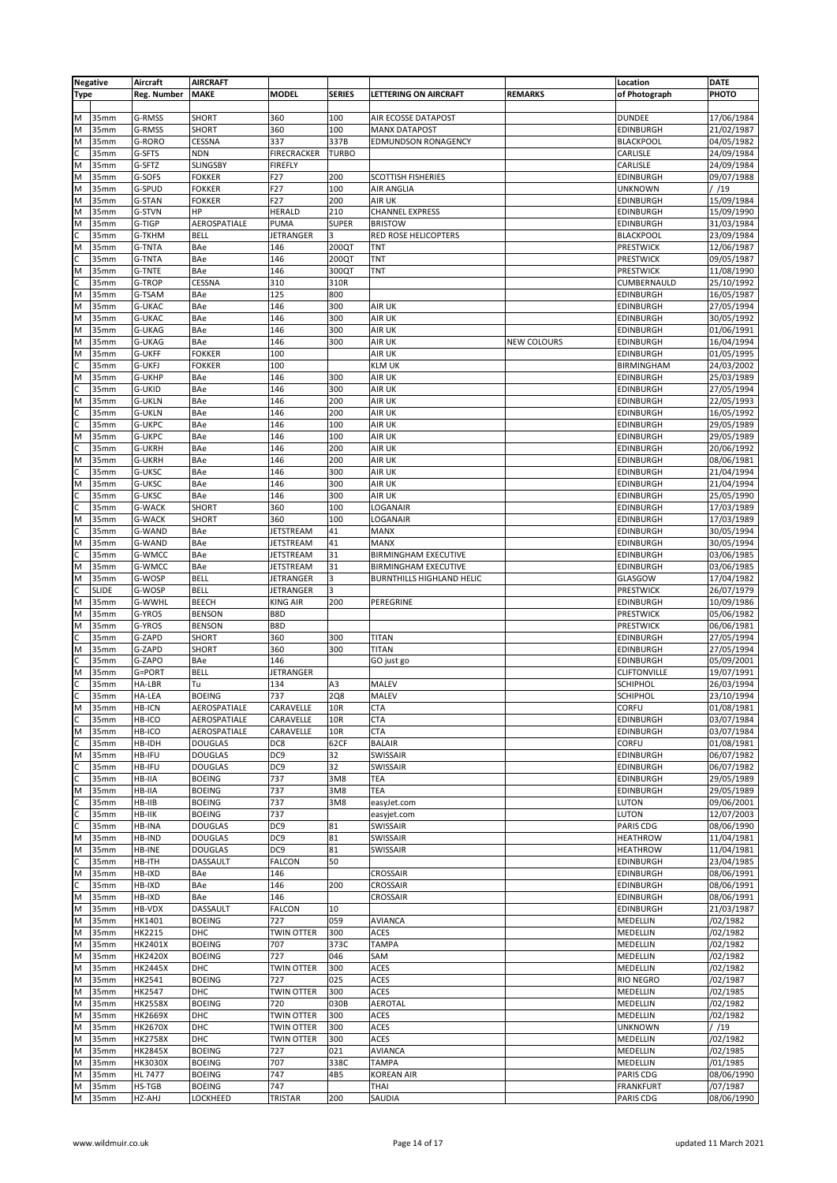| Negative | | Aircraft | AIRCRAFT | | | | | Location | DATE |
|---|---|---|---|---|---|---|---|---|---|
| Type | | Reg. Number | MAKE | MODEL | SERIES | LETTERING ON AIRCRAFT | REMARKS | of Photograph | PHOTO |
| | | | | | | | | | |
| M | 35mm | G-RMSS | SHORT | 360 | 100 | AIR ECOSSE DATAPOST | | DUNDEE | 17/06/1984 |
| M | 35mm | G-RMSS | SHORT | 360 | 100 | MANX DATAPOST | | EDINBURGH | 21/02/1987 |
| M | 35mm | G-RORO | CESSNA | 337 | 337B | EDMUNDSON RONAGENCY | | BLACKPOOL | 04/05/1982 |
| C | 35mm | G-SFTS | NDN | FIRECRACKER | TURBO | | | CARLISLE | 24/09/1984 |
| M | 35mm | G-SFTZ | SLINGSBY | FIREFLY | | | | CARLISLE | 24/09/1984 |
| M | 35mm | G-SOFS | FOKKER | F27 | 200 | SCOTTISH FISHERIES | | EDINBURGH | 09/07/1988 |
| M | 35mm | G-SPUD | FOKKER | F27 | 100 | AIR ANGLIA | | UNKNOWN | / /19 |
| M | 35mm | G-STAN | FOKKER | F27 | 200 | AIR UK | | EDINBURGH | 15/09/1984 |
| M | 35mm | G-STVN | HP | HERALD | 210 | CHANNEL EXPRESS | | EDINBURGH | 15/09/1990 |
| M | 35mm | G-TIGP | AEROSPATIALE | PUMA | SUPER | BRISTOW | | EDINBURGH | 31/03/1984 |
| C | 35mm | G-TKHM | BELL | JETRANGER | 3 | RED ROSE HELICOPTERS | | BLACKPOOL | 23/09/1984 |
| M | 35mm | G-TNTA | BAe | 146 | 200QT | TNT | | PRESTWICK | 12/06/1987 |
| C | 35mm | G-TNTA | BAe | 146 | 200QT | TNT | | PRESTWICK | 09/05/1987 |
| M | 35mm | G-TNTE | BAe | 146 | 300QT | TNT | | PRESTWICK | 11/08/1990 |
| C | 35mm | G-TROP | CESSNA | 310 | 310R | | | CUMBERNAULD | 25/10/1992 |
| M | 35mm | G-TSAM | BAe | 125 | 800 | | | EDINBURGH | 16/05/1987 |
| M | 35mm | G-UKAC | BAe | 146 | 300 | AIR UK | | EDINBURGH | 27/05/1994 |
| M | 35mm | G-UKAC | BAe | 146 | 300 | AIR UK | | EDINBURGH | 30/05/1992 |
| M | 35mm | G-UKAG | BAe | 146 | 300 | AIR UK | | EDINBURGH | 01/06/1991 |
| M | 35mm | G-UKAG | BAe | 146 | 300 | AIR UK | NEW COLOURS | EDINBURGH | 16/04/1994 |
| M | 35mm | G-UKFF | FOKKER | 100 | | AIR UK | | EDINBURGH | 01/05/1995 |
| C | 35mm | G-UKFJ | FOKKER | 100 | | KLM UK | | BIRMINGHAM | 24/03/2002 |
| M | 35mm | G-UKHP | BAe | 146 | 300 | AIR UK | | EDINBURGH | 25/03/1989 |
| C | 35mm | G-UKID | BAe | 146 | 300 | AIR UK | | EDINBURGH | 27/05/1994 |
| M | 35mm | G-UKLN | BAe | 146 | 200 | AIR UK | | EDINBURGH | 22/05/1993 |
| C | 35mm | G-UKLN | BAe | 146 | 200 | AIR UK | | EDINBURGH | 16/05/1992 |
| C | 35mm | G-UKPC | BAe | 146 | 100 | AIR UK | | EDINBURGH | 29/05/1989 |
| M | 35mm | G-UKPC | BAe | 146 | 100 | AIR UK | | EDINBURGH | 29/05/1989 |
| C | 35mm | G-UKRH | BAe | 146 | 200 | AIR UK | | EDINBURGH | 20/06/1992 |
| M | 35mm | G-UKRH | BAe | 146 | 200 | AIR UK | | EDINBURGH | 08/06/1981 |
| C | 35mm | G-UKSC | BAe | 146 | 300 | AIR UK | | EDINBURGH | 21/04/1994 |
| M | 35mm | G-UKSC | BAe | 146 | 300 | AIR UK | | EDINBURGH | 21/04/1994 |
| C | 35mm | G-UKSC | BAe | 146 | 300 | AIR UK | | EDINBURGH | 25/05/1990 |
| C | 35mm | G-WACK | SHORT | 360 | 100 | LOGANAIR | | EDINBURGH | 17/03/1989 |
| M | 35mm | G-WACK | SHORT | 360 | 100 | LOGANAIR | | EDINBURGH | 17/03/1989 |
| C | 35mm | G-WAND | BAe | JETSTREAM | 41 | MANX | | EDINBURGH | 30/05/1994 |
| M | 35mm | G-WAND | BAe | JETSTREAM | 41 | MANX | | EDINBURGH | 30/05/1994 |
| C | 35mm | G-WMCC | BAe | JETSTREAM | 31 | BIRMINGHAM EXECUTIVE | | EDINBURGH | 03/06/1985 |
| M | 35mm | G-WMCC | BAe | JETSTREAM | 31 | BIRMINGHAM EXECUTIVE | | EDINBURGH | 03/06/1985 |
| M | 35mm | G-WOSP | BELL | JETRANGER | 3 | BURNTHILLS HIGHLAND HELIC | | GLASGOW | 17/04/1982 |
| C | SLIDE | G-WOSP | BELL | JETRANGER | 3 | | | PRESTWICK | 26/07/1979 |
| M | 35mm | G-WWHL | BEECH | KING AIR | 200 | PEREGRINE | | EDINBURGH | 10/09/1986 |
| M | 35mm | G-YROS | BENSON | B8D | | | | PRESTWICK | 05/06/1982 |
| M | 35mm | G-YROS | BENSON | B8D | | | | PRESTWICK | 06/06/1981 |
| C | 35mm | G-ZAPD | SHORT | 360 | 300 | TITAN | | EDINBURGH | 27/05/1994 |
| M | 35mm | G-ZAPD | SHORT | 360 | 300 | TITAN | | EDINBURGH | 27/05/1994 |
| C | 35mm | G-ZAPO | BAe | 146 | | GO just go | | EDINBURGH | 05/09/2001 |
| M | 35mm | G=PORT | BELL | JETRANGER | | | | CLIFTONVILLE | 19/07/1991 |
| C | 35mm | HA-LBR | Tu | 134 | A3 | MALEV | | SCHIPHOL | 26/03/1994 |
| C | 35mm | HA-LEA | BOEING | 737 | 2Q8 | MALEV | | SCHIPHOL | 23/10/1994 |
| M | 35mm | HB-ICN | AEROSPATIALE | CARAVELLE | 10R | CTA | | CORFU | 01/08/1981 |
| C | 35mm | HB-ICO | AEROSPATIALE | CARAVELLE | 10R | CTA | | EDINBURGH | 03/07/1984 |
| M | 35mm | HB-ICO | AEROSPATIALE | CARAVELLE | 10R | CTA | | EDINBURGH | 03/07/1984 |
| C | 35mm | HB-IDH | DOUGLAS | DC8 | 62CF | BALAIR | | CORFU | 01/08/1981 |
| M | 35mm | HB-IFU | DOUGLAS | DC9 | 32 | SWISSAIR | | EDINBURGH | 06/07/1982 |
| C | 35mm | HB-IFU | DOUGLAS | DC9 | 32 | SWISSAIR | | EDINBURGH | 06/07/1982 |
| C | 35mm | HB-IIA | BOEING | 737 | 3M8 | TEA | | EDINBURGH | 29/05/1989 |
| M | 35mm | HB-IIA | BOEING | 737 | 3M8 | TEA | | EDINBURGH | 29/05/1989 |
| C | 35mm | HB-IIB | BOEING | 737 | 3M8 | easyJet.com | | LUTON | 09/06/2001 |
| C | 35mm | HB-IIK | BOEING | 737 | | easyjet.com | | LUTON | 12/07/2003 |
| C | 35mm | HB-INA | DOUGLAS | DC9 | 81 | SWISSAIR | | PARIS CDG | 08/06/1990 |
| M | 35mm | HB-IND | DOUGLAS | DC9 | 81 | SWISSAIR | | HEATHROW | 11/04/1981 |
| M | 35mm | HB-INE | DOUGLAS | DC9 | 81 | SWISSAIR | | HEATHROW | 11/04/1981 |
| C | 35mm | HB-ITH | DASSAULT | FALCON | 50 | | | EDINBURGH | 23/04/1985 |
| M | 35mm | HB-IXD | BAe | 146 | | CROSSAIR | | EDINBURGH | 08/06/1991 |
| C | 35mm | HB-IXD | BAe | 146 | 200 | CROSSAIR | | EDINBURGH | 08/06/1991 |
| M | 35mm | HB-IXD | BAe | 146 | | CROSSAIR | | EDINBURGH | 08/06/1991 |
| M | 35mm | HB-VDX | DASSAULT | FALCON | 10 | | | EDINBURGH | 21/03/1987 |
| M | 35mm | HK1401 | BOEING | 727 | 059 | AVIANCA | | MEDELLIN | /02/1982 |
| M | 35mm | HK2215 | DHC | TWIN OTTER | 300 | ACES | | MEDELLIN | /02/1982 |
| M | 35mm | HK2401X | BOEING | 707 | 373C | TAMPA | | MEDELLIN | /02/1982 |
| M | 35mm | HK2420X | BOEING | 727 | 046 | SAM | | MEDELLIN | /02/1982 |
| M | 35mm | HK2445X | DHC | TWIN OTTER | 300 | ACES | | MEDELLIN | /02/1982 |
| M | 35mm | HK2541 | BOEING | 727 | 025 | ACES | | RIO NEGRO | /02/1987 |
| M | 35mm | HK2547 | DHC | TWIN OTTER | 300 | ACES | | MEDELLIN | /02/1985 |
| M | 35mm | HK2558X | BOEING | 720 | 030B | AEROTAL | | MEDELLIN | /02/1982 |
| M | 35mm | HK2669X | DHC | TWIN OTTER | 300 | ACES | | MEDELLIN | /02/1982 |
| M | 35mm | HK2670X | DHC | TWIN OTTER | 300 | ACES | | UNKNOWN | / /19 |
| M | 35mm | HK2758X | DHC | TWIN OTTER | 300 | ACES | | MEDELLIN | /02/1982 |
| M | 35mm | HK2845X | BOEING | 727 | 021 | AVIANCA | | MEDELLIN | /02/1985 |
| M | 35mm | HK3030X | BOEING | 707 | 338C | TAMPA | | MEDELLIN | /01/1985 |
| M | 35mm | HL 7477 | BOEING | 747 | 4B5 | KOREAN AIR | | PARIS CDG | 08/06/1990 |
| M | 35mm | HS-TGB | BOEING | 747 | | THAI | | FRANKFURT | /07/1987 |
| M | 35mm | HZ-AHJ | LOCKHEED | TRISTAR | 200 | SAUDIA | | PARIS CDG | 08/06/1990 |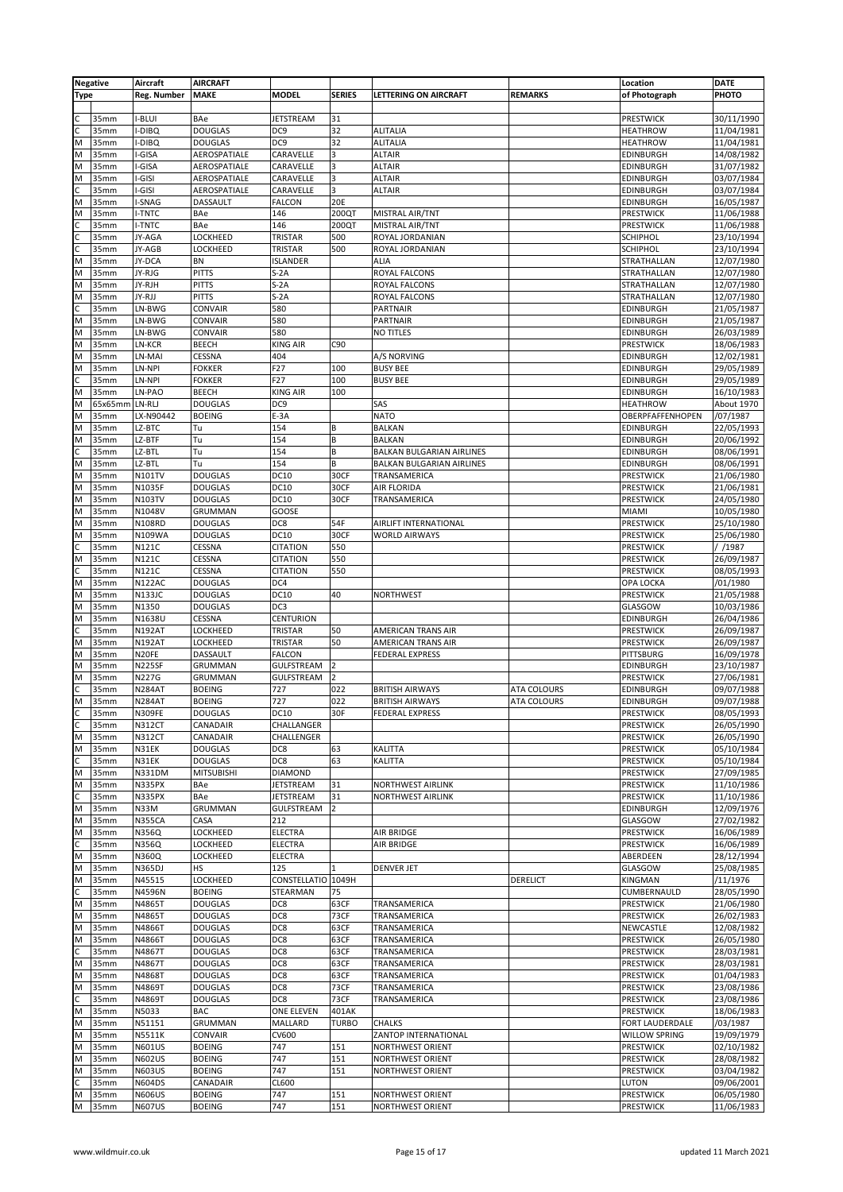| Negative | | Aircraft | AIRCRAFT | | | | | Location | DATE |
|---|---|---|---|---|---|---|---|---|---|
| Type | | Reg. Number | MAKE | MODEL | SERIES | LETTERING ON AIRCRAFT | REMARKS | of Photograph | PHOTO |
| | | | | | | | | | |
| C | 35mm | I-BLUI | BAe | JETSTREAM | 31 | | | PRESTWICK | 30/11/1990 |
| C | 35mm | I-DIBQ | DOUGLAS | DC9 | 32 | ALITALIA | | HEATHROW | 11/04/1981 |
| M | 35mm | I-DIBQ | DOUGLAS | DC9 | 32 | ALITALIA | | HEATHROW | 11/04/1981 |
| M | 35mm | I-GISA | AEROSPATIALE | CARAVELLE | 3 | ALTAIR | | EDINBURGH | 14/08/1982 |
| M | 35mm | I-GISA | AEROSPATIALE | CARAVELLE | 3 | ALTAIR | | EDINBURGH | 31/07/1982 |
| M | 35mm | I-GISI | AEROSPATIALE | CARAVELLE | 3 | ALTAIR | | EDINBURGH | 03/07/1984 |
| C | 35mm | I-GISI | AEROSPATIALE | CARAVELLE | 3 | ALTAIR | | EDINBURGH | 03/07/1984 |
| M | 35mm | I-SNAG | DASSAULT | FALCON | 20E | | | EDINBURGH | 16/05/1987 |
| M | 35mm | I-TNTC | BAe | 146 | 200QT | MISTRAL AIR/TNT | | PRESTWICK | 11/06/1988 |
| C | 35mm | I-TNTC | BAe | 146 | 200QT | MISTRAL AIR/TNT | | PRESTWICK | 11/06/1988 |
| C | 35mm | JY-AGA | LOCKHEED | TRISTAR | 500 | ROYAL JORDANIAN | | SCHIPHOL | 23/10/1994 |
| C | 35mm | JY-AGB | LOCKHEED | TRISTAR | 500 | ROYAL JORDANIAN | | SCHIPHOL | 23/10/1994 |
| M | 35mm | JY-DCA | BN | ISLANDER | | ALIA | | STRATHALLAN | 12/07/1980 |
| M | 35mm | JY-RJG | PITTS | S-2A | | ROYAL FALCONS | | STRATHALLAN | 12/07/1980 |
| M | 35mm | JY-RJH | PITTS | S-2A | | ROYAL FALCONS | | STRATHALLAN | 12/07/1980 |
| M | 35mm | JY-RJJ | PITTS | S-2A | | ROYAL FALCONS | | STRATHALLAN | 12/07/1980 |
| C | 35mm | LN-BWG | CONVAIR | 580 | | PARTNAIR | | EDINBURGH | 21/05/1987 |
| M | 35mm | LN-BWG | CONVAIR | 580 | | PARTNAIR | | EDINBURGH | 21/05/1987 |
| M | 35mm | LN-BWG | CONVAIR | 580 | | NO TITLES | | EDINBURGH | 26/03/1989 |
| M | 35mm | LN-KCR | BEECH | KING AIR | C90 | | | PRESTWICK | 18/06/1983 |
| M | 35mm | LN-MAI | CESSNA | 404 | | A/S NORVING | | EDINBURGH | 12/02/1981 |
| M | 35mm | LN-NPI | FOKKER | F27 | 100 | BUSY BEE | | EDINBURGH | 29/05/1989 |
| C | 35mm | LN-NPI | FOKKER | F27 | 100 | BUSY BEE | | EDINBURGH | 29/05/1989 |
| M | 35mm | LN-PAO | BEECH | KING AIR | 100 | | | EDINBURGH | 16/10/1983 |
| M | 65x65mm | LN-RLJ | DOUGLAS | DC9 | | SAS | | HEATHROW | About 1970 |
| M | 35mm | LX-N90442 | BOEING | E-3A | | NATO | | OBERPFAFFENHOPEN | /07/1987 |
| M | 35mm | LZ-BTC | Tu | 154 | B | BALKAN | | EDINBURGH | 22/05/1993 |
| M | 35mm | LZ-BTF | Tu | 154 | B | BALKAN | | EDINBURGH | 20/06/1992 |
| C | 35mm | LZ-BTL | Tu | 154 | B | BALKAN BULGARIAN AIRLINES | | EDINBURGH | 08/06/1991 |
| M | 35mm | LZ-BTL | Tu | 154 | B | BALKAN BULGARIAN AIRLINES | | EDINBURGH | 08/06/1991 |
| M | 35mm | N101TV | DOUGLAS | DC10 | 30CF | TRANSAMERICA | | PRESTWICK | 21/06/1980 |
| M | 35mm | N1035F | DOUGLAS | DC10 | 30CF | AIR FLORIDA | | PRESTWICK | 21/06/1981 |
| M | 35mm | N103TV | DOUGLAS | DC10 | 30CF | TRANSAMERICA | | PRESTWICK | 24/05/1980 |
| M | 35mm | N1048V | GRUMMAN | GOOSE | | | | MIAMI | 10/05/1980 |
| M | 35mm | N108RD | DOUGLAS | DC8 | 54F | AIRLIFT INTERNATIONAL | | PRESTWICK | 25/10/1980 |
| M | 35mm | N109WA | DOUGLAS | DC10 | 30CF | WORLD AIRWAYS | | PRESTWICK | 25/06/1980 |
| C | 35mm | N121C | CESSNA | CITATION | 550 | | | PRESTWICK | / /1987 |
| M | 35mm | N121C | CESSNA | CITATION | 550 | | | PRESTWICK | 26/09/1987 |
| C | 35mm | N121C | CESSNA | CITATION | 550 | | | PRESTWICK | 08/05/1993 |
| M | 35mm | N122AC | DOUGLAS | DC4 | | | | OPA LOCKA | /01/1980 |
| M | 35mm | N133JC | DOUGLAS | DC10 | 40 | NORTHWEST | | PRESTWICK | 21/05/1988 |
| M | 35mm | N1350 | DOUGLAS | DC3 | | | | GLASGOW | 10/03/1986 |
| M | 35mm | N1638U | CESSNA | CENTURION | | | | EDINBURGH | 26/04/1986 |
| C | 35mm | N192AT | LOCKHEED | TRISTAR | 50 | AMERICAN TRANS AIR | | PRESTWICK | 26/09/1987 |
| M | 35mm | N192AT | LOCKHEED | TRISTAR | 50 | AMERICAN TRANS AIR | | PRESTWICK | 26/09/1987 |
| M | 35mm | N20FE | DASSAULT | FALCON | | FEDERAL EXPRESS | | PITTSBURG | 16/09/1978 |
| M | 35mm | N225SF | GRUMMAN | GULFSTREAM | 2 | | | EDINBURGH | 23/10/1987 |
| M | 35mm | N227G | GRUMMAN | GULFSTREAM | 2 | | | PRESTWICK | 27/06/1981 |
| C | 35mm | N284AT | BOEING | 727 | 022 | BRITISH AIRWAYS | ATA COLOURS | EDINBURGH | 09/07/1988 |
| M | 35mm | N284AT | BOEING | 727 | 022 | BRITISH AIRWAYS | ATA COLOURS | EDINBURGH | 09/07/1988 |
| C | 35mm | N309FE | DOUGLAS | DC10 | 30F | FEDERAL EXPRESS | | PRESTWICK | 08/05/1993 |
| C | 35mm | N312CT | CANADAIR | CHALLANGER | | | | PRESTWICK | 26/05/1990 |
| M | 35mm | N312CT | CANADAIR | CHALLENGER | | | | PRESTWICK | 26/05/1990 |
| M | 35mm | N31EK | DOUGLAS | DC8 | 63 | KALITTA | | PRESTWICK | 05/10/1984 |
| C | 35mm | N31EK | DOUGLAS | DC8 | 63 | KALITTA | | PRESTWICK | 05/10/1984 |
| M | 35mm | N331DM | MITSUBISHI | DIAMOND | | | | PRESTWICK | 27/09/1985 |
| M | 35mm | N335PX | BAe | JETSTREAM | 31 | NORTHWEST AIRLINK | | PRESTWICK | 11/10/1986 |
| C | 35mm | N335PX | BAe | JETSTREAM | 31 | NORTHWEST AIRLINK | | PRESTWICK | 11/10/1986 |
| M | 35mm | N33M | GRUMMAN | GULFSTREAM | 2 | | | EDINBURGH | 12/09/1976 |
| M | 35mm | N355CA | CASA | 212 | | | | GLASGOW | 27/02/1982 |
| M | 35mm | N356Q | LOCKHEED | ELECTRA | | AIR BRIDGE | | PRESTWICK | 16/06/1989 |
| C | 35mm | N356Q | LOCKHEED | ELECTRA | | AIR BRIDGE | | PRESTWICK | 16/06/1989 |
| M | 35mm | N360Q | LOCKHEED | ELECTRA | | | | ABERDEEN | 28/12/1994 |
| M | 35mm | N365DJ | HS | 125 | 1 | DENVER JET | | GLASGOW | 25/08/1985 |
| M | 35mm | N45515 | LOCKHEED | CONSTELLATIO | 1049H | | DERELICT | KINGMAN | /11/1976 |
| C | 35mm | N4596N | BOEING | STEARMAN | 75 | | | CUMBERNAULD | 28/05/1990 |
| M | 35mm | N4865T | DOUGLAS | DC8 | 63CF | TRANSAMERICA | | PRESTWICK | 21/06/1980 |
| M | 35mm | N4865T | DOUGLAS | DC8 | 73CF | TRANSAMERICA | | PRESTWICK | 26/02/1983 |
| M | 35mm | N4866T | DOUGLAS | DC8 | 63CF | TRANSAMERICA | | NEWCASTLE | 12/08/1982 |
| M | 35mm | N4866T | DOUGLAS | DC8 | 63CF | TRANSAMERICA | | PRESTWICK | 26/05/1980 |
| C | 35mm | N4867T | DOUGLAS | DC8 | 63CF | TRANSAMERICA | | PRESTWICK | 28/03/1981 |
| M | 35mm | N4867T | DOUGLAS | DC8 | 63CF | TRANSAMERICA | | PRESTWICK | 28/03/1981 |
| M | 35mm | N4868T | DOUGLAS | DC8 | 63CF | TRANSAMERICA | | PRESTWICK | 01/04/1983 |
| M | 35mm | N4869T | DOUGLAS | DC8 | 73CF | TRANSAMERICA | | PRESTWICK | 23/08/1986 |
| C | 35mm | N4869T | DOUGLAS | DC8 | 73CF | TRANSAMERICA | | PRESTWICK | 23/08/1986 |
| M | 35mm | N5033 | BAC | ONE ELEVEN | 401AK | | | PRESTWICK | 18/06/1983 |
| M | 35mm | N51151 | GRUMMAN | MALLARD | TURBO | CHALKS | | FORT LAUDERDALE | /03/1987 |
| M | 35mm | N5511K | CONVAIR | CV600 | | ZANTOP INTERNATIONAL | | WILLOW SPRING | 19/09/1979 |
| M | 35mm | N601US | BOEING | 747 | 151 | NORTHWEST ORIENT | | PRESTWICK | 02/10/1982 |
| M | 35mm | N602US | BOEING | 747 | 151 | NORTHWEST ORIENT | | PRESTWICK | 28/08/1982 |
| M | 35mm | N603US | BOEING | 747 | 151 | NORTHWEST ORIENT | | PRESTWICK | 03/04/1982 |
| C | 35mm | N604DS | CANADAIR | CL600 | | | | LUTON | 09/06/2001 |
| M | 35mm | N606US | BOEING | 747 | 151 | NORTHWEST ORIENT | | PRESTWICK | 06/05/1980 |
| M | 35mm | N607US | BOEING | 747 | 151 | NORTHWEST ORIENT | | PRESTWICK | 11/06/1983 |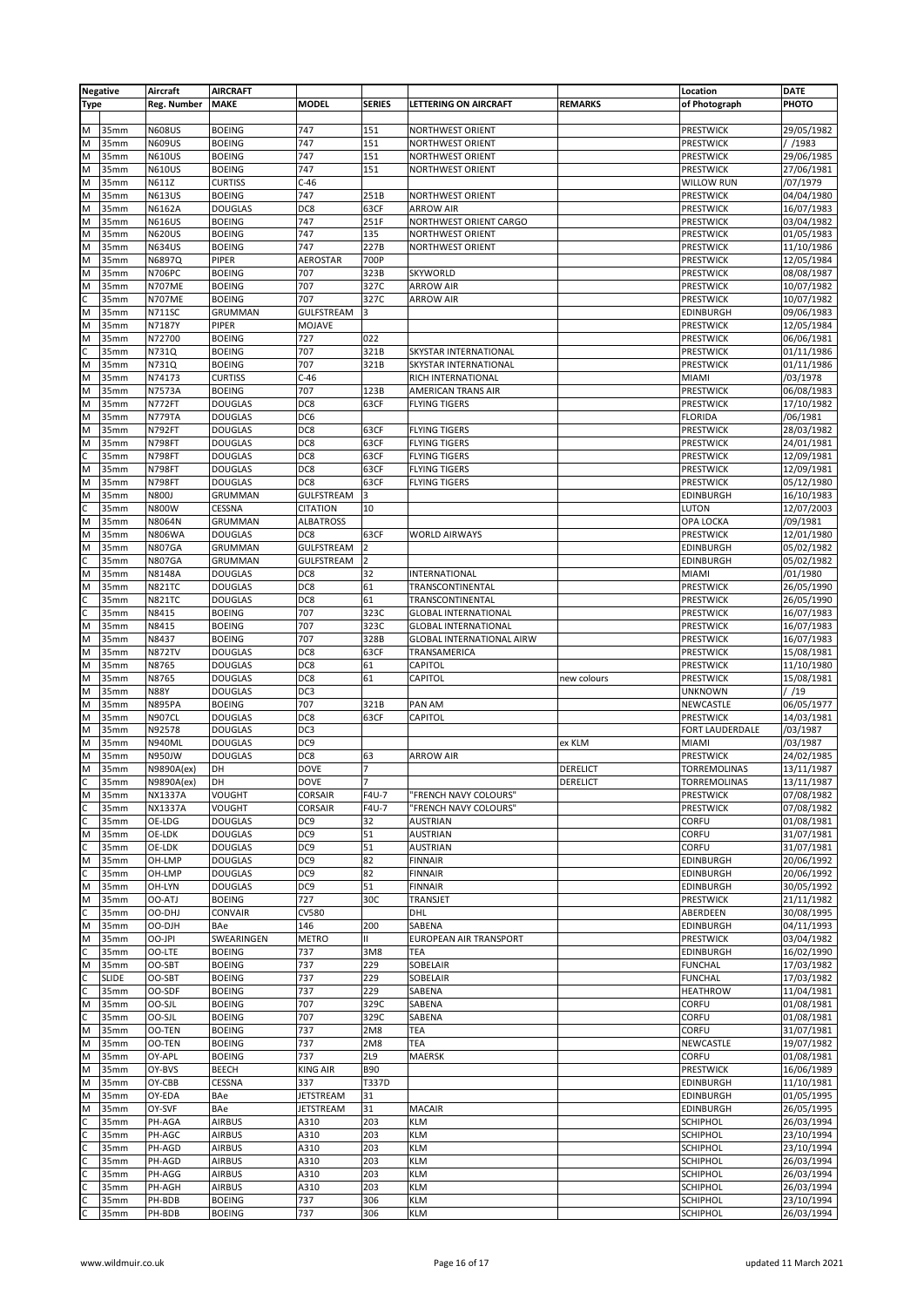| Negative | | Aircraft | AIRCRAFT | | | | | Location | DATE |
|---|---|---|---|---|---|---|---|---|---|
| Type | | Reg. Number | MAKE | MODEL | SERIES | LETTERING ON AIRCRAFT | REMARKS | of Photograph | PHOTO |
| M | 35mm | N608US | BOEING | 747 | 151 | NORTHWEST ORIENT | | PRESTWICK | 29/05/1982 |
| M | 35mm | N609US | BOEING | 747 | 151 | NORTHWEST ORIENT | | PRESTWICK | / /1983 |
| M | 35mm | N610US | BOEING | 747 | 151 | NORTHWEST ORIENT | | PRESTWICK | 29/06/1985 |
| M | 35mm | N610US | BOEING | 747 | 151 | NORTHWEST ORIENT | | PRESTWICK | 27/06/1981 |
| M | 35mm | N611Z | CURTISS | C-46 | | | | WILLOW RUN | /07/1979 |
| M | 35mm | N613US | BOEING | 747 | 251B | NORTHWEST ORIENT | | PRESTWICK | 04/04/1980 |
| M | 35mm | N6162A | DOUGLAS | DC8 | 63CF | ARROW AIR | | PRESTWICK | 16/07/1983 |
| M | 35mm | N616US | BOEING | 747 | 251F | NORTHWEST ORIENT CARGO | | PRESTWICK | 03/04/1982 |
| M | 35mm | N620US | BOEING | 747 | 135 | NORTHWEST ORIENT | | PRESTWICK | 01/05/1983 |
| M | 35mm | N634US | BOEING | 747 | 227B | NORTHWEST ORIENT | | PRESTWICK | 11/10/1986 |
| M | 35mm | N6897Q | PIPER | AEROSTAR | 700P | | | PRESTWICK | 12/05/1984 |
| M | 35mm | N706PC | BOEING | 707 | 323B | SKYWORLD | | PRESTWICK | 08/08/1987 |
| M | 35mm | N707ME | BOEING | 707 | 327C | ARROW AIR | | PRESTWICK | 10/07/1982 |
| C | 35mm | N707ME | BOEING | 707 | 327C | ARROW AIR | | PRESTWICK | 10/07/1982 |
| M | 35mm | N711SC | GRUMMAN | GULFSTREAM | 3 | | | EDINBURGH | 09/06/1983 |
| M | 35mm | N7187Y | PIPER | MOJAVE | | | | PRESTWICK | 12/05/1984 |
| M | 35mm | N72700 | BOEING | 727 | 022 | | | PRESTWICK | 06/06/1981 |
| C | 35mm | N731Q | BOEING | 707 | 321B | SKYSTAR INTERNATIONAL | | PRESTWICK | 01/11/1986 |
| M | 35mm | N731Q | BOEING | 707 | 321B | SKYSTAR INTERNATIONAL | | PRESTWICK | 01/11/1986 |
| M | 35mm | N74173 | CURTISS | C-46 | | RICH INTERNATIONAL | | MIAMI | /03/1978 |
| M | 35mm | N7573A | BOEING | 707 | 123B | AMERICAN TRANS AIR | | PRESTWICK | 06/08/1983 |
| M | 35mm | N772FT | DOUGLAS | DC8 | 63CF | FLYING TIGERS | | PRESTWICK | 17/10/1982 |
| M | 35mm | N779TA | DOUGLAS | DC6 | | | | FLORIDA | /06/1981 |
| M | 35mm | N792FT | DOUGLAS | DC8 | 63CF | FLYING TIGERS | | PRESTWICK | 28/03/1982 |
| M | 35mm | N798FT | DOUGLAS | DC8 | 63CF | FLYING TIGERS | | PRESTWICK | 24/01/1981 |
| C | 35mm | N798FT | DOUGLAS | DC8 | 63CF | FLYING TIGERS | | PRESTWICK | 12/09/1981 |
| M | 35mm | N798FT | DOUGLAS | DC8 | 63CF | FLYING TIGERS | | PRESTWICK | 12/09/1981 |
| M | 35mm | N798FT | DOUGLAS | DC8 | 63CF | FLYING TIGERS | | PRESTWICK | 05/12/1980 |
| M | 35mm | N800J | GRUMMAN | GULFSTREAM | 3 | | | EDINBURGH | 16/10/1983 |
| C | 35mm | N800W | CESSNA | CITATION | 10 | | | LUTON | 12/07/2003 |
| M | 35mm | N8064N | GRUMMAN | ALBATROSS | | | | OPA LOCKA | /09/1981 |
| M | 35mm | N806WA | DOUGLAS | DC8 | 63CF | WORLD AIRWAYS | | PRESTWICK | 12/01/1980 |
| M | 35mm | N807GA | GRUMMAN | GULFSTREAM | 2 | | | EDINBURGH | 05/02/1982 |
| C | 35mm | N807GA | GRUMMAN | GULFSTREAM | 2 | | | EDINBURGH | 05/02/1982 |
| M | 35mm | N8148A | DOUGLAS | DC8 | 32 | INTERNATIONAL | | MIAMI | /01/1980 |
| M | 35mm | N821TC | DOUGLAS | DC8 | 61 | TRANSCONTINENTAL | | PRESTWICK | 26/05/1990 |
| C | 35mm | N821TC | DOUGLAS | DC8 | 61 | TRANSCONTINENTAL | | PRESTWICK | 26/05/1990 |
| C | 35mm | N8415 | BOEING | 707 | 323C | GLOBAL INTERNATIONAL | | PRESTWICK | 16/07/1983 |
| M | 35mm | N8415 | BOEING | 707 | 323C | GLOBAL INTERNATIONAL | | PRESTWICK | 16/07/1983 |
| M | 35mm | N8437 | BOEING | 707 | 328B | GLOBAL INTERNATIONAL AIRW | | PRESTWICK | 16/07/1983 |
| M | 35mm | N872TV | DOUGLAS | DC8 | 63CF | TRANSAMERICA | | PRESTWICK | 15/08/1981 |
| M | 35mm | N8765 | DOUGLAS | DC8 | 61 | CAPITOL | | PRESTWICK | 11/10/1980 |
| M | 35mm | N8765 | DOUGLAS | DC8 | 61 | CAPITOL | new colours | PRESTWICK | 15/08/1981 |
| M | 35mm | N88Y | DOUGLAS | DC3 | | | | UNKNOWN | / /19 |
| M | 35mm | N895PA | BOEING | 707 | 321B | PAN AM | | NEWCASTLE | 06/05/1977 |
| M | 35mm | N907CL | DOUGLAS | DC8 | 63CF | CAPITOL | | PRESTWICK | 14/03/1981 |
| M | 35mm | N92578 | DOUGLAS | DC3 | | | | FORT LAUDERDALE | /03/1987 |
| M | 35mm | N940ML | DOUGLAS | DC9 | | | ex KLM | MIAMI | /03/1987 |
| M | 35mm | N950JW | DOUGLAS | DC8 | 63 | ARROW AIR | | PRESTWICK | 24/02/1985 |
| M | 35mm | N9890A(ex) | DH | DOVE | 7 | | DERELICT | TORREMOLINAS | 13/11/1987 |
| C | 35mm | N9890A(ex) | DH | DOVE | 7 | | DERELICT | TORREMOLINAS | 13/11/1987 |
| M | 35mm | NX1337A | VOUGHT | CORSAIR | F4U-7 | "FRENCH NAVY COLOURS" | | PRESTWICK | 07/08/1982 |
| C | 35mm | NX1337A | VOUGHT | CORSAIR | F4U-7 | "FRENCH NAVY COLOURS" | | PRESTWICK | 07/08/1982 |
| C | 35mm | OE-LDG | DOUGLAS | DC9 | 32 | AUSTRIAN | | CORFU | 01/08/1981 |
| M | 35mm | OE-LDK | DOUGLAS | DC9 | 51 | AUSTRIAN | | CORFU | 31/07/1981 |
| C | 35mm | OE-LDK | DOUGLAS | DC9 | 51 | AUSTRIAN | | CORFU | 31/07/1981 |
| M | 35mm | OH-LMP | DOUGLAS | DC9 | 82 | FINNAIR | | EDINBURGH | 20/06/1992 |
| C | 35mm | OH-LMP | DOUGLAS | DC9 | 82 | FINNAIR | | EDINBURGH | 20/06/1992 |
| M | 35mm | OH-LYN | DOUGLAS | DC9 | 51 | FINNAIR | | EDINBURGH | 30/05/1992 |
| M | 35mm | OO-ATJ | BOEING | 727 | 30C | TRANSJET | | PRESTWICK | 21/11/1982 |
| C | 35mm | OO-DHJ | CONVAIR | CV580 | | DHL | | ABERDEEN | 30/08/1995 |
| M | 35mm | OO-DJH | BAe | 146 | 200 | SABENA | | EDINBURGH | 04/11/1993 |
| M | 35mm | OO-JPI | SWEARINGEN | METRO | II | EUROPEAN AIR TRANSPORT | | PRESTWICK | 03/04/1982 |
| C | 35mm | OO-LTE | BOEING | 737 | 3M8 | TEA | | EDINBURGH | 16/02/1990 |
| M | 35mm | OO-SBT | BOEING | 737 | 229 | SOBELAIR | | FUNCHAL | 17/03/1982 |
| C | SLIDE | OO-SBT | BOEING | 737 | 229 | SOBELAIR | | FUNCHAL | 17/03/1982 |
| C | 35mm | OO-SDF | BOEING | 737 | 229 | SABENA | | HEATHROW | 11/04/1981 |
| M | 35mm | OO-SJL | BOEING | 707 | 329C | SABENA | | CORFU | 01/08/1981 |
| C | 35mm | OO-SJL | BOEING | 707 | 329C | SABENA | | CORFU | 01/08/1981 |
| M | 35mm | OO-TEN | BOEING | 737 | 2M8 | TEA | | CORFU | 31/07/1981 |
| M | 35mm | OO-TEN | BOEING | 737 | 2M8 | TEA | | NEWCASTLE | 19/07/1982 |
| M | 35mm | OY-APL | BOEING | 737 | 2L9 | MAERSK | | CORFU | 01/08/1981 |
| M | 35mm | OY-BVS | BEECH | KING AIR | B90 | | | PRESTWICK | 16/06/1989 |
| M | 35mm | OY-CBB | CESSNA | 337 | T337D | | | EDINBURGH | 11/10/1981 |
| M | 35mm | OY-EDA | BAe | JETSTREAM | 31 | | | EDINBURGH | 01/05/1995 |
| M | 35mm | OY-SVF | BAe | JETSTREAM | 31 | MACAIR | | EDINBURGH | 26/05/1995 |
| C | 35mm | PH-AGA | AIRBUS | A310 | 203 | KLM | | SCHIPHOL | 26/03/1994 |
| C | 35mm | PH-AGC | AIRBUS | A310 | 203 | KLM | | SCHIPHOL | 23/10/1994 |
| C | 35mm | PH-AGD | AIRBUS | A310 | 203 | KLM | | SCHIPHOL | 23/10/1994 |
| C | 35mm | PH-AGD | AIRBUS | A310 | 203 | KLM | | SCHIPHOL | 26/03/1994 |
| C | 35mm | PH-AGG | AIRBUS | A310 | 203 | KLM | | SCHIPHOL | 26/03/1994 |
| C | 35mm | PH-AGH | AIRBUS | A310 | 203 | KLM | | SCHIPHOL | 26/03/1994 |
| C | 35mm | PH-BDB | BOEING | 737 | 306 | KLM | | SCHIPHOL | 23/10/1994 |
| C | 35mm | PH-BDB | BOEING | 737 | 306 | KLM | | SCHIPHOL | 26/03/1994 |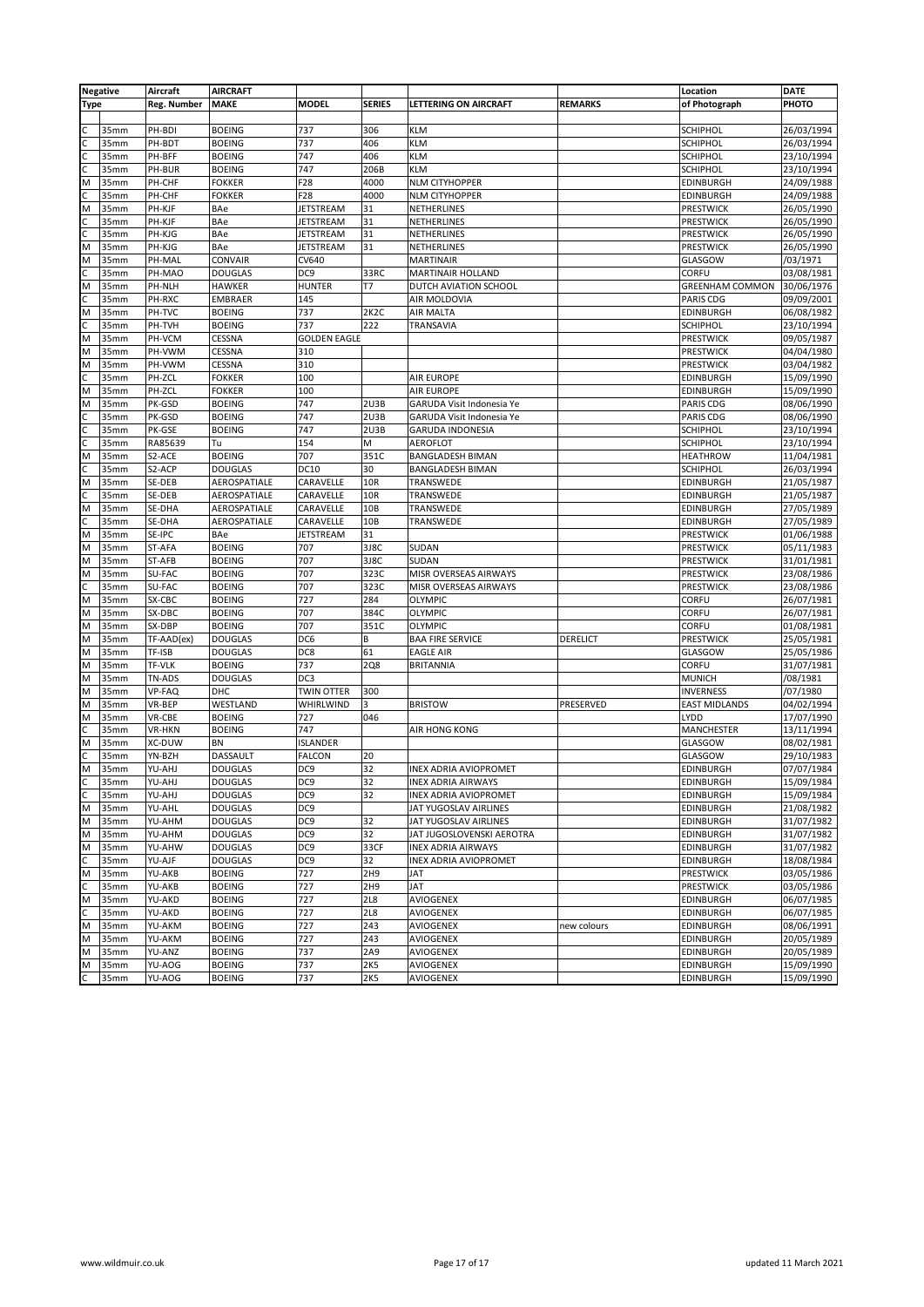| Negative Type | | Aircraft Reg. Number | AIRCRAFT MAKE | MODEL | SERIES | LETTERING ON AIRCRAFT | REMARKS | Location of Photograph | DATE PHOTO |
|---|---|---|---|---|---|---|---|---|---|
| C | 35mm | PH-BDI | BOEING | 737 | 306 | KLM | | SCHIPHOL | 26/03/1994 |
| C | 35mm | PH-BDT | BOEING | 737 | 406 | KLM | | SCHIPHOL | 26/03/1994 |
| C | 35mm | PH-BFF | BOEING | 747 | 406 | KLM | | SCHIPHOL | 23/10/1994 |
| C | 35mm | PH-BUR | BOEING | 747 | 206B | KLM | | SCHIPHOL | 23/10/1994 |
| M | 35mm | PH-CHF | FOKKER | F28 | 4000 | NLM CITYHOPPER | | EDINBURGH | 24/09/1988 |
| C | 35mm | PH-CHF | FOKKER | F28 | 4000 | NLM CITYHOPPER | | EDINBURGH | 24/09/1988 |
| M | 35mm | PH-KJF | BAe | JETSTREAM | 31 | NETHERLINES | | PRESTWICK | 26/05/1990 |
| C | 35mm | PH-KJF | BAe | JETSTREAM | 31 | NETHERLINES | | PRESTWICK | 26/05/1990 |
| C | 35mm | PH-KJG | BAe | JETSTREAM | 31 | NETHERLINES | | PRESTWICK | 26/05/1990 |
| M | 35mm | PH-KJG | BAe | JETSTREAM | 31 | NETHERLINES | | PRESTWICK | 26/05/1990 |
| M | 35mm | PH-MAL | CONVAIR | CV640 | | MARTINAIR | | GLASGOW | /03/1971 |
| C | 35mm | PH-MAO | DOUGLAS | DC9 | 33RC | MARTINAIR HOLLAND | | CORFU | 03/08/1981 |
| M | 35mm | PH-NLH | HAWKER | HUNTER | T7 | DUTCH AVIATION SCHOOL | | GREENHAM COMMON | 30/06/1976 |
| C | 35mm | PH-RXC | EMBRAER | 145 | | AIR MOLDOVIA | | PARIS CDG | 09/09/2001 |
| M | 35mm | PH-TVC | BOEING | 737 | 2K2C | AIR MALTA | | EDINBURGH | 06/08/1982 |
| C | 35mm | PH-TVH | BOEING | 737 | 222 | TRANSAVIA | | SCHIPHOL | 23/10/1994 |
| M | 35mm | PH-VCM | CESSNA | GOLDEN EAGLE | | | | PRESTWICK | 09/05/1987 |
| M | 35mm | PH-VWM | CESSNA | 310 | | | | PRESTWICK | 04/04/1980 |
| M | 35mm | PH-VWM | CESSNA | 310 | | | | PRESTWICK | 03/04/1982 |
| C | 35mm | PH-ZCL | FOKKER | 100 | | AIR EUROPE | | EDINBURGH | 15/09/1990 |
| M | 35mm | PH-ZCL | FOKKER | 100 | | AIR EUROPE | | EDINBURGH | 15/09/1990 |
| M | 35mm | PK-GSD | BOEING | 747 | 2U3B | GARUDA Visit Indonesia Ye | | PARIS CDG | 08/06/1990 |
| C | 35mm | PK-GSD | BOEING | 747 | 2U3B | GARUDA Visit Indonesia Ye | | PARIS CDG | 08/06/1990 |
| C | 35mm | PK-GSE | BOEING | 747 | 2U3B | GARUDA INDONESIA | | SCHIPHOL | 23/10/1994 |
| C | 35mm | RA85639 | Tu | 154 | M | AEROFLOT | | SCHIPHOL | 23/10/1994 |
| M | 35mm | S2-ACE | BOEING | 707 | 351C | BANGLADESH BIMAN | | HEATHROW | 11/04/1981 |
| C | 35mm | S2-ACP | DOUGLAS | DC10 | 30 | BANGLADESH BIMAN | | SCHIPHOL | 26/03/1994 |
| M | 35mm | SE-DEB | AEROSPATIALE | CARAVELLE | 10R | TRANSWEDE | | EDINBURGH | 21/05/1987 |
| C | 35mm | SE-DEB | AEROSPATIALE | CARAVELLE | 10R | TRANSWEDE | | EDINBURGH | 21/05/1987 |
| M | 35mm | SE-DHA | AEROSPATIALE | CARAVELLE | 10B | TRANSWEDE | | EDINBURGH | 27/05/1989 |
| C | 35mm | SE-DHA | AEROSPATIALE | CARAVELLE | 10B | TRANSWEDE | | EDINBURGH | 27/05/1989 |
| M | 35mm | SE-IPC | BAe | JETSTREAM | 31 | | | PRESTWICK | 01/06/1988 |
| M | 35mm | ST-AFA | BOEING | 707 | 3J8C | SUDAN | | PRESTWICK | 05/11/1983 |
| M | 35mm | ST-AFB | BOEING | 707 | 3J8C | SUDAN | | PRESTWICK | 31/01/1981 |
| M | 35mm | SU-FAC | BOEING | 707 | 323C | MISR OVERSEAS AIRWAYS | | PRESTWICK | 23/08/1986 |
| C | 35mm | SU-FAC | BOEING | 707 | 323C | MISR OVERSEAS AIRWAYS | | PRESTWICK | 23/08/1986 |
| M | 35mm | SX-CBC | BOEING | 727 | 284 | OLYMPIC | | CORFU | 26/07/1981 |
| M | 35mm | SX-DBC | BOEING | 707 | 384C | OLYMPIC | | CORFU | 26/07/1981 |
| M | 35mm | SX-DBP | BOEING | 707 | 351C | OLYMPIC | | CORFU | 01/08/1981 |
| M | 35mm | TF-AAD(ex) | DOUGLAS | DC6 | B | BAA FIRE SERVICE | DERELICT | PRESTWICK | 25/05/1981 |
| M | 35mm | TF-ISB | DOUGLAS | DC8 | 61 | EAGLE AIR | | GLASGOW | 25/05/1986 |
| M | 35mm | TF-VLK | BOEING | 737 | 2Q8 | BRITANNIA | | CORFU | 31/07/1981 |
| M | 35mm | TN-ADS | DOUGLAS | DC3 | | | | MUNICH | /08/1981 |
| M | 35mm | VP-FAQ | DHC | TWIN OTTER | 300 | | | INVERNESS | /07/1980 |
| M | 35mm | VR-BEP | WESTLAND | WHIRLWIND | 3 | BRISTOW | PRESERVED | EAST MIDLANDS | 04/02/1994 |
| M | 35mm | VR-CBE | BOEING | 727 | 046 | | | LYDD | 17/07/1990 |
| C | 35mm | VR-HKN | BOEING | 747 | | AIR HONG KONG | | MANCHESTER | 13/11/1994 |
| M | 35mm | XC-DUW | BN | ISLANDER | | | | GLASGOW | 08/02/1981 |
| C | 35mm | YN-BZH | DASSAULT | FALCON | 20 | | | GLASGOW | 29/10/1983 |
| M | 35mm | YU-AHJ | DOUGLAS | DC9 | 32 | INEX ADRIA AVIOPROMET | | EDINBURGH | 07/07/1984 |
| C | 35mm | YU-AHJ | DOUGLAS | DC9 | 32 | INEX ADRIA AIRWAYS | | EDINBURGH | 15/09/1984 |
| C | 35mm | YU-AHJ | DOUGLAS | DC9 | 32 | INEX ADRIA AVIOPROMET | | EDINBURGH | 15/09/1984 |
| M | 35mm | YU-AHL | DOUGLAS | DC9 | | JAT YUGOSLAV AIRLINES | | EDINBURGH | 21/08/1982 |
| M | 35mm | YU-AHM | DOUGLAS | DC9 | 32 | JAT YUGOSLAV AIRLINES | | EDINBURGH | 31/07/1982 |
| M | 35mm | YU-AHM | DOUGLAS | DC9 | 32 | JAT JUGOSLOVENSKI AEROTRA | | EDINBURGH | 31/07/1982 |
| M | 35mm | YU-AHW | DOUGLAS | DC9 | 33CF | INEX ADRIA AIRWAYS | | EDINBURGH | 31/07/1982 |
| C | 35mm | YU-AJF | DOUGLAS | DC9 | 32 | INEX ADRIA AVIOPROMET | | EDINBURGH | 18/08/1984 |
| M | 35mm | YU-AKB | BOEING | 727 | 2H9 | JAT | | PRESTWICK | 03/05/1986 |
| C | 35mm | YU-AKB | BOEING | 727 | 2H9 | JAT | | PRESTWICK | 03/05/1986 |
| M | 35mm | YU-AKD | BOEING | 727 | 2L8 | AVIOGENEX | | EDINBURGH | 06/07/1985 |
| C | 35mm | YU-AKD | BOEING | 727 | 2L8 | AVIOGENEX | | EDINBURGH | 06/07/1985 |
| M | 35mm | YU-AKM | BOEING | 727 | 243 | AVIOGENEX | new colours | EDINBURGH | 08/06/1991 |
| M | 35mm | YU-AKM | BOEING | 727 | 243 | AVIOGENEX | | EDINBURGH | 20/05/1989 |
| M | 35mm | YU-ANZ | BOEING | 737 | 2A9 | AVIOGENEX | | EDINBURGH | 20/05/1989 |
| M | 35mm | YU-AOG | BOEING | 737 | 2K5 | AVIOGENEX | | EDINBURGH | 15/09/1990 |
| C | 35mm | YU-AOG | BOEING | 737 | 2K5 | AVIOGENEX | | EDINBURGH | 15/09/1990 |